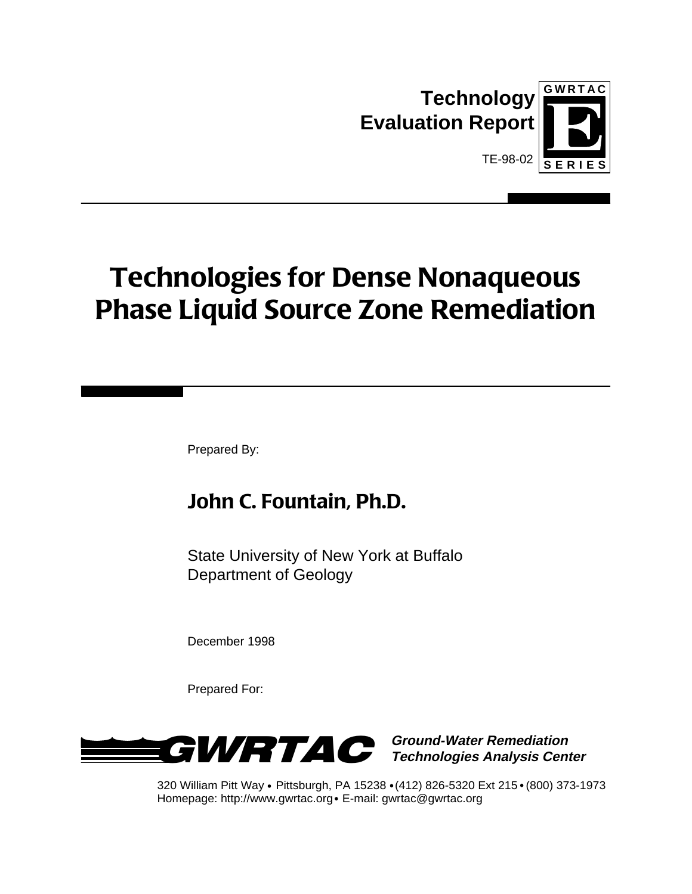**Technology Evaluation Report**

GWRTAC **E** SERIES

TE-98-02

# Technologies for Dense Nonaqueous Phase Liquid Source Zone Remediation

Prepared By:

## John C. Fountain, Ph.D.

State University of New York at Buffalo
Department of Geology

December 1998

Prepared For:

**GWRTAC** ***Ground-Water Remediation Technologies Analysis Center***

320 William Pitt Way • Pittsburgh, PA 15238 • (412) 826-5320 Ext 215 • (800) 373-1973
Homepage: http://www.gwrtac.org • E-mail: gwrtac@gwrtac.org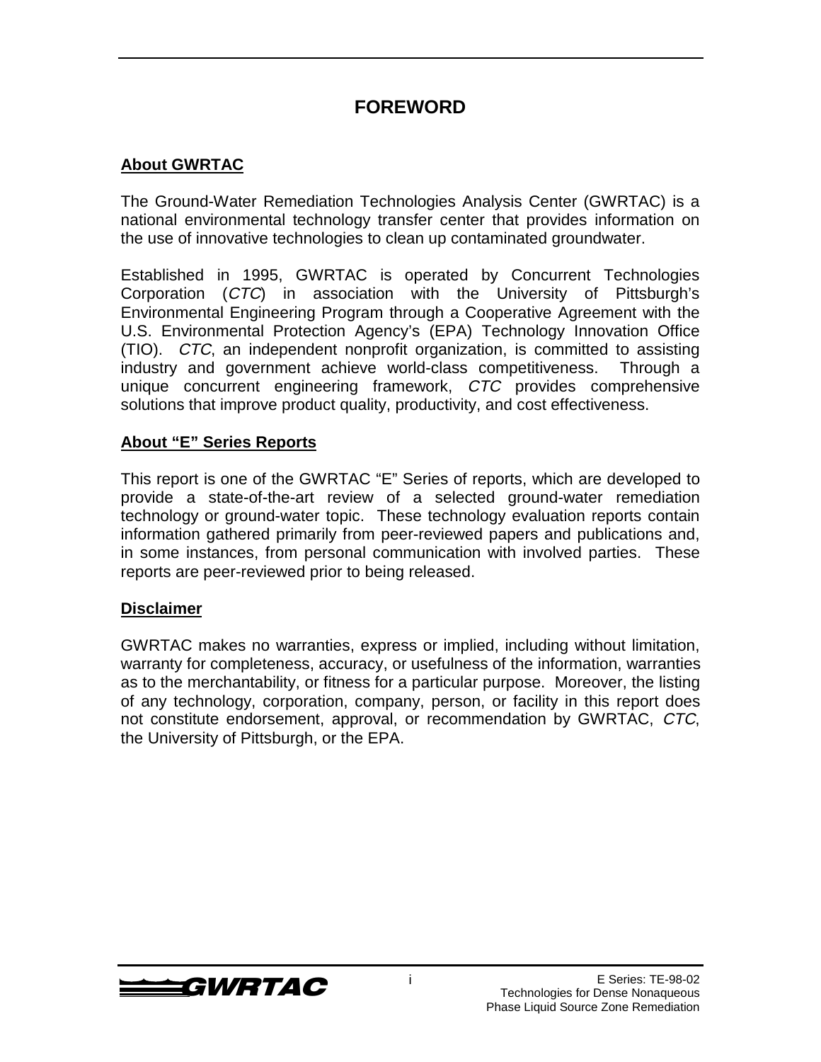# FOREWORD

## About GWRTAC

The Ground-Water Remediation Technologies Analysis Center (GWRTAC) is a national environmental technology transfer center that provides information on the use of innovative technologies to clean up contaminated groundwater.

Established in 1995, GWRTAC is operated by Concurrent Technologies Corporation (*CTC*) in association with the University of Pittsburgh's Environmental Engineering Program through a Cooperative Agreement with the U.S. Environmental Protection Agency's (EPA) Technology Innovation Office (TIO). *CTC*, an independent nonprofit organization, is committed to assisting industry and government achieve world-class competitiveness. Through a unique concurrent engineering framework, *CTC* provides comprehensive solutions that improve product quality, productivity, and cost effectiveness.

## About "E" Series Reports

This report is one of the GWRTAC "E" Series of reports, which are developed to provide a state-of-the-art review of a selected ground-water remediation technology or ground-water topic. These technology evaluation reports contain information gathered primarily from peer-reviewed papers and publications and, in some instances, from personal communication with involved parties. These reports are peer-reviewed prior to being released.

## Disclaimer

GWRTAC makes no warranties, express or implied, including without limitation, warranty for completeness, accuracy, or usefulness of the information, warranties as to the merchantability, or fitness for a particular purpose. Moreover, the listing of any technology, corporation, company, person, or facility in this report does not constitute endorsement, approval, or recommendation by GWRTAC, *CTC*, the University of Pittsburgh, or the EPA.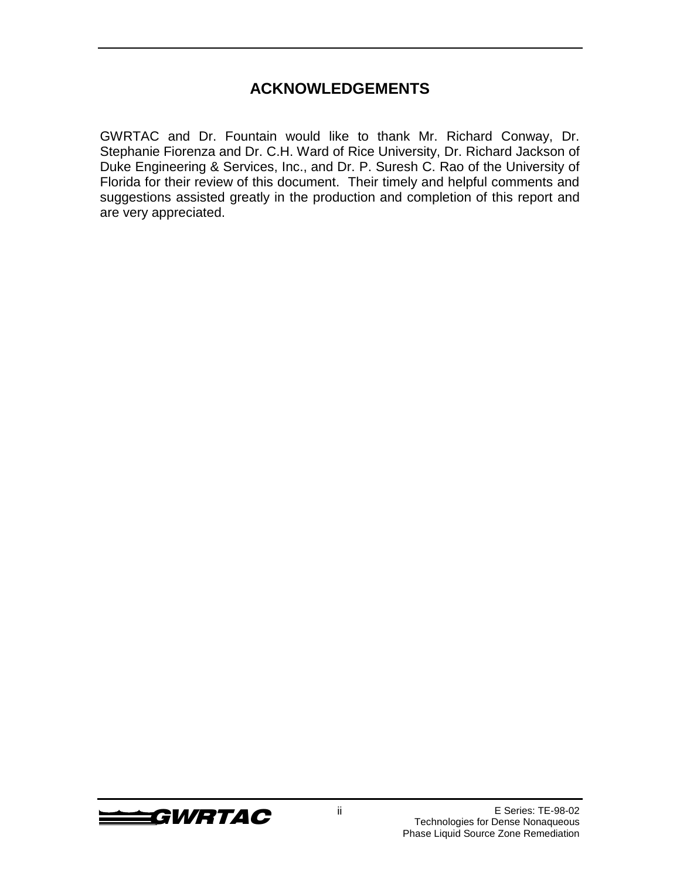# ACKNOWLEDGEMENTS

GWRTAC and Dr. Fountain would like to thank Mr. Richard Conway, Dr. Stephanie Fiorenza and Dr. C.H. Ward of Rice University, Dr. Richard Jackson of Duke Engineering & Services, Inc., and Dr. P. Suresh C. Rao of the University of Florida for their review of this document. Their timely and helpful comments and suggestions assisted greatly in the production and completion of this report and are very appreciated.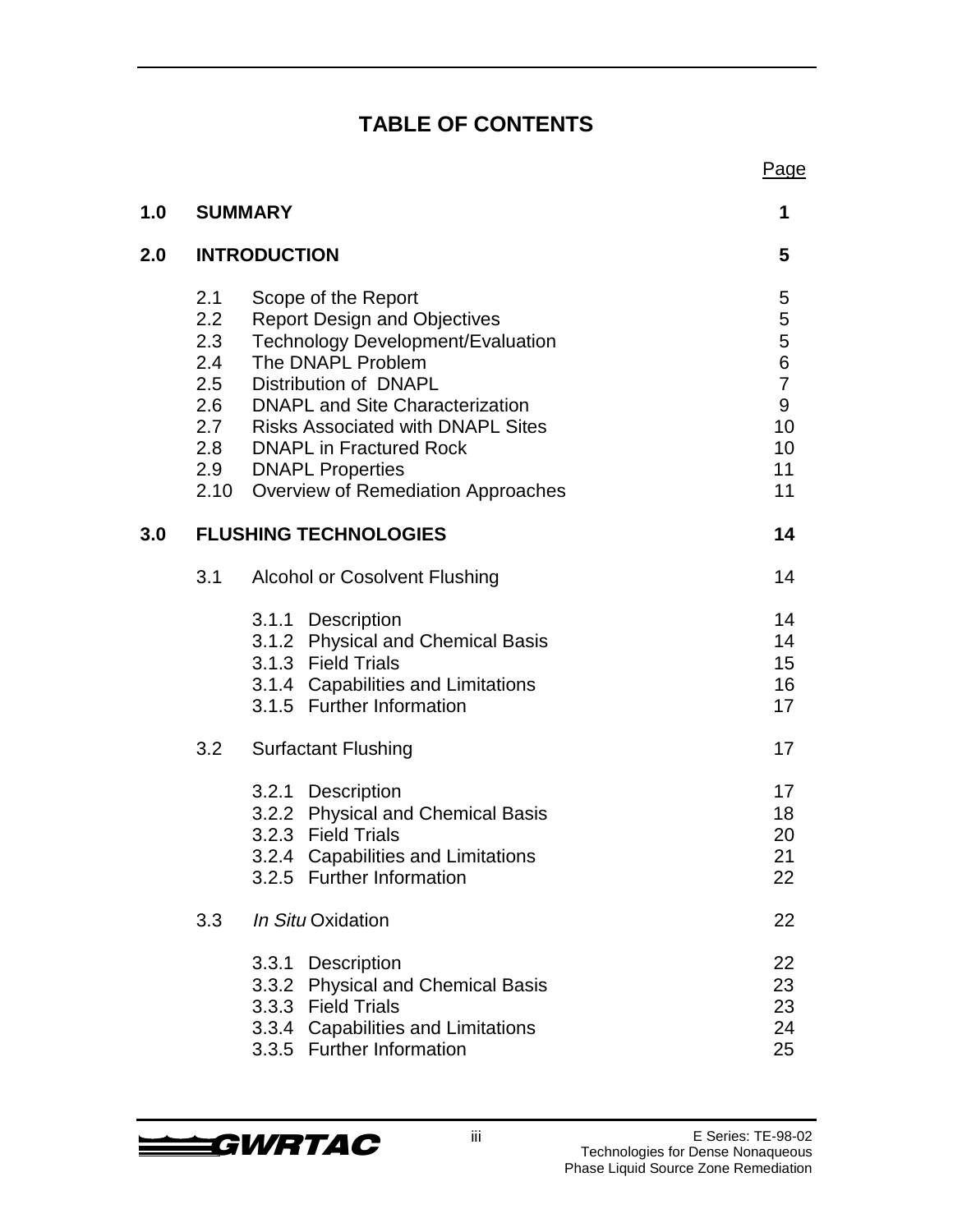# TABLE OF CONTENTS

| | | Page |
|---|---|---|
| **1.0** | **SUMMARY** | **1** |
| **2.0** | **INTRODUCTION** | **5** |
| 2.1 | Scope of the Report | 5 |
| 2.2 | Report Design and Objectives | 5 |
| 2.3 | Technology Development/Evaluation | 5 |
| 2.4 | The DNAPL Problem | 6 |
| 2.5 | Distribution of DNAPL | 7 |
| 2.6 | DNAPL and Site Characterization | 9 |
| 2.7 | Risks Associated with DNAPL Sites | 10 |
| 2.8 | DNAPL in Fractured Rock | 10 |
| 2.9 | DNAPL Properties | 11 |
| 2.10 | Overview of Remediation Approaches | 11 |
| **3.0** | **FLUSHING TECHNOLOGIES** | **14** |
| 3.1 | Alcohol or Cosolvent Flushing | 14 |
| 3.1.1 | Description | 14 |
| 3.1.2 | Physical and Chemical Basis | 14 |
| 3.1.3 | Field Trials | 15 |
| 3.1.4 | Capabilities and Limitations | 16 |
| 3.1.5 | Further Information | 17 |
| 3.2 | Surfactant Flushing | 17 |
| 3.2.1 | Description | 17 |
| 3.2.2 | Physical and Chemical Basis | 18 |
| 3.2.3 | Field Trials | 20 |
| 3.2.4 | Capabilities and Limitations | 21 |
| 3.2.5 | Further Information | 22 |
| 3.3 | *In Situ* Oxidation | 22 |
| 3.3.1 | Description | 22 |
| 3.3.2 | Physical and Chemical Basis | 23 |
| 3.3.3 | Field Trials | 23 |
| 3.3.4 | Capabilities and Limitations | 24 |
| 3.3.5 | Further Information | 25 |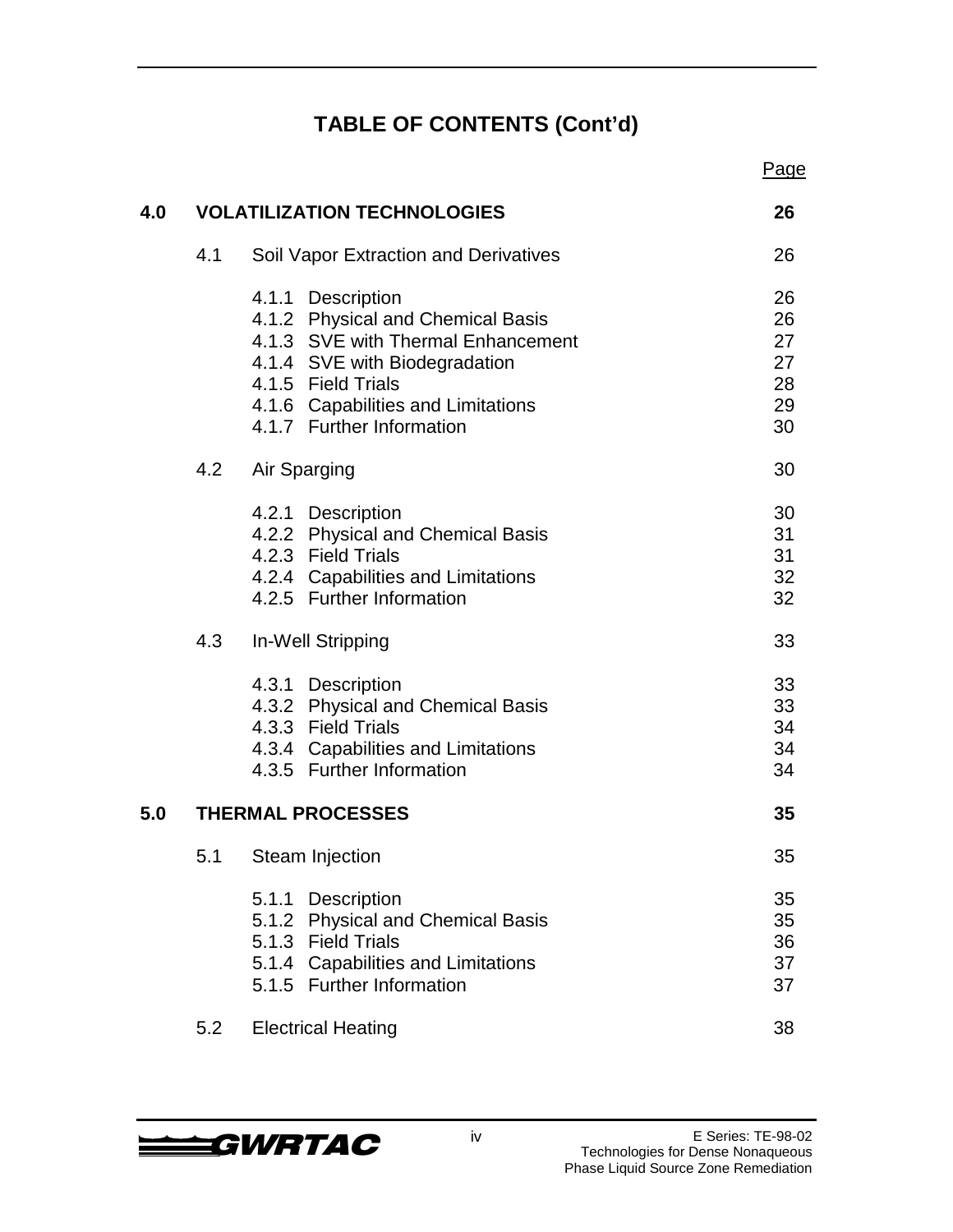## TABLE OF CONTENTS (Cont'd)

| | | | Page |
|---|---|---|---|
| **4.0** | **VOLATILIZATION TECHNOLOGIES** | | **26** |
| | 4.1 | Soil Vapor Extraction and Derivatives | 26 |
| | | 4.1.1 Description | 26 |
| | | 4.1.2 Physical and Chemical Basis | 26 |
| | | 4.1.3 SVE with Thermal Enhancement | 27 |
| | | 4.1.4 SVE with Biodegradation | 27 |
| | | 4.1.5 Field Trials | 28 |
| | | 4.1.6 Capabilities and Limitations | 29 |
| | | 4.1.7 Further Information | 30 |
| | 4.2 | Air Sparging | 30 |
| | | 4.2.1 Description | 30 |
| | | 4.2.2 Physical and Chemical Basis | 31 |
| | | 4.2.3 Field Trials | 31 |
| | | 4.2.4 Capabilities and Limitations | 32 |
| | | 4.2.5 Further Information | 32 |
| | 4.3 | In-Well Stripping | 33 |
| | | 4.3.1 Description | 33 |
| | | 4.3.2 Physical and Chemical Basis | 33 |
| | | 4.3.3 Field Trials | 34 |
| | | 4.3.4 Capabilities and Limitations | 34 |
| | | 4.3.5 Further Information | 34 |
| **5.0** | **THERMAL PROCESSES** | | **35** |
| | 5.1 | Steam Injection | 35 |
| | | 5.1.1 Description | 35 |
| | | 5.1.2 Physical and Chemical Basis | 35 |
| | | 5.1.3 Field Trials | 36 |
| | | 5.1.4 Capabilities and Limitations | 37 |
| | | 5.1.5 Further Information | 37 |
| | 5.2 | Electrical Heating | 38 |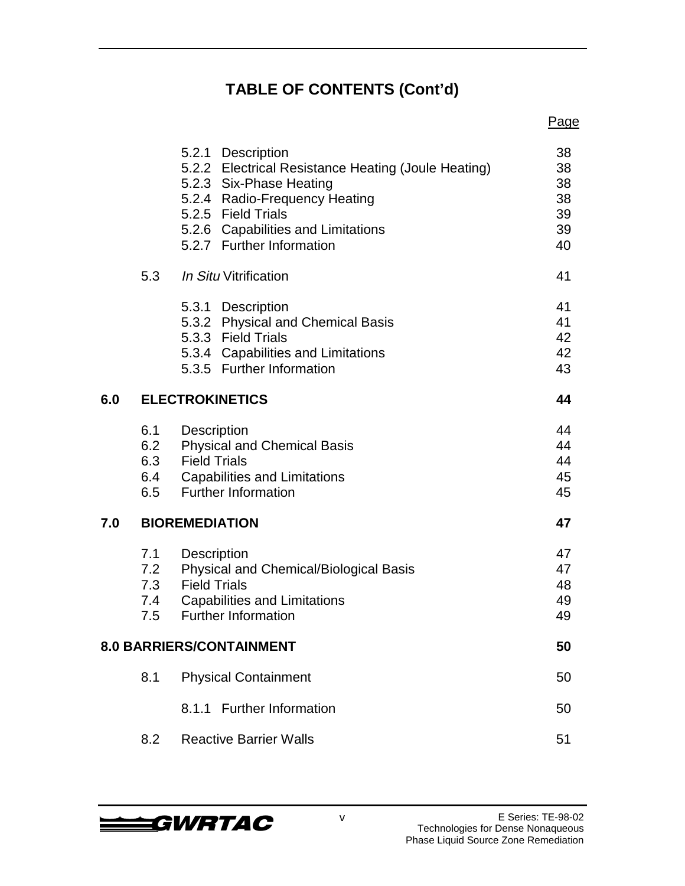## TABLE OF CONTENTS (Cont'd)

| | | | Page |
|---|---|---|---|
| | | 5.2.1 Description | 38 |
| | | 5.2.2 Electrical Resistance Heating (Joule Heating) | 38 |
| | | 5.2.3 Six-Phase Heating | 38 |
| | | 5.2.4 Radio-Frequency Heating | 38 |
| | | 5.2.5 Field Trials | 39 |
| | | 5.2.6 Capabilities and Limitations | 39 |
| | | 5.2.7 Further Information | 40 |
| | 5.3 | *In Situ* Vitrification | 41 |
| | | 5.3.1 Description | 41 |
| | | 5.3.2 Physical and Chemical Basis | 41 |
| | | 5.3.3 Field Trials | 42 |
| | | 5.3.4 Capabilities and Limitations | 42 |
| | | 5.3.5 Further Information | 43 |
| **6.0** | **ELECTROKINETICS** | | **44** |
| | 6.1 | Description | 44 |
| | 6.2 | Physical and Chemical Basis | 44 |
| | 6.3 | Field Trials | 44 |
| | 6.4 | Capabilities and Limitations | 45 |
| | 6.5 | Further Information | 45 |
| **7.0** | **BIOREMEDIATION** | | **47** |
| | 7.1 | Description | 47 |
| | 7.2 | Physical and Chemical/Biological Basis | 47 |
| | 7.3 | Field Trials | 48 |
| | 7.4 | Capabilities and Limitations | 49 |
| | 7.5 | Further Information | 49 |
| **8.0** | **BARRIERS/CONTAINMENT** | | **50** |
| | 8.1 | Physical Containment | 50 |
| | | 8.1.1 Further Information | 50 |
| | 8.2 | Reactive Barrier Walls | 51 |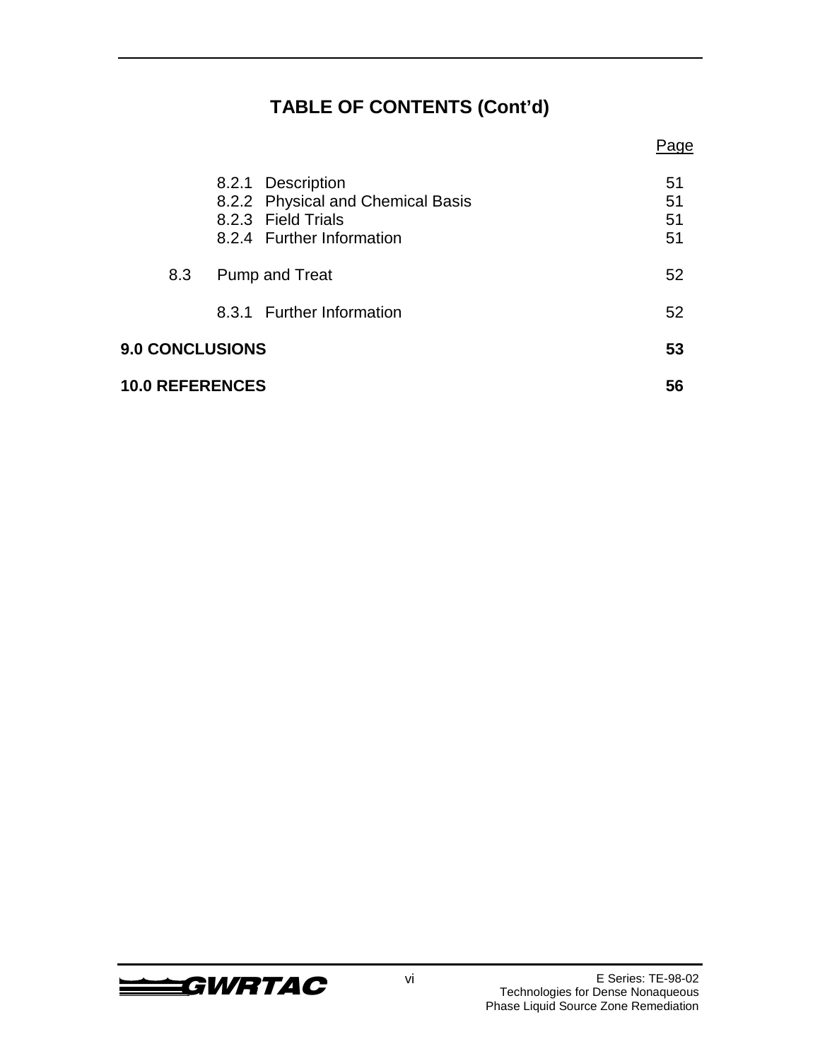## TABLE OF CONTENTS (Cont'd)

| | Page |
|---|---|
| 8.2.1 Description | 51 |
| 8.2.2 Physical and Chemical Basis | 51 |
| 8.2.3 Field Trials | 51 |
| 8.2.4 Further Information | 51 |
| 8.3 Pump and Treat | 52 |
| 8.3.1 Further Information | 52 |
| **9.0 CONCLUSIONS** | **53** |
| **10.0 REFERENCES** | **56** |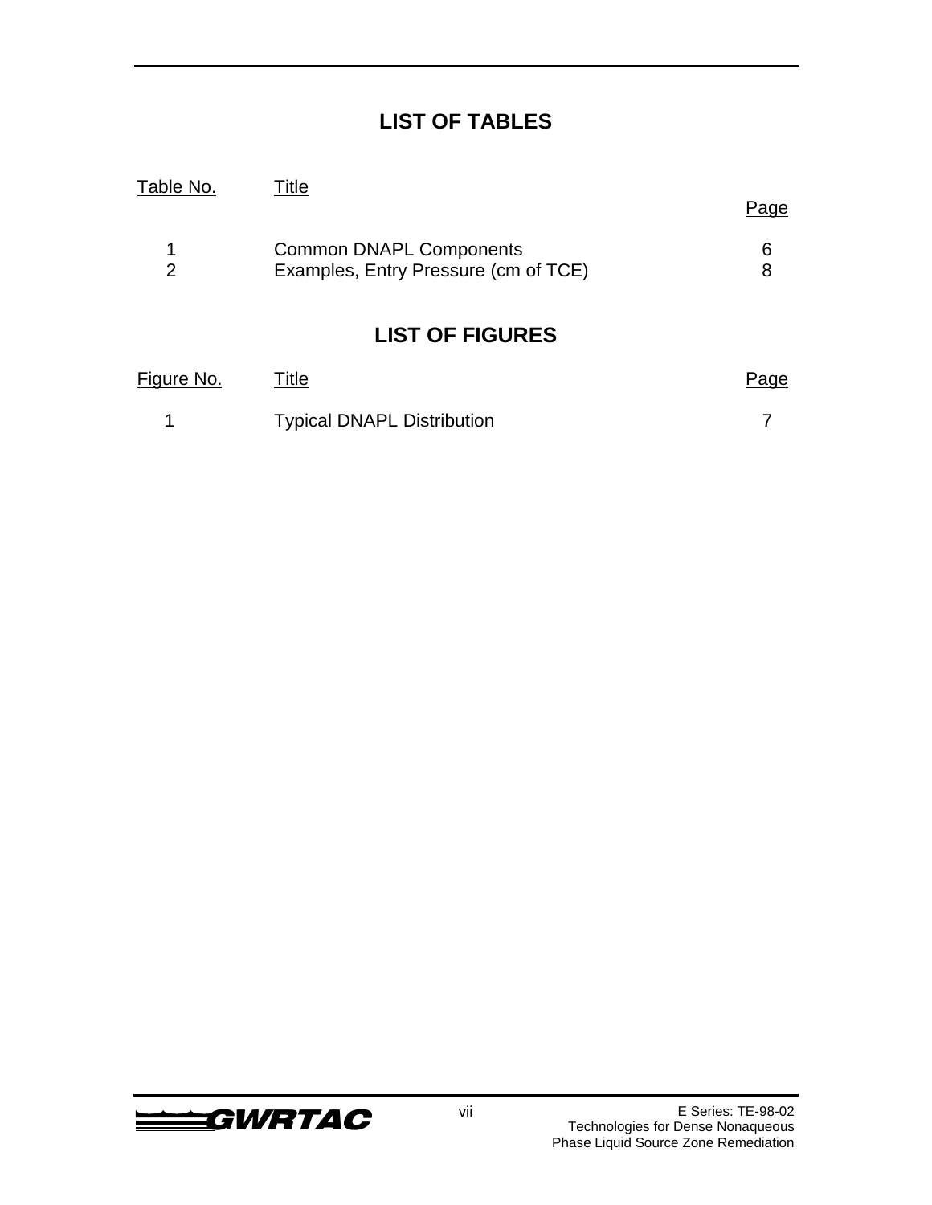# LIST OF TABLES

| Table No. | Title | Page |
|---|---|---|
| 1 | Common DNAPL Components | 6 |
| 2 | Examples, Entry Pressure (cm of TCE) | 8 |

# LIST OF FIGURES

| Figure No. | Title | Page |
|---|---|---|
| 1 | Typical DNAPL Distribution | 7 |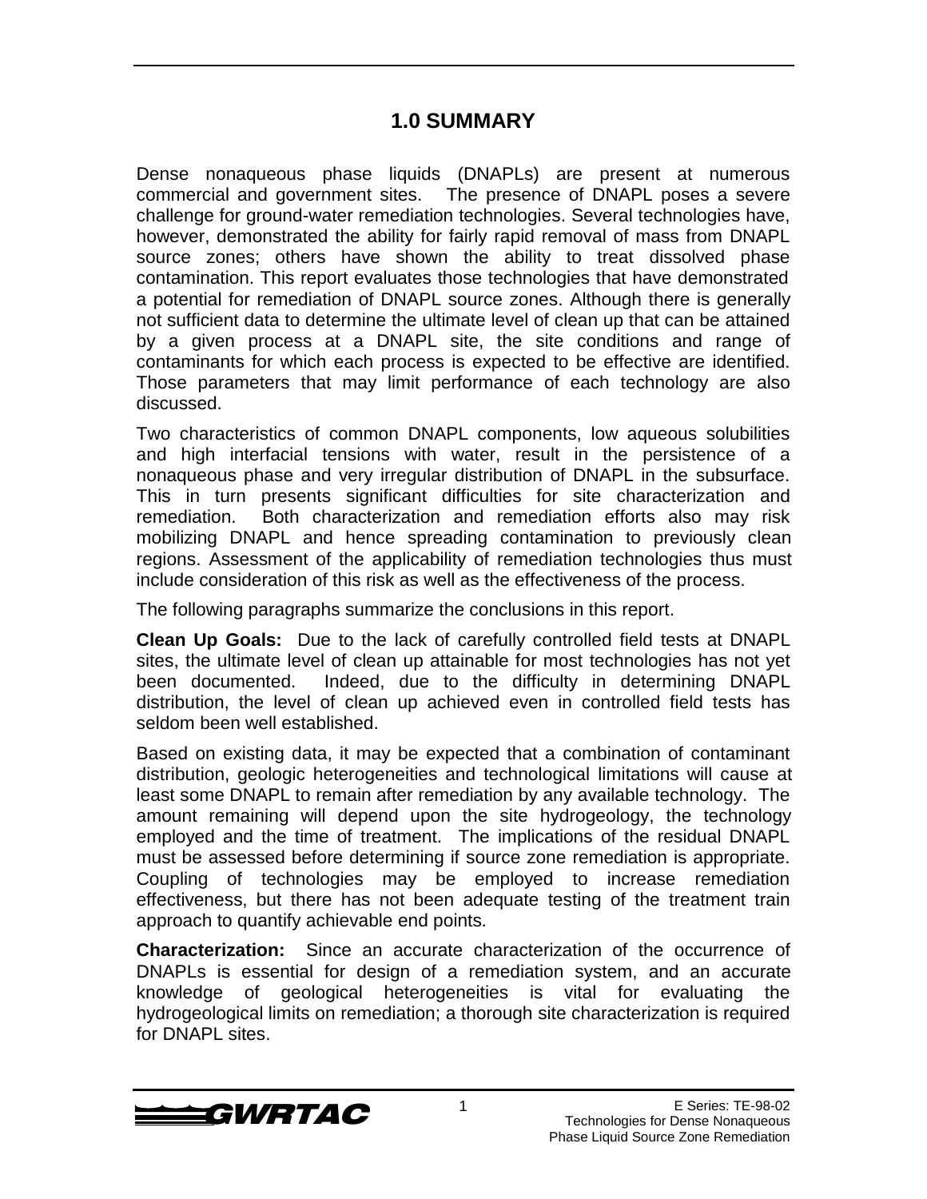## 1.0 SUMMARY

Dense nonaqueous phase liquids (DNAPLs) are present at numerous commercial and government sites. The presence of DNAPL poses a severe challenge for ground-water remediation technologies. Several technologies have, however, demonstrated the ability for fairly rapid removal of mass from DNAPL source zones; others have shown the ability to treat dissolved phase contamination. This report evaluates those technologies that have demonstrated a potential for remediation of DNAPL source zones. Although there is generally not sufficient data to determine the ultimate level of clean up that can be attained by a given process at a DNAPL site, the site conditions and range of contaminants for which each process is expected to be effective are identified. Those parameters that may limit performance of each technology are also discussed.

Two characteristics of common DNAPL components, low aqueous solubilities and high interfacial tensions with water, result in the persistence of a nonaqueous phase and very irregular distribution of DNAPL in the subsurface. This in turn presents significant difficulties for site characterization and remediation. Both characterization and remediation efforts also may risk mobilizing DNAPL and hence spreading contamination to previously clean regions. Assessment of the applicability of remediation technologies thus must include consideration of this risk as well as the effectiveness of the process.

The following paragraphs summarize the conclusions in this report.

**Clean Up Goals:** Due to the lack of carefully controlled field tests at DNAPL sites, the ultimate level of clean up attainable for most technologies has not yet been documented. Indeed, due to the difficulty in determining DNAPL distribution, the level of clean up achieved even in controlled field tests has seldom been well established.

Based on existing data, it may be expected that a combination of contaminant distribution, geologic heterogeneities and technological limitations will cause at least some DNAPL to remain after remediation by any available technology. The amount remaining will depend upon the site hydrogeology, the technology employed and the time of treatment. The implications of the residual DNAPL must be assessed before determining if source zone remediation is appropriate. Coupling of technologies may be employed to increase remediation effectiveness, but there has not been adequate testing of the treatment train approach to quantify achievable end points.

**Characterization:** Since an accurate characterization of the occurrence of DNAPLs is essential for design of a remediation system, and an accurate knowledge of geological heterogeneities is vital for evaluating the hydrogeological limits on remediation; a thorough site characterization is required for DNAPL sites.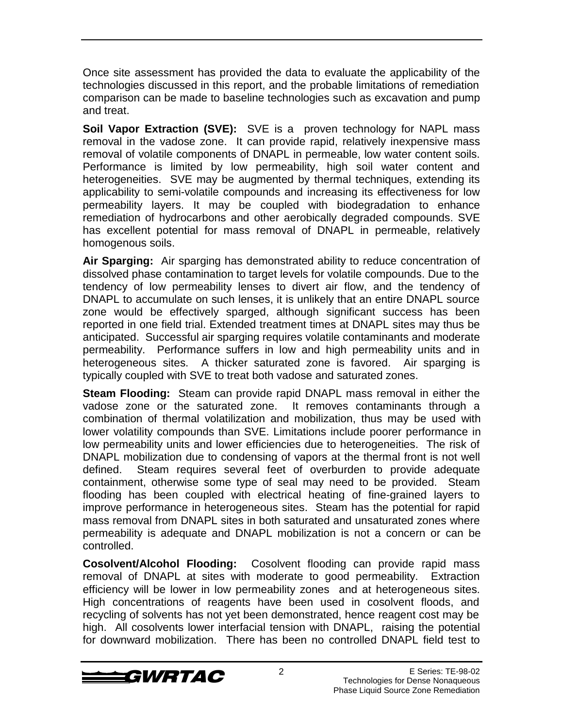Once site assessment has provided the data to evaluate the applicability of the technologies discussed in this report, and the probable limitations of remediation comparison can be made to baseline technologies such as excavation and pump and treat.

**Soil Vapor Extraction (SVE):** SVE is a proven technology for NAPL mass removal in the vadose zone. It can provide rapid, relatively inexpensive mass removal of volatile components of DNAPL in permeable, low water content soils. Performance is limited by low permeability, high soil water content and heterogeneities. SVE may be augmented by thermal techniques, extending its applicability to semi-volatile compounds and increasing its effectiveness for low permeability layers. It may be coupled with biodegradation to enhance remediation of hydrocarbons and other aerobically degraded compounds. SVE has excellent potential for mass removal of DNAPL in permeable, relatively homogenous soils.

**Air Sparging:** Air sparging has demonstrated ability to reduce concentration of dissolved phase contamination to target levels for volatile compounds. Due to the tendency of low permeability lenses to divert air flow, and the tendency of DNAPL to accumulate on such lenses, it is unlikely that an entire DNAPL source zone would be effectively sparged, although significant success has been reported in one field trial. Extended treatment times at DNAPL sites may thus be anticipated. Successful air sparging requires volatile contaminants and moderate permeability. Performance suffers in low and high permeability units and in heterogeneous sites. A thicker saturated zone is favored. Air sparging is typically coupled with SVE to treat both vadose and saturated zones.

**Steam Flooding:** Steam can provide rapid DNAPL mass removal in either the vadose zone or the saturated zone. It removes contaminants through a combination of thermal volatilization and mobilization, thus may be used with lower volatility compounds than SVE. Limitations include poorer performance in low permeability units and lower efficiencies due to heterogeneities. The risk of DNAPL mobilization due to condensing of vapors at the thermal front is not well defined. Steam requires several feet of overburden to provide adequate containment, otherwise some type of seal may need to be provided. Steam flooding has been coupled with electrical heating of fine-grained layers to improve performance in heterogeneous sites. Steam has the potential for rapid mass removal from DNAPL sites in both saturated and unsaturated zones where permeability is adequate and DNAPL mobilization is not a concern or can be controlled.

**Cosolvent/Alcohol Flooding:** Cosolvent flooding can provide rapid mass removal of DNAPL at sites with moderate to good permeability. Extraction efficiency will be lower in low permeability zones and at heterogeneous sites. High concentrations of reagents have been used in cosolvent floods, and recycling of solvents has not yet been demonstrated, hence reagent cost may be high. All cosolvents lower interfacial tension with DNAPL, raising the potential for downward mobilization. There has been no controlled DNAPL field test to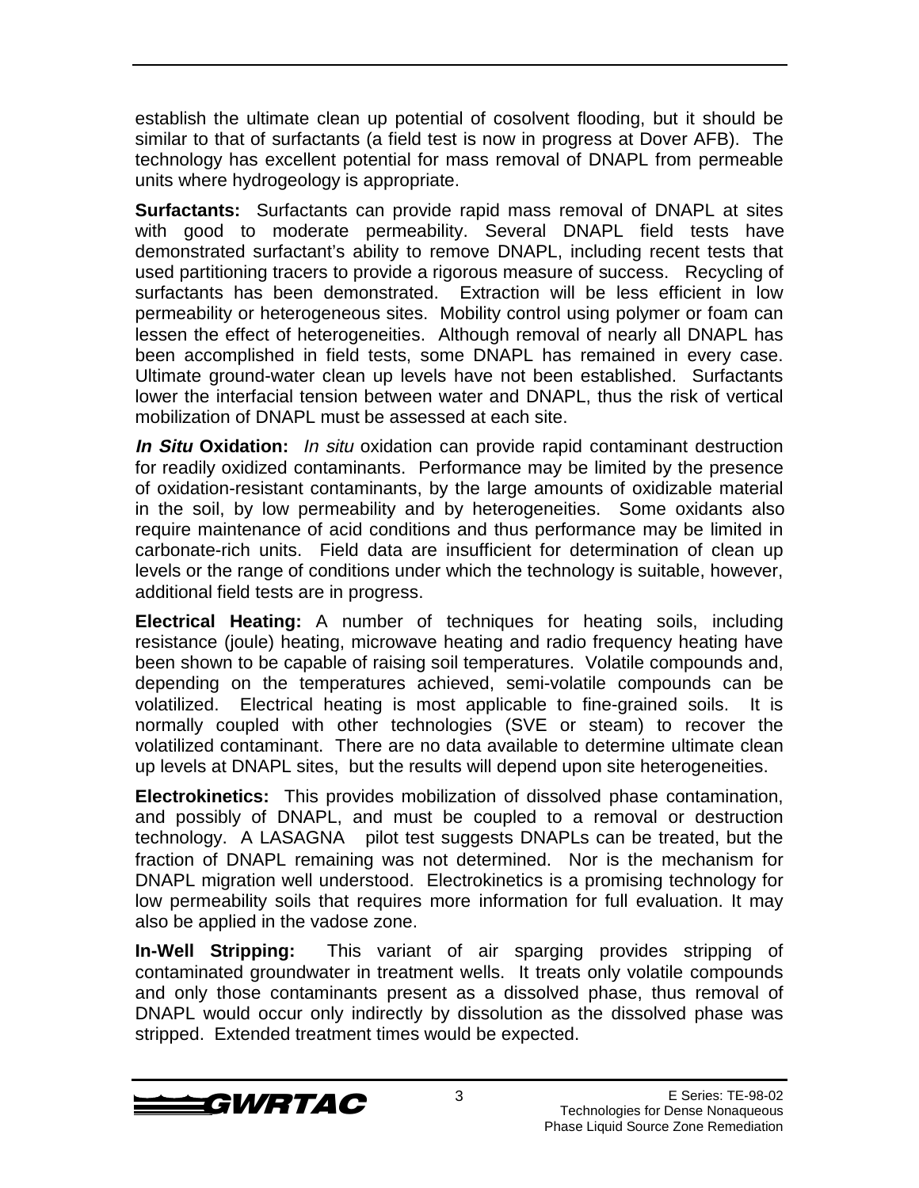establish the ultimate clean up potential of cosolvent flooding, but it should be similar to that of surfactants (a field test is now in progress at Dover AFB). The technology has excellent potential for mass removal of DNAPL from permeable units where hydrogeology is appropriate.

**Surfactants:** Surfactants can provide rapid mass removal of DNAPL at sites with good to moderate permeability. Several DNAPL field tests have demonstrated surfactant's ability to remove DNAPL, including recent tests that used partitioning tracers to provide a rigorous measure of success. Recycling of surfactants has been demonstrated. Extraction will be less efficient in low permeability or heterogeneous sites. Mobility control using polymer or foam can lessen the effect of heterogeneities. Although removal of nearly all DNAPL has been accomplished in field tests, some DNAPL has remained in every case. Ultimate ground-water clean up levels have not been established. Surfactants lower the interfacial tension between water and DNAPL, thus the risk of vertical mobilization of DNAPL must be assessed at each site.

***In Situ* Oxidation:** *In situ* oxidation can provide rapid contaminant destruction for readily oxidized contaminants. Performance may be limited by the presence of oxidation-resistant contaminants, by the large amounts of oxidizable material in the soil, by low permeability and by heterogeneities. Some oxidants also require maintenance of acid conditions and thus performance may be limited in carbonate-rich units. Field data are insufficient for determination of clean up levels or the range of conditions under which the technology is suitable, however, additional field tests are in progress.

**Electrical Heating:** A number of techniques for heating soils, including resistance (joule) heating, microwave heating and radio frequency heating have been shown to be capable of raising soil temperatures. Volatile compounds and, depending on the temperatures achieved, semi-volatile compounds can be volatilized. Electrical heating is most applicable to fine-grained soils. It is normally coupled with other technologies (SVE or steam) to recover the volatilized contaminant. There are no data available to determine ultimate clean up levels at DNAPL sites, but the results will depend upon site heterogeneities.

**Electrokinetics:** This provides mobilization of dissolved phase contamination, and possibly of DNAPL, and must be coupled to a removal or destruction technology. A LASAGNA pilot test suggests DNAPLs can be treated, but the fraction of DNAPL remaining was not determined. Nor is the mechanism for DNAPL migration well understood. Electrokinetics is a promising technology for low permeability soils that requires more information for full evaluation. It may also be applied in the vadose zone.

**In-Well Stripping:** This variant of air sparging provides stripping of contaminated groundwater in treatment wells. It treats only volatile compounds and only those contaminants present as a dissolved phase, thus removal of DNAPL would occur only indirectly by dissolution as the dissolved phase was stripped. Extended treatment times would be expected.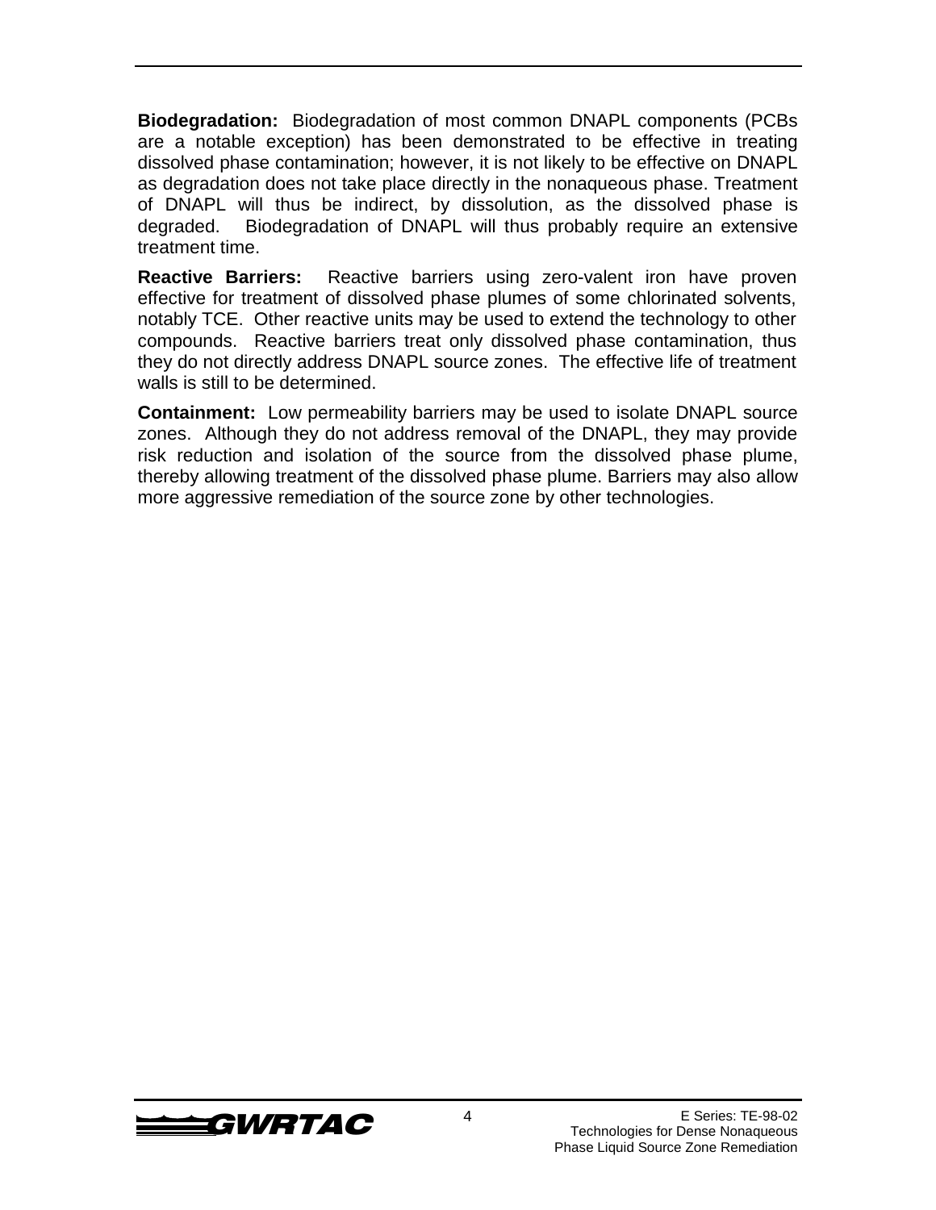**Biodegradation:** Biodegradation of most common DNAPL components (PCBs are a notable exception) has been demonstrated to be effective in treating dissolved phase contamination; however, it is not likely to be effective on DNAPL as degradation does not take place directly in the nonaqueous phase. Treatment of DNAPL will thus be indirect, by dissolution, as the dissolved phase is degraded. Biodegradation of DNAPL will thus probably require an extensive treatment time.

**Reactive Barriers:** Reactive barriers using zero-valent iron have proven effective for treatment of dissolved phase plumes of some chlorinated solvents, notably TCE. Other reactive units may be used to extend the technology to other compounds. Reactive barriers treat only dissolved phase contamination, thus they do not directly address DNAPL source zones. The effective life of treatment walls is still to be determined.

**Containment:** Low permeability barriers may be used to isolate DNAPL source zones. Although they do not address removal of the DNAPL, they may provide risk reduction and isolation of the source from the dissolved phase plume, thereby allowing treatment of the dissolved phase plume. Barriers may also allow more aggressive remediation of the source zone by other technologies.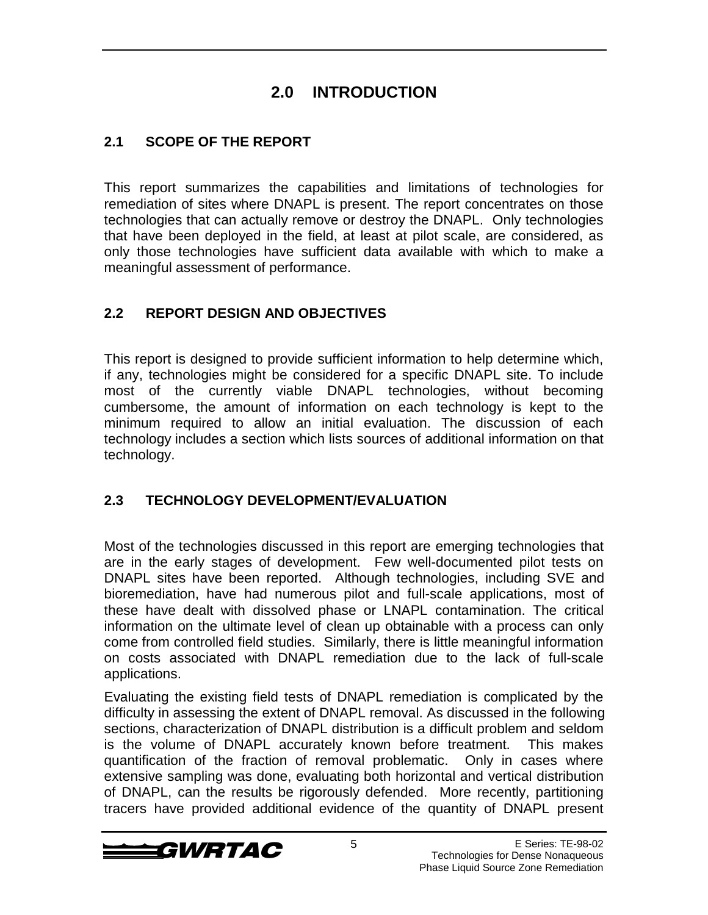# 2.0 INTRODUCTION

## 2.1 SCOPE OF THE REPORT

This report summarizes the capabilities and limitations of technologies for remediation of sites where DNAPL is present. The report concentrates on those technologies that can actually remove or destroy the DNAPL. Only technologies that have been deployed in the field, at least at pilot scale, are considered, as only those technologies have sufficient data available with which to make a meaningful assessment of performance.

## 2.2 REPORT DESIGN AND OBJECTIVES

This report is designed to provide sufficient information to help determine which, if any, technologies might be considered for a specific DNAPL site. To include most of the currently viable DNAPL technologies, without becoming cumbersome, the amount of information on each technology is kept to the minimum required to allow an initial evaluation. The discussion of each technology includes a section which lists sources of additional information on that technology.

## 2.3 TECHNOLOGY DEVELOPMENT/EVALUATION

Most of the technologies discussed in this report are emerging technologies that are in the early stages of development. Few well-documented pilot tests on DNAPL sites have been reported. Although technologies, including SVE and bioremediation, have had numerous pilot and full-scale applications, most of these have dealt with dissolved phase or LNAPL contamination. The critical information on the ultimate level of clean up obtainable with a process can only come from controlled field studies. Similarly, there is little meaningful information on costs associated with DNAPL remediation due to the lack of full-scale applications.

Evaluating the existing field tests of DNAPL remediation is complicated by the difficulty in assessing the extent of DNAPL removal. As discussed in the following sections, characterization of DNAPL distribution is a difficult problem and seldom is the volume of DNAPL accurately known before treatment. This makes quantification of the fraction of removal problematic. Only in cases where extensive sampling was done, evaluating both horizontal and vertical distribution of DNAPL, can the results be rigorously defended. More recently, partitioning tracers have provided additional evidence of the quantity of DNAPL present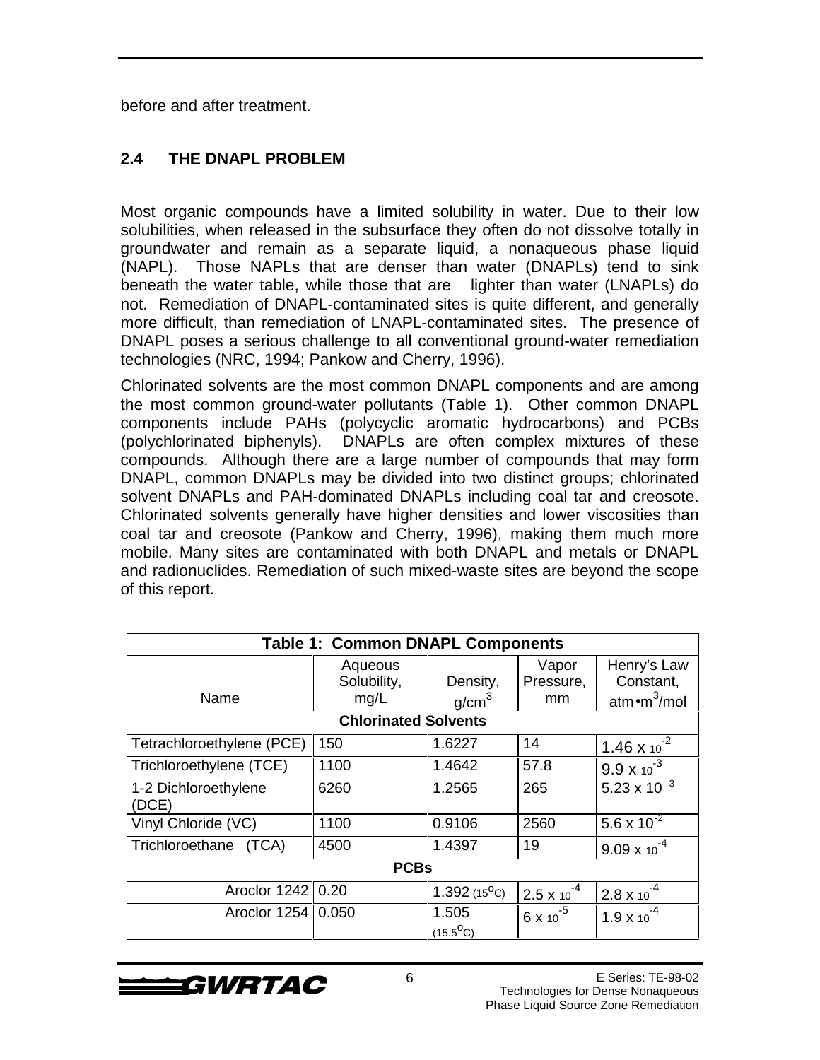before and after treatment.

## 2.4 THE DNAPL PROBLEM

Most organic compounds have a limited solubility in water. Due to their low solubilities, when released in the subsurface they often do not dissolve totally in groundwater and remain as a separate liquid, a nonaqueous phase liquid (NAPL). Those NAPLs that are denser than water (DNAPLs) tend to sink beneath the water table, while those that are lighter than water (LNAPLs) do not. Remediation of DNAPL-contaminated sites is quite different, and generally more difficult, than remediation of LNAPL-contaminated sites. The presence of DNAPL poses a serious challenge to all conventional ground-water remediation technologies (NRC, 1994; Pankow and Cherry, 1996).

Chlorinated solvents are the most common DNAPL components and are among the most common ground-water pollutants (Table 1). Other common DNAPL components include PAHs (polycyclic aromatic hydrocarbons) and PCBs (polychlorinated biphenyls). DNAPLs are often complex mixtures of these compounds. Although there are a large number of compounds that may form DNAPL, common DNAPLs may be divided into two distinct groups; chlorinated solvent DNAPLs and PAH-dominated DNAPLs including coal tar and creosote. Chlorinated solvents generally have higher densities and lower viscosities than coal tar and creosote (Pankow and Cherry, 1996), making them much more mobile. Many sites are contaminated with both DNAPL and metals or DNAPL and radionuclides. Remediation of such mixed-waste sites are beyond the scope of this report.

**Table 1: Common DNAPL Components**

| Name | Aqueous Solubility, mg/L | Density, $g/cm^3$ | Vapor Pressure, mm | Henry's Law Constant, $atm \bullet m^3/mol$ |
|---|---|---|---|---|
| **Chlorinated Solvents** | | | | |
| Tetrachloroethylene (PCE) | 150 | 1.6227 | 14 | $1.46 \times 10^{-2}$ |
| Trichloroethylene (TCE) | 1100 | 1.4642 | 57.8 | $9.9 \times 10^{-3}$ |
| 1-2 Dichloroethylene (DCE) | 6260 | 1.2565 | 265 | $5.23 \times 10^{-3}$ |
| Vinyl Chloride (VC) | 1100 | 0.9106 | 2560 | $5.6 \times 10^{-2}$ |
| Trichloroethane (TCA) | 4500 | 1.4397 | 19 | $9.09 \times 10^{-4}$ |
| **PCBs** | | | | |
| Aroclor 1242 | 0.20 | 1.392 (15°C) | $2.5 \times 10^{-4}$ | $2.8 \times 10^{-4}$ |
| Aroclor 1254 | 0.050 | 1.505 (15.5°C) | $6 \times 10^{-5}$ | $1.9 \times 10^{-4}$ |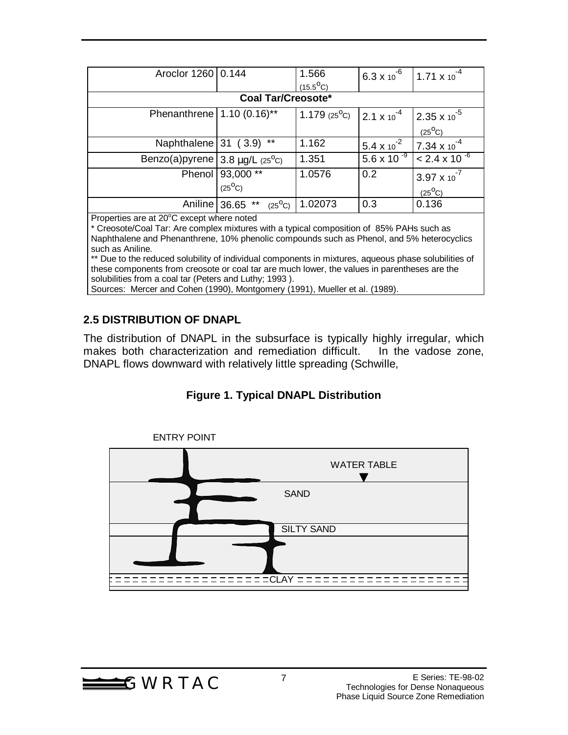| | | | | |
|---|---|---|---|---|
| Aroclor 1260 | 0.144 | 1.566 (15.5°C) | $6.3 \times 10^{-6}$ | $1.71 \times 10^{-4}$ |
| **Coal Tar/Creosote*** | | | | |
| Phenanthrene | 1.10 (0.16)** | 1.179 (25°C) | $2.1 \times 10^{-4}$ | $2.35 \times 10^{-5}$ (25°C) |
| Naphthalene | 31 ( 3.9) ** | 1.162 | $5.4 \times 10^{-2}$ | $7.34 \times 10^{-4}$ |
| Benzo(a)pyrene | 3.8 µg/L (25°C) | 1.351 | $5.6 \times 10^{-9}$ | $< 2.4 \times 10^{-6}$ |
| Phenol | 93,000 ** (25°C) | 1.0576 | 0.2 | $3.97 \times 10^{-7}$ (25°C) |
| Aniline | 36.65 ** (25°C) | 1.02073 | 0.3 | 0.136 |

Properties are at 20°C except where noted

* Creosote/Coal Tar: Are complex mixtures with a typical composition of 85% PAHs such as Naphthalene and Phenanthrene, 10% phenolic compounds such as Phenol, and 5% heterocyclics such as Aniline.

** Due to the reduced solubility of individual components in mixtures, aqueous phase solubilities of these components from creosote or coal tar are much lower, the values in parentheses are the solubilities from a coal tar (Peters and Luthy; 1993 ).

Sources: Mercer and Cohen (1990), Montgomery (1991), Mueller et al. (1989).

## 2.5 DISTRIBUTION OF DNAPL

The distribution of DNAPL in the subsurface is typically highly irregular, which makes both characterization and remediation difficult. In the vadose zone, DNAPL flows downward with relatively little spreading (Schwille,

**Figure 1. Typical DNAPL Distribution**

ENTRY POINT

WATER TABLE

SAND

SILTY SAND

CLAY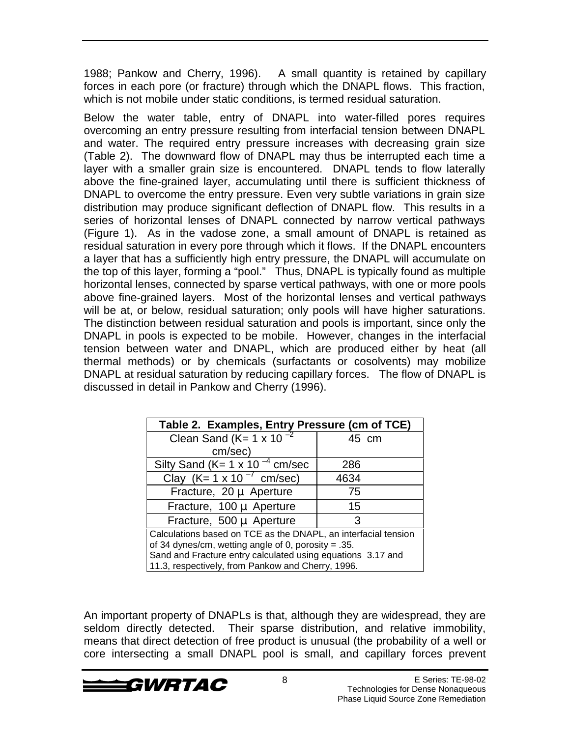1988; Pankow and Cherry, 1996). A small quantity is retained by capillary forces in each pore (or fracture) through which the DNAPL flows. This fraction, which is not mobile under static conditions, is termed residual saturation.

Below the water table, entry of DNAPL into water-filled pores requires overcoming an entry pressure resulting from interfacial tension between DNAPL and water. The required entry pressure increases with decreasing grain size (Table 2). The downward flow of DNAPL may thus be interrupted each time a layer with a smaller grain size is encountered. DNAPL tends to flow laterally above the fine-grained layer, accumulating until there is sufficient thickness of DNAPL to overcome the entry pressure. Even very subtle variations in grain size distribution may produce significant deflection of DNAPL flow. This results in a series of horizontal lenses of DNAPL connected by narrow vertical pathways (Figure 1). As in the vadose zone, a small amount of DNAPL is retained as residual saturation in every pore through which it flows. If the DNAPL encounters a layer that has a sufficiently high entry pressure, the DNAPL will accumulate on the top of this layer, forming a "pool." Thus, DNAPL is typically found as multiple horizontal lenses, connected by sparse vertical pathways, with one or more pools above fine-grained layers. Most of the horizontal lenses and vertical pathways will be at, or below, residual saturation; only pools will have higher saturations. The distinction between residual saturation and pools is important, since only the DNAPL in pools is expected to be mobile. However, changes in the interfacial tension between water and DNAPL, which are produced either by heat (all thermal methods) or by chemicals (surfactants or cosolvents) may mobilize DNAPL at residual saturation by reducing capillary forces. The flow of DNAPL is discussed in detail in Pankow and Cherry (1996).

**Table 2. Examples, Entry Pressure (cm of TCE)**

| Medium | Entry Pressure |
|---|---|
| Clean Sand (K= $1 \times 10^{-2}$ cm/sec) | 45 cm |
| Silty Sand (K= $1 \times 10^{-4}$ cm/sec | 286 |
| Clay (K= $1 \times 10^{-7}$ cm/sec) | 4634 |
| Fracture, 20 µ Aperture | 75 |
| Fracture, 100 µ Aperture | 15 |
| Fracture, 500 µ Aperture | 3 |

Calculations based on TCE as the DNAPL, an interfacial tension of 34 dynes/cm, wetting angle of 0, porosity = .35.
Sand and Fracture entry calculated using equations 3.17 and 11.3, respectively, from Pankow and Cherry, 1996.

An important property of DNAPLs is that, although they are widespread, they are seldom directly detected. Their sparse distribution, and relative immobility, means that direct detection of free product is unusual (the probability of a well or core intersecting a small DNAPL pool is small, and capillary forces prevent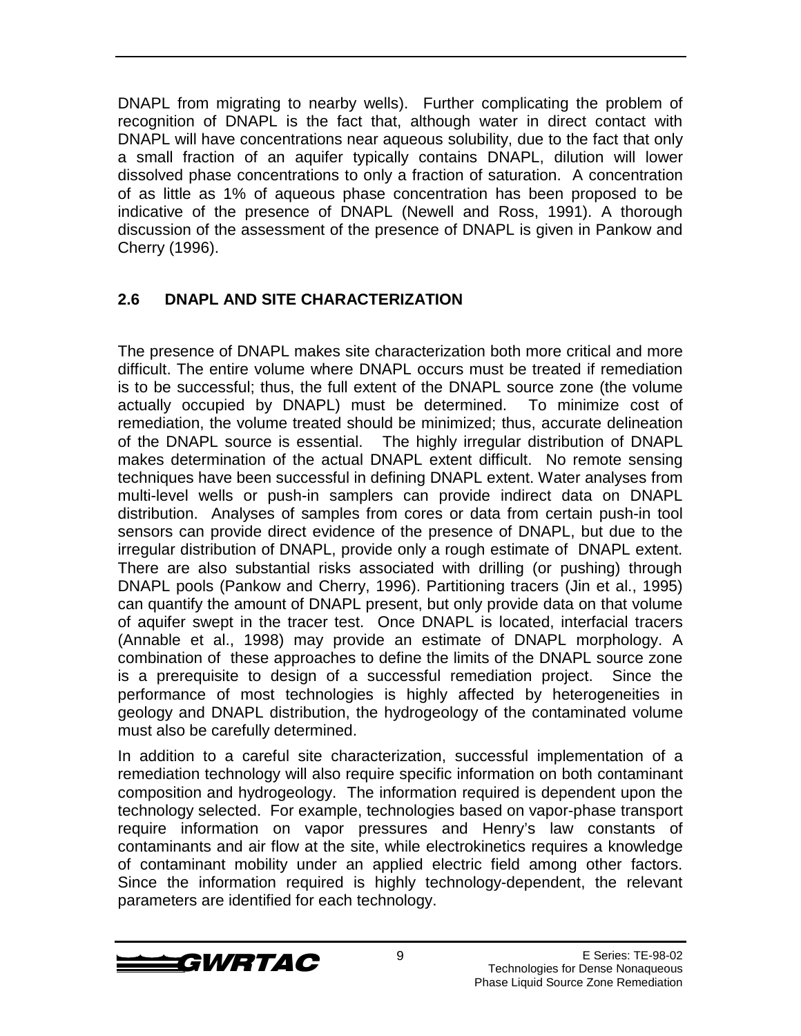DNAPL from migrating to nearby wells). Further complicating the problem of recognition of DNAPL is the fact that, although water in direct contact with DNAPL will have concentrations near aqueous solubility, due to the fact that only a small fraction of an aquifer typically contains DNAPL, dilution will lower dissolved phase concentrations to only a fraction of saturation. A concentration of as little as 1% of aqueous phase concentration has been proposed to be indicative of the presence of DNAPL (Newell and Ross, 1991). A thorough discussion of the assessment of the presence of DNAPL is given in Pankow and Cherry (1996).

## 2.6 DNAPL AND SITE CHARACTERIZATION

The presence of DNAPL makes site characterization both more critical and more difficult. The entire volume where DNAPL occurs must be treated if remediation is to be successful; thus, the full extent of the DNAPL source zone (the volume actually occupied by DNAPL) must be determined. To minimize cost of remediation, the volume treated should be minimized; thus, accurate delineation of the DNAPL source is essential. The highly irregular distribution of DNAPL makes determination of the actual DNAPL extent difficult. No remote sensing techniques have been successful in defining DNAPL extent. Water analyses from multi-level wells or push-in samplers can provide indirect data on DNAPL distribution. Analyses of samples from cores or data from certain push-in tool sensors can provide direct evidence of the presence of DNAPL, but due to the irregular distribution of DNAPL, provide only a rough estimate of DNAPL extent. There are also substantial risks associated with drilling (or pushing) through DNAPL pools (Pankow and Cherry, 1996). Partitioning tracers (Jin et al., 1995) can quantify the amount of DNAPL present, but only provide data on that volume of aquifer swept in the tracer test. Once DNAPL is located, interfacial tracers (Annable et al., 1998) may provide an estimate of DNAPL morphology. A combination of these approaches to define the limits of the DNAPL source zone is a prerequisite to design of a successful remediation project. Since the performance of most technologies is highly affected by heterogeneities in geology and DNAPL distribution, the hydrogeology of the contaminated volume must also be carefully determined.

In addition to a careful site characterization, successful implementation of a remediation technology will also require specific information on both contaminant composition and hydrogeology. The information required is dependent upon the technology selected. For example, technologies based on vapor-phase transport require information on vapor pressures and Henry's law constants of contaminants and air flow at the site, while electrokinetics requires a knowledge of contaminant mobility under an applied electric field among other factors. Since the information required is highly technology-dependent, the relevant parameters are identified for each technology.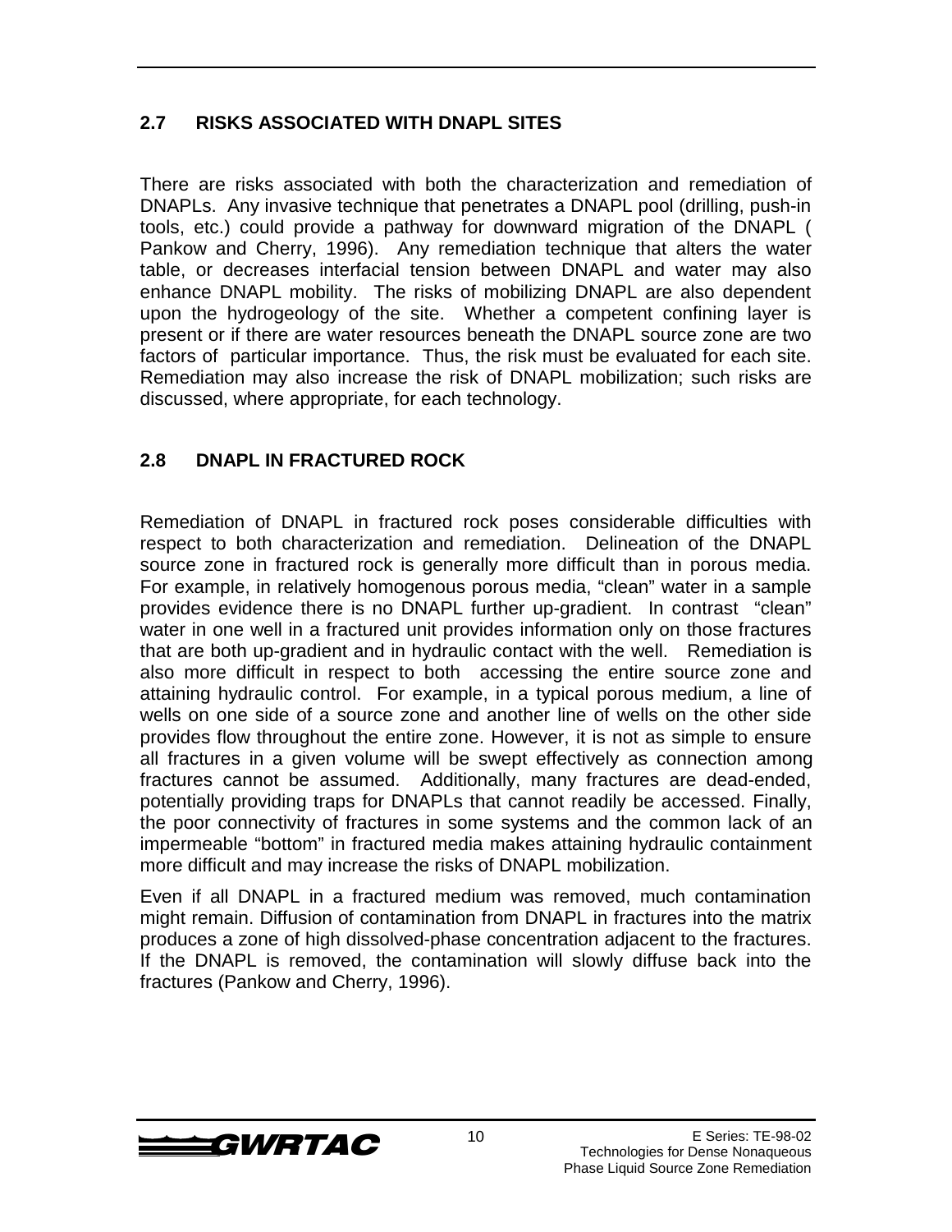## 2.7 RISKS ASSOCIATED WITH DNAPL SITES

There are risks associated with both the characterization and remediation of DNAPLs. Any invasive technique that penetrates a DNAPL pool (drilling, push-in tools, etc.) could provide a pathway for downward migration of the DNAPL ( Pankow and Cherry, 1996). Any remediation technique that alters the water table, or decreases interfacial tension between DNAPL and water may also enhance DNAPL mobility. The risks of mobilizing DNAPL are also dependent upon the hydrogeology of the site. Whether a competent confining layer is present or if there are water resources beneath the DNAPL source zone are two factors of particular importance. Thus, the risk must be evaluated for each site. Remediation may also increase the risk of DNAPL mobilization; such risks are discussed, where appropriate, for each technology.

## 2.8 DNAPL IN FRACTURED ROCK

Remediation of DNAPL in fractured rock poses considerable difficulties with respect to both characterization and remediation. Delineation of the DNAPL source zone in fractured rock is generally more difficult than in porous media. For example, in relatively homogenous porous media, "clean" water in a sample provides evidence there is no DNAPL further up-gradient. In contrast "clean" water in one well in a fractured unit provides information only on those fractures that are both up-gradient and in hydraulic contact with the well. Remediation is also more difficult in respect to both accessing the entire source zone and attaining hydraulic control. For example, in a typical porous medium, a line of wells on one side of a source zone and another line of wells on the other side provides flow throughout the entire zone. However, it is not as simple to ensure all fractures in a given volume will be swept effectively as connection among fractures cannot be assumed. Additionally, many fractures are dead-ended, potentially providing traps for DNAPLs that cannot readily be accessed. Finally, the poor connectivity of fractures in some systems and the common lack of an impermeable "bottom" in fractured media makes attaining hydraulic containment more difficult and may increase the risks of DNAPL mobilization.

Even if all DNAPL in a fractured medium was removed, much contamination might remain. Diffusion of contamination from DNAPL in fractures into the matrix produces a zone of high dissolved-phase concentration adjacent to the fractures. If the DNAPL is removed, the contamination will slowly diffuse back into the fractures (Pankow and Cherry, 1996).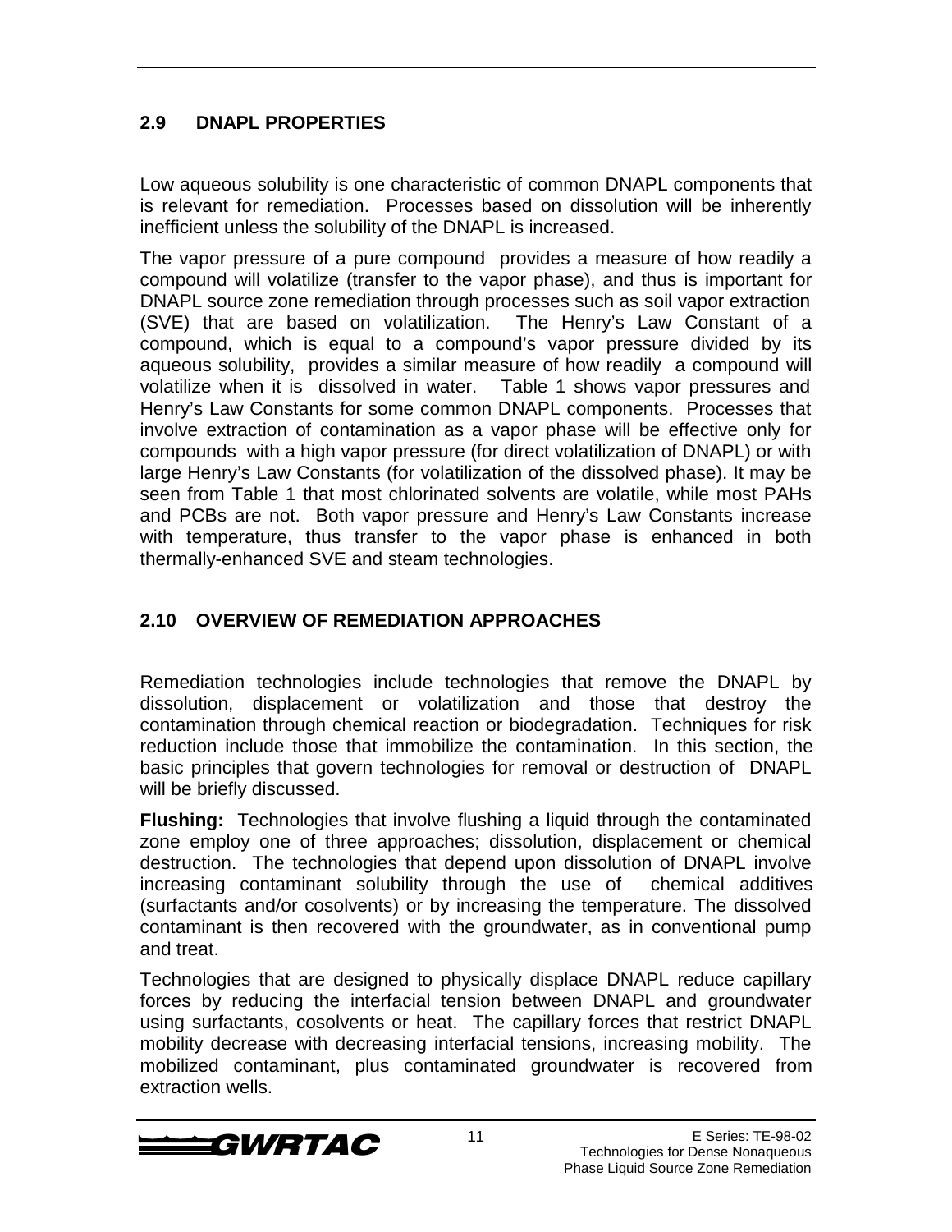## 2.9 DNAPL PROPERTIES

Low aqueous solubility is one characteristic of common DNAPL components that is relevant for remediation. Processes based on dissolution will be inherently inefficient unless the solubility of the DNAPL is increased.

The vapor pressure of a pure compound provides a measure of how readily a compound will volatilize (transfer to the vapor phase), and thus is important for DNAPL source zone remediation through processes such as soil vapor extraction (SVE) that are based on volatilization. The Henry's Law Constant of a compound, which is equal to a compound's vapor pressure divided by its aqueous solubility, provides a similar measure of how readily a compound will volatilize when it is dissolved in water. Table 1 shows vapor pressures and Henry's Law Constants for some common DNAPL components. Processes that involve extraction of contamination as a vapor phase will be effective only for compounds with a high vapor pressure (for direct volatilization of DNAPL) or with large Henry's Law Constants (for volatilization of the dissolved phase). It may be seen from Table 1 that most chlorinated solvents are volatile, while most PAHs and PCBs are not. Both vapor pressure and Henry's Law Constants increase with temperature, thus transfer to the vapor phase is enhanced in both thermally-enhanced SVE and steam technologies.

## 2.10 OVERVIEW OF REMEDIATION APPROACHES

Remediation technologies include technologies that remove the DNAPL by dissolution, displacement or volatilization and those that destroy the contamination through chemical reaction or biodegradation. Techniques for risk reduction include those that immobilize the contamination. In this section, the basic principles that govern technologies for removal or destruction of DNAPL will be briefly discussed.

**Flushing:** Technologies that involve flushing a liquid through the contaminated zone employ one of three approaches; dissolution, displacement or chemical destruction. The technologies that depend upon dissolution of DNAPL involve increasing contaminant solubility through the use of chemical additives (surfactants and/or cosolvents) or by increasing the temperature. The dissolved contaminant is then recovered with the groundwater, as in conventional pump and treat.

Technologies that are designed to physically displace DNAPL reduce capillary forces by reducing the interfacial tension between DNAPL and groundwater using surfactants, cosolvents or heat. The capillary forces that restrict DNAPL mobility decrease with decreasing interfacial tensions, increasing mobility. The mobilized contaminant, plus contaminated groundwater is recovered from extraction wells.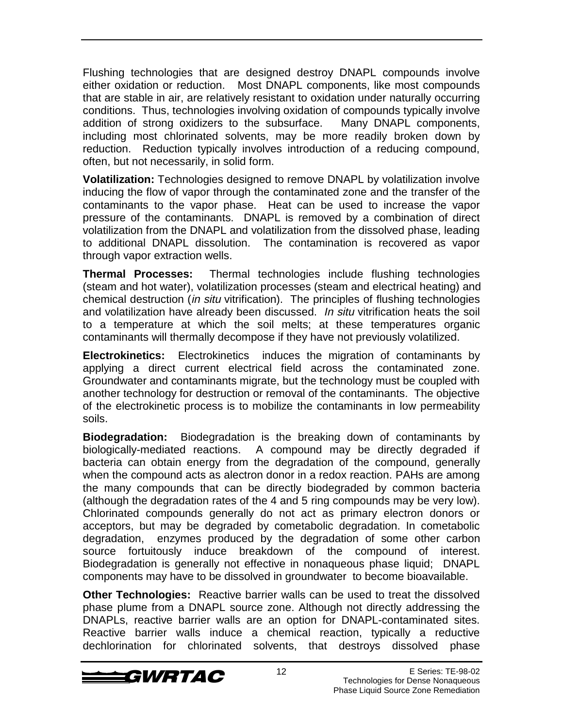Flushing technologies that are designed destroy DNAPL compounds involve either oxidation or reduction. Most DNAPL components, like most compounds that are stable in air, are relatively resistant to oxidation under naturally occurring conditions. Thus, technologies involving oxidation of compounds typically involve addition of strong oxidizers to the subsurface. Many DNAPL components, including most chlorinated solvents, may be more readily broken down by reduction. Reduction typically involves introduction of a reducing compound, often, but not necessarily, in solid form.

**Volatilization:** Technologies designed to remove DNAPL by volatilization involve inducing the flow of vapor through the contaminated zone and the transfer of the contaminants to the vapor phase. Heat can be used to increase the vapor pressure of the contaminants. DNAPL is removed by a combination of direct volatilization from the DNAPL and volatilization from the dissolved phase, leading to additional DNAPL dissolution. The contamination is recovered as vapor through vapor extraction wells.

**Thermal Processes:** Thermal technologies include flushing technologies (steam and hot water), volatilization processes (steam and electrical heating) and chemical destruction (*in situ* vitrification). The principles of flushing technologies and volatilization have already been discussed. *In situ* vitrification heats the soil to a temperature at which the soil melts; at these temperatures organic contaminants will thermally decompose if they have not previously volatilized.

**Electrokinetics:** Electrokinetics induces the migration of contaminants by applying a direct current electrical field across the contaminated zone. Groundwater and contaminants migrate, but the technology must be coupled with another technology for destruction or removal of the contaminants. The objective of the electrokinetic process is to mobilize the contaminants in low permeability soils.

**Biodegradation:** Biodegradation is the breaking down of contaminants by biologically-mediated reactions. A compound may be directly degraded if bacteria can obtain energy from the degradation of the compound, generally when the compound acts as alectron donor in a redox reaction. PAHs are among the many compounds that can be directly biodegraded by common bacteria (although the degradation rates of the 4 and 5 ring compounds may be very low). Chlorinated compounds generally do not act as primary electron donors or acceptors, but may be degraded by cometabolic degradation. In cometabolic degradation, enzymes produced by the degradation of some other carbon source fortuitously induce breakdown of the compound of interest. Biodegradation is generally not effective in nonaqueous phase liquid; DNAPL components may have to be dissolved in groundwater to become bioavailable.

**Other Technologies:** Reactive barrier walls can be used to treat the dissolved phase plume from a DNAPL source zone. Although not directly addressing the DNAPLs, reactive barrier walls are an option for DNAPL-contaminated sites. Reactive barrier walls induce a chemical reaction, typically a reductive dechlorination for chlorinated solvents, that destroys dissolved phase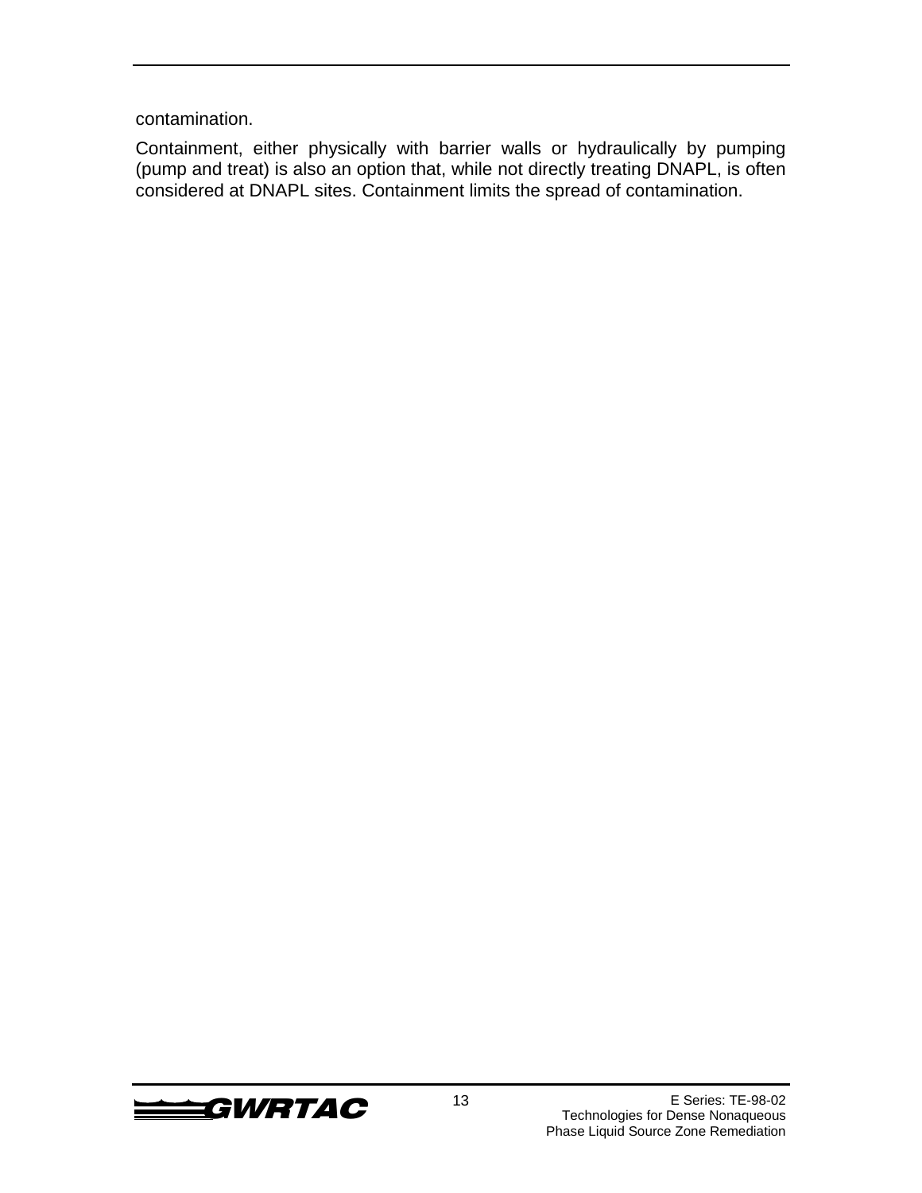contamination.

Containment, either physically with barrier walls or hydraulically by pumping (pump and treat) is also an option that, while not directly treating DNAPL, is often considered at DNAPL sites. Containment limits the spread of contamination.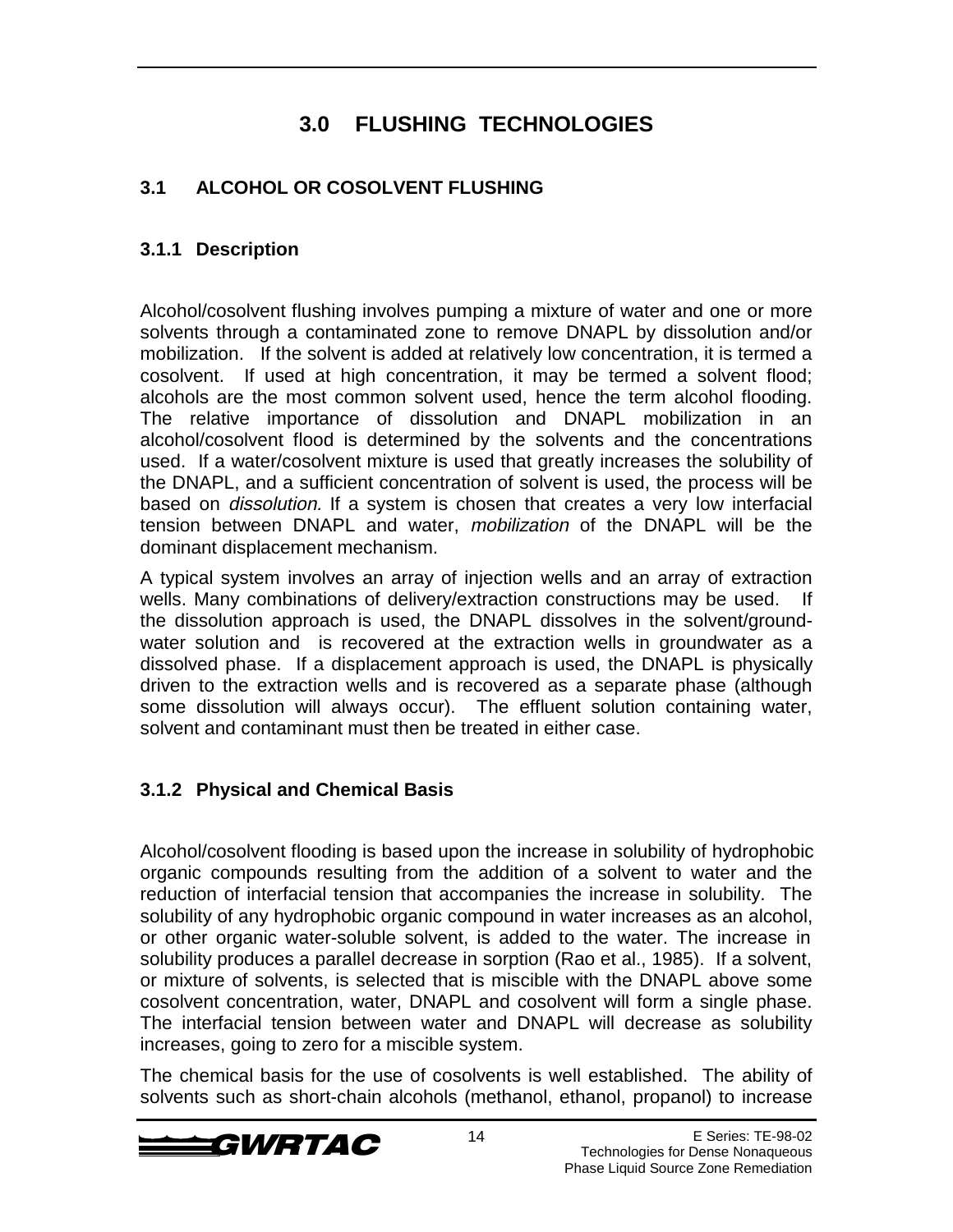# 3.0 FLUSHING TECHNOLOGIES

## 3.1 ALCOHOL OR COSOLVENT FLUSHING

### 3.1.1 Description

Alcohol/cosolvent flushing involves pumping a mixture of water and one or more solvents through a contaminated zone to remove DNAPL by dissolution and/or mobilization. If the solvent is added at relatively low concentration, it is termed a cosolvent. If used at high concentration, it may be termed a solvent flood; alcohols are the most common solvent used, hence the term alcohol flooding. The relative importance of dissolution and DNAPL mobilization in an alcohol/cosolvent flood is determined by the solvents and the concentrations used. If a water/cosolvent mixture is used that greatly increases the solubility of the DNAPL, and a sufficient concentration of solvent is used, the process will be based on *dissolution.* If a system is chosen that creates a very low interfacial tension between DNAPL and water, *mobilization* of the DNAPL will be the dominant displacement mechanism.

A typical system involves an array of injection wells and an array of extraction wells. Many combinations of delivery/extraction constructions may be used. If the dissolution approach is used, the DNAPL dissolves in the solvent/ground-water solution and is recovered at the extraction wells in groundwater as a dissolved phase. If a displacement approach is used, the DNAPL is physically driven to the extraction wells and is recovered as a separate phase (although some dissolution will always occur). The effluent solution containing water, solvent and contaminant must then be treated in either case.

### 3.1.2 Physical and Chemical Basis

Alcohol/cosolvent flooding is based upon the increase in solubility of hydrophobic organic compounds resulting from the addition of a solvent to water and the reduction of interfacial tension that accompanies the increase in solubility. The solubility of any hydrophobic organic compound in water increases as an alcohol, or other organic water-soluble solvent, is added to the water. The increase in solubility produces a parallel decrease in sorption (Rao et al., 1985). If a solvent, or mixture of solvents, is selected that is miscible with the DNAPL above some cosolvent concentration, water, DNAPL and cosolvent will form a single phase. The interfacial tension between water and DNAPL will decrease as solubility increases, going to zero for a miscible system.

The chemical basis for the use of cosolvents is well established. The ability of solvents such as short-chain alcohols (methanol, ethanol, propanol) to increase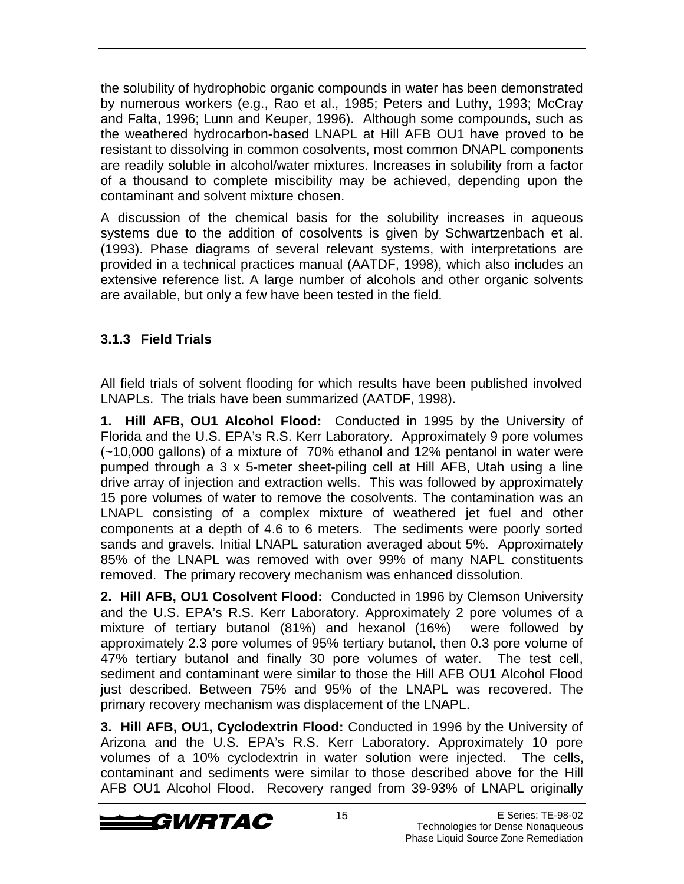the solubility of hydrophobic organic compounds in water has been demonstrated by numerous workers (e.g., Rao et al., 1985; Peters and Luthy, 1993; McCray and Falta, 1996; Lunn and Keuper, 1996). Although some compounds, such as the weathered hydrocarbon-based LNAPL at Hill AFB OU1 have proved to be resistant to dissolving in common cosolvents, most common DNAPL components are readily soluble in alcohol/water mixtures. Increases in solubility from a factor of a thousand to complete miscibility may be achieved, depending upon the contaminant and solvent mixture chosen.

A discussion of the chemical basis for the solubility increases in aqueous systems due to the addition of cosolvents is given by Schwartzenbach et al. (1993). Phase diagrams of several relevant systems, with interpretations are provided in a technical practices manual (AATDF, 1998), which also includes an extensive reference list. A large number of alcohols and other organic solvents are available, but only a few have been tested in the field.

### 3.1.3 Field Trials

All field trials of solvent flooding for which results have been published involved LNAPLs. The trials have been summarized (AATDF, 1998).

**1. Hill AFB, OU1 Alcohol Flood:** Conducted in 1995 by the University of Florida and the U.S. EPA's R.S. Kerr Laboratory. Approximately 9 pore volumes (~10,000 gallons) of a mixture of 70% ethanol and 12% pentanol in water were pumped through a 3 x 5-meter sheet-piling cell at Hill AFB, Utah using a line drive array of injection and extraction wells. This was followed by approximately 15 pore volumes of water to remove the cosolvents. The contamination was an LNAPL consisting of a complex mixture of weathered jet fuel and other components at a depth of 4.6 to 6 meters. The sediments were poorly sorted sands and gravels. Initial LNAPL saturation averaged about 5%. Approximately 85% of the LNAPL was removed with over 99% of many NAPL constituents removed. The primary recovery mechanism was enhanced dissolution.

**2. Hill AFB, OU1 Cosolvent Flood:** Conducted in 1996 by Clemson University and the U.S. EPA's R.S. Kerr Laboratory. Approximately 2 pore volumes of a mixture of tertiary butanol (81%) and hexanol (16%) were followed by approximately 2.3 pore volumes of 95% tertiary butanol, then 0.3 pore volume of 47% tertiary butanol and finally 30 pore volumes of water. The test cell, sediment and contaminant were similar to those the Hill AFB OU1 Alcohol Flood just described. Between 75% and 95% of the LNAPL was recovered. The primary recovery mechanism was displacement of the LNAPL.

**3. Hill AFB, OU1, Cyclodextrin Flood:** Conducted in 1996 by the University of Arizona and the U.S. EPA's R.S. Kerr Laboratory. Approximately 10 pore volumes of a 10% cyclodextrin in water solution were injected. The cells, contaminant and sediments were similar to those described above for the Hill AFB OU1 Alcohol Flood. Recovery ranged from 39-93% of LNAPL originally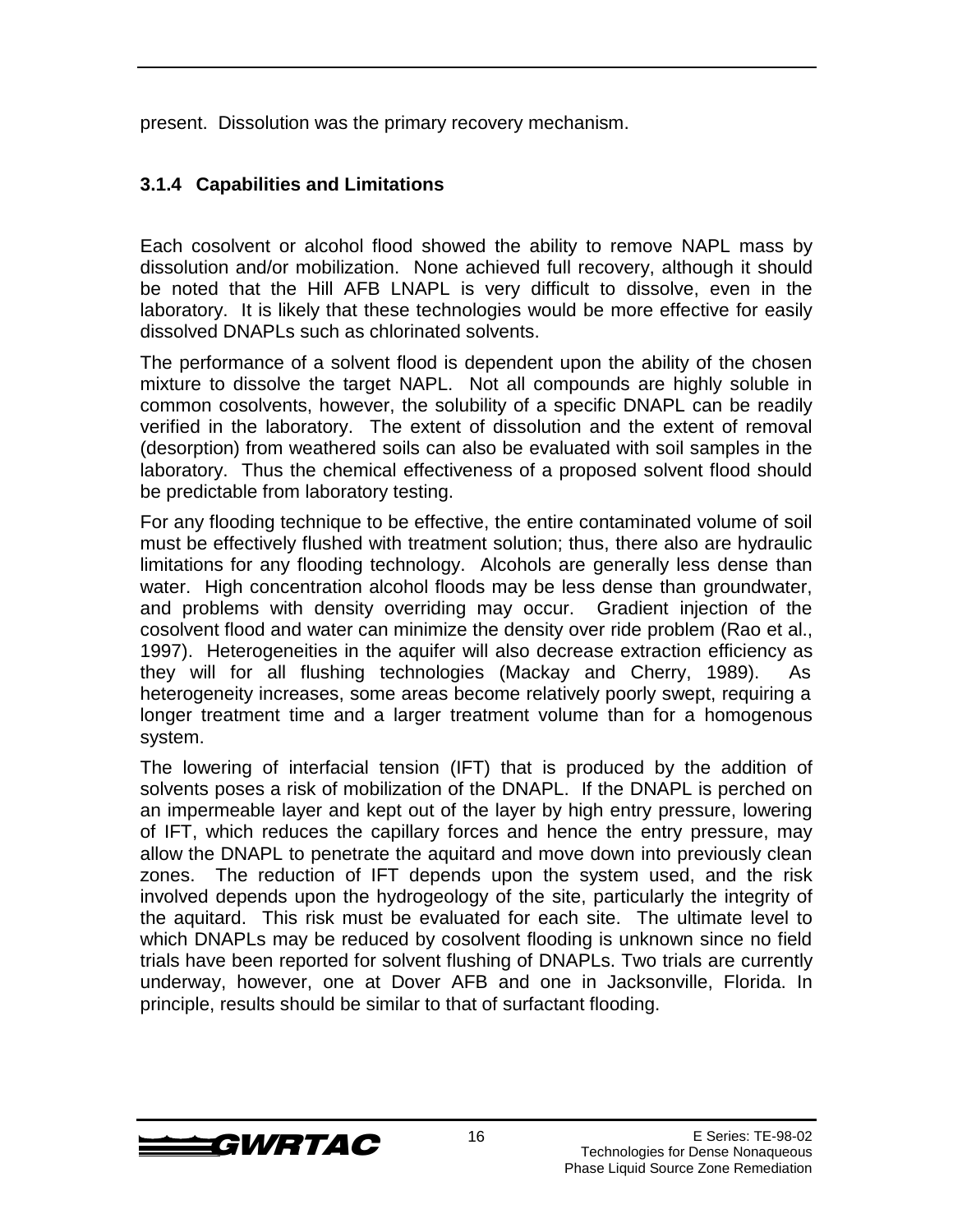present. Dissolution was the primary recovery mechanism.

### 3.1.4 Capabilities and Limitations

Each cosolvent or alcohol flood showed the ability to remove NAPL mass by dissolution and/or mobilization. None achieved full recovery, although it should be noted that the Hill AFB LNAPL is very difficult to dissolve, even in the laboratory. It is likely that these technologies would be more effective for easily dissolved DNAPLs such as chlorinated solvents.

The performance of a solvent flood is dependent upon the ability of the chosen mixture to dissolve the target NAPL. Not all compounds are highly soluble in common cosolvents, however, the solubility of a specific DNAPL can be readily verified in the laboratory. The extent of dissolution and the extent of removal (desorption) from weathered soils can also be evaluated with soil samples in the laboratory. Thus the chemical effectiveness of a proposed solvent flood should be predictable from laboratory testing.

For any flooding technique to be effective, the entire contaminated volume of soil must be effectively flushed with treatment solution; thus, there also are hydraulic limitations for any flooding technology. Alcohols are generally less dense than water. High concentration alcohol floods may be less dense than groundwater, and problems with density overriding may occur. Gradient injection of the cosolvent flood and water can minimize the density over ride problem (Rao et al., 1997). Heterogeneities in the aquifer will also decrease extraction efficiency as they will for all flushing technologies (Mackay and Cherry, 1989). As heterogeneity increases, some areas become relatively poorly swept, requiring a longer treatment time and a larger treatment volume than for a homogenous system.

The lowering of interfacial tension (IFT) that is produced by the addition of solvents poses a risk of mobilization of the DNAPL. If the DNAPL is perched on an impermeable layer and kept out of the layer by high entry pressure, lowering of IFT, which reduces the capillary forces and hence the entry pressure, may allow the DNAPL to penetrate the aquitard and move down into previously clean zones. The reduction of IFT depends upon the system used, and the risk involved depends upon the hydrogeology of the site, particularly the integrity of the aquitard. This risk must be evaluated for each site. The ultimate level to which DNAPLs may be reduced by cosolvent flooding is unknown since no field trials have been reported for solvent flushing of DNAPLs. Two trials are currently underway, however, one at Dover AFB and one in Jacksonville, Florida. In principle, results should be similar to that of surfactant flooding.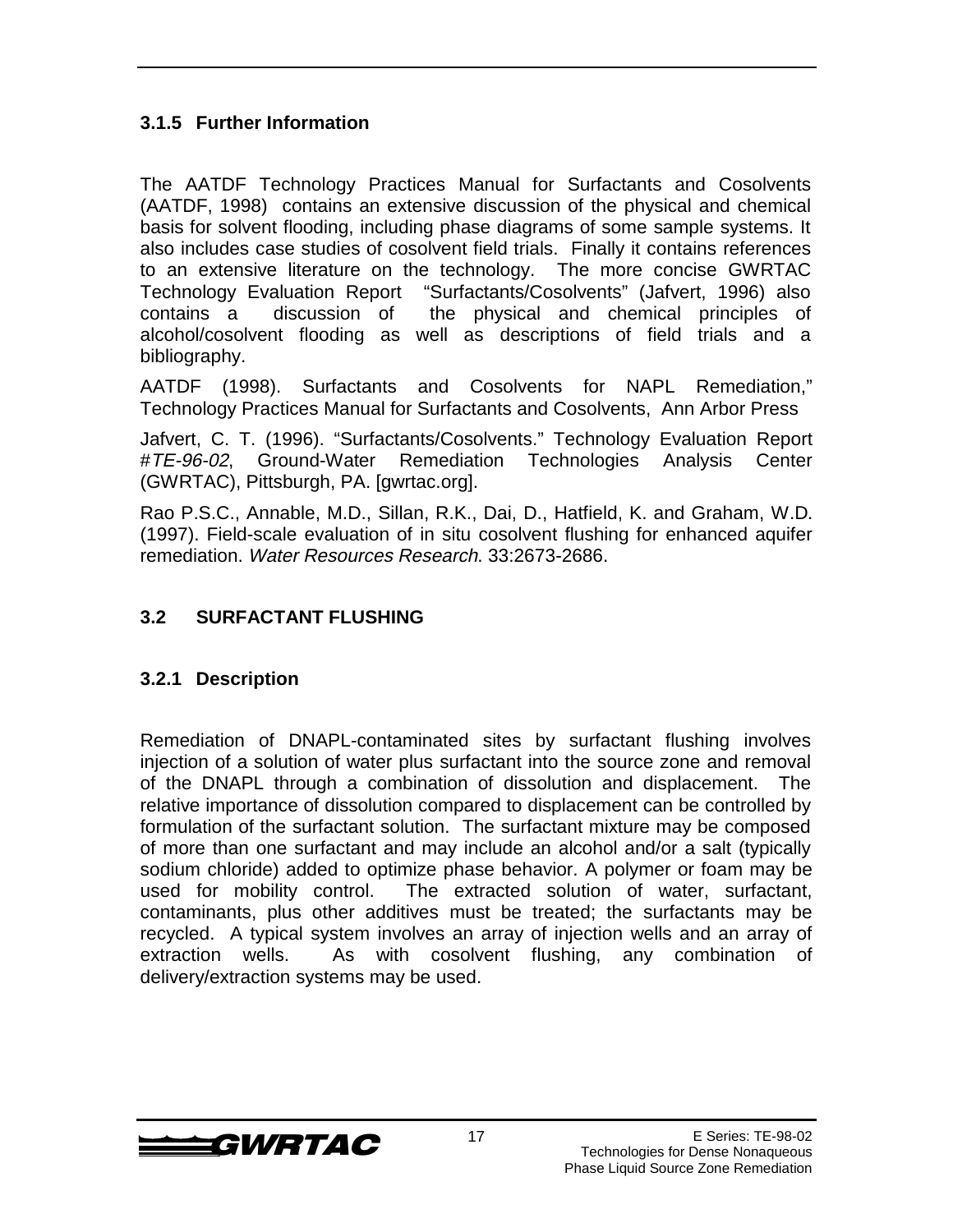### 3.1.5 Further Information

The AATDF Technology Practices Manual for Surfactants and Cosolvents (AATDF, 1998) contains an extensive discussion of the physical and chemical basis for solvent flooding, including phase diagrams of some sample systems. It also includes case studies of cosolvent field trials. Finally it contains references to an extensive literature on the technology. The more concise GWRTAC Technology Evaluation Report "Surfactants/Cosolvents" (Jafvert, 1996) also contains a discussion of the physical and chemical principles of alcohol/cosolvent flooding as well as descriptions of field trials and a bibliography.

AATDF (1998). Surfactants and Cosolvents for NAPL Remediation," Technology Practices Manual for Surfactants and Cosolvents, Ann Arbor Press

Jafvert, C. T. (1996). "Surfactants/Cosolvents." Technology Evaluation Report #*TE-96-02*, Ground-Water Remediation Technologies Analysis Center (GWRTAC), Pittsburgh, PA. [gwrtac.org].

Rao P.S.C., Annable, M.D., Sillan, R.K., Dai, D., Hatfield, K. and Graham, W.D. (1997). Field-scale evaluation of in situ cosolvent flushing for enhanced aquifer remediation. *Water Resources Research*. 33:2673-2686.

## 3.2 SURFACTANT FLUSHING

### 3.2.1 Description

Remediation of DNAPL-contaminated sites by surfactant flushing involves injection of a solution of water plus surfactant into the source zone and removal of the DNAPL through a combination of dissolution and displacement. The relative importance of dissolution compared to displacement can be controlled by formulation of the surfactant solution. The surfactant mixture may be composed of more than one surfactant and may include an alcohol and/or a salt (typically sodium chloride) added to optimize phase behavior. A polymer or foam may be used for mobility control. The extracted solution of water, surfactant, contaminants, plus other additives must be treated; the surfactants may be recycled. A typical system involves an array of injection wells and an array of extraction wells. As with cosolvent flushing, any combination of delivery/extraction systems may be used.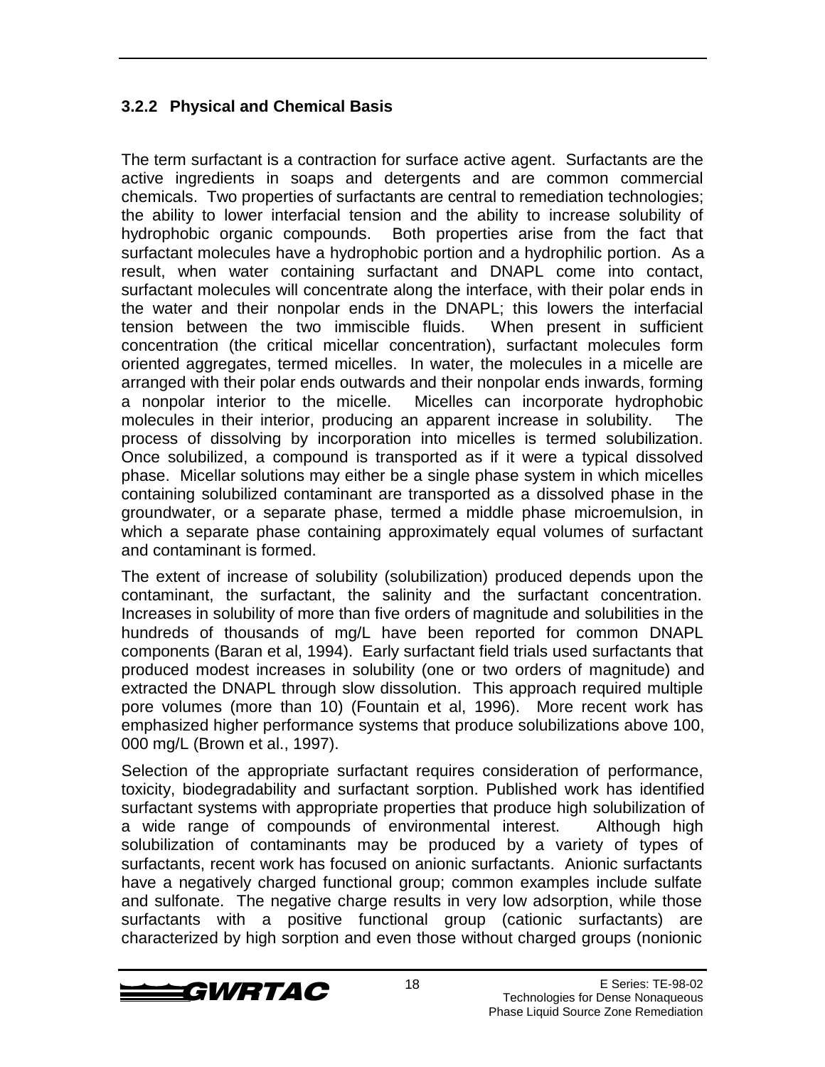### 3.2.2 Physical and Chemical Basis

The term surfactant is a contraction for surface active agent. Surfactants are the active ingredients in soaps and detergents and are common commercial chemicals. Two properties of surfactants are central to remediation technologies; the ability to lower interfacial tension and the ability to increase solubility of hydrophobic organic compounds. Both properties arise from the fact that surfactant molecules have a hydrophobic portion and a hydrophilic portion. As a result, when water containing surfactant and DNAPL come into contact, surfactant molecules will concentrate along the interface, with their polar ends in the water and their nonpolar ends in the DNAPL; this lowers the interfacial tension between the two immiscible fluids. When present in sufficient concentration (the critical micellar concentration), surfactant molecules form oriented aggregates, termed micelles. In water, the molecules in a micelle are arranged with their polar ends outwards and their nonpolar ends inwards, forming a nonpolar interior to the micelle. Micelles can incorporate hydrophobic molecules in their interior, producing an apparent increase in solubility. The process of dissolving by incorporation into micelles is termed solubilization. Once solubilized, a compound is transported as if it were a typical dissolved phase. Micellar solutions may either be a single phase system in which micelles containing solubilized contaminant are transported as a dissolved phase in the groundwater, or a separate phase, termed a middle phase microemulsion, in which a separate phase containing approximately equal volumes of surfactant and contaminant is formed.

The extent of increase of solubility (solubilization) produced depends upon the contaminant, the surfactant, the salinity and the surfactant concentration. Increases in solubility of more than five orders of magnitude and solubilities in the hundreds of thousands of mg/L have been reported for common DNAPL components (Baran et al, 1994). Early surfactant field trials used surfactants that produced modest increases in solubility (one or two orders of magnitude) and extracted the DNAPL through slow dissolution. This approach required multiple pore volumes (more than 10) (Fountain et al, 1996). More recent work has emphasized higher performance systems that produce solubilizations above 100, 000 mg/L (Brown et al., 1997).

Selection of the appropriate surfactant requires consideration of performance, toxicity, biodegradability and surfactant sorption. Published work has identified surfactant systems with appropriate properties that produce high solubilization of a wide range of compounds of environmental interest. Although high solubilization of contaminants may be produced by a variety of types of surfactants, recent work has focused on anionic surfactants. Anionic surfactants have a negatively charged functional group; common examples include sulfate and sulfonate. The negative charge results in very low adsorption, while those surfactants with a positive functional group (cationic surfactants) are characterized by high sorption and even those without charged groups (nonionic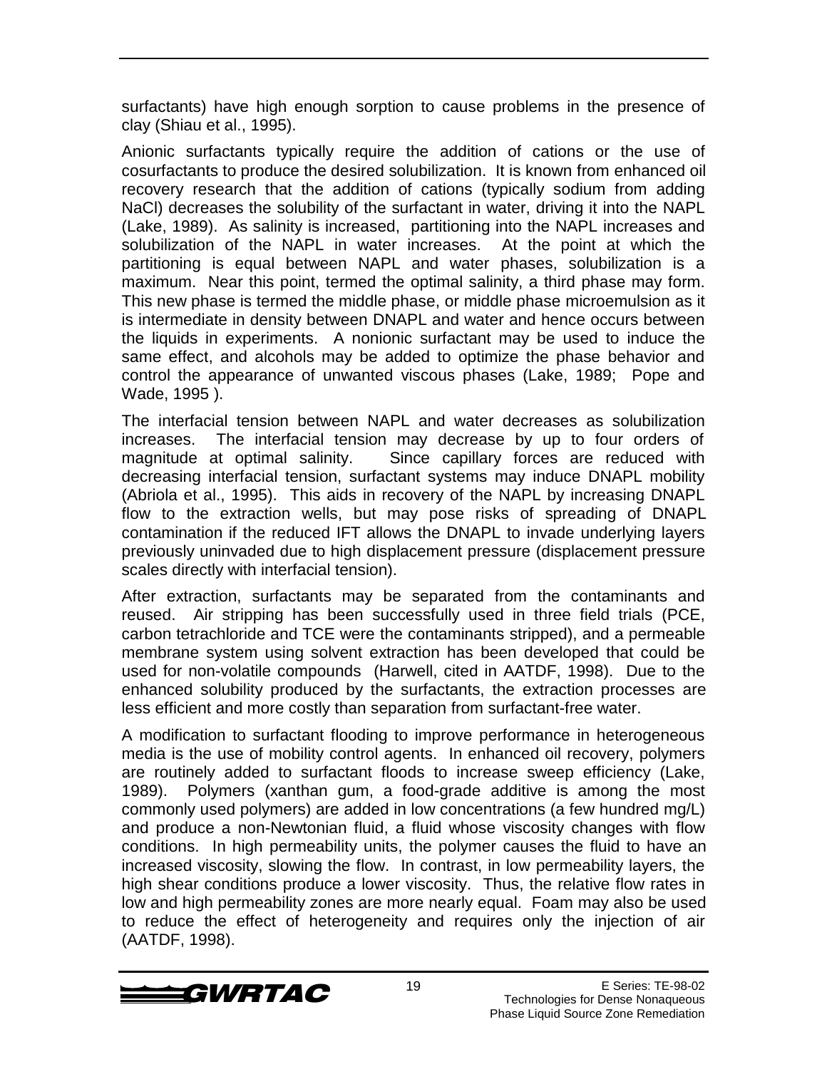surfactants) have high enough sorption to cause problems in the presence of clay (Shiau et al., 1995).

Anionic surfactants typically require the addition of cations or the use of cosurfactants to produce the desired solubilization. It is known from enhanced oil recovery research that the addition of cations (typically sodium from adding NaCl) decreases the solubility of the surfactant in water, driving it into the NAPL (Lake, 1989). As salinity is increased, partitioning into the NAPL increases and solubilization of the NAPL in water increases. At the point at which the partitioning is equal between NAPL and water phases, solubilization is a maximum. Near this point, termed the optimal salinity, a third phase may form. This new phase is termed the middle phase, or middle phase microemulsion as it is intermediate in density between DNAPL and water and hence occurs between the liquids in experiments. A nonionic surfactant may be used to induce the same effect, and alcohols may be added to optimize the phase behavior and control the appearance of unwanted viscous phases (Lake, 1989; Pope and Wade, 1995 ).

The interfacial tension between NAPL and water decreases as solubilization increases. The interfacial tension may decrease by up to four orders of magnitude at optimal salinity. Since capillary forces are reduced with decreasing interfacial tension, surfactant systems may induce DNAPL mobility (Abriola et al., 1995). This aids in recovery of the NAPL by increasing DNAPL flow to the extraction wells, but may pose risks of spreading of DNAPL contamination if the reduced IFT allows the DNAPL to invade underlying layers previously uninvaded due to high displacement pressure (displacement pressure scales directly with interfacial tension).

After extraction, surfactants may be separated from the contaminants and reused. Air stripping has been successfully used in three field trials (PCE, carbon tetrachloride and TCE were the contaminants stripped), and a permeable membrane system using solvent extraction has been developed that could be used for non-volatile compounds (Harwell, cited in AATDF, 1998). Due to the enhanced solubility produced by the surfactants, the extraction processes are less efficient and more costly than separation from surfactant-free water.

A modification to surfactant flooding to improve performance in heterogeneous media is the use of mobility control agents. In enhanced oil recovery, polymers are routinely added to surfactant floods to increase sweep efficiency (Lake, 1989). Polymers (xanthan gum, a food-grade additive is among the most commonly used polymers) are added in low concentrations (a few hundred mg/L) and produce a non-Newtonian fluid, a fluid whose viscosity changes with flow conditions. In high permeability units, the polymer causes the fluid to have an increased viscosity, slowing the flow. In contrast, in low permeability layers, the high shear conditions produce a lower viscosity. Thus, the relative flow rates in low and high permeability zones are more nearly equal. Foam may also be used to reduce the effect of heterogeneity and requires only the injection of air (AATDF, 1998).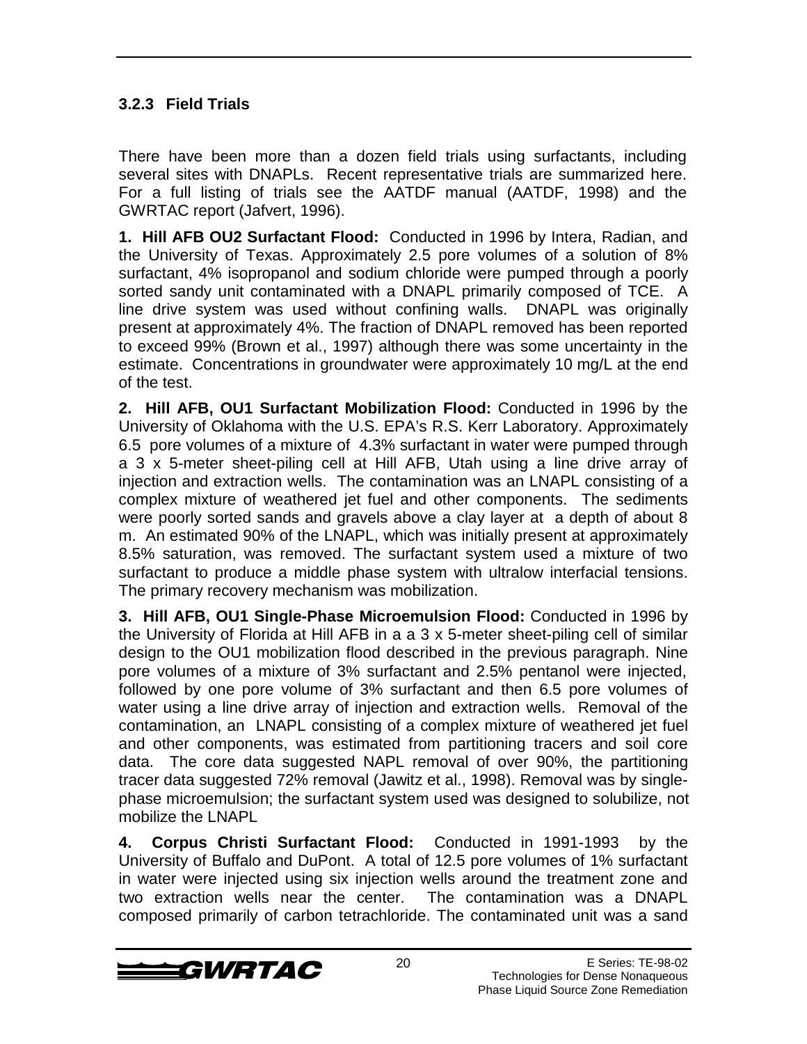### 3.2.3 Field Trials

There have been more than a dozen field trials using surfactants, including several sites with DNAPLs. Recent representative trials are summarized here. For a full listing of trials see the AATDF manual (AATDF, 1998) and the GWRTAC report (Jafvert, 1996).

**1. Hill AFB OU2 Surfactant Flood:** Conducted in 1996 by Intera, Radian, and the University of Texas. Approximately 2.5 pore volumes of a solution of 8% surfactant, 4% isopropanol and sodium chloride were pumped through a poorly sorted sandy unit contaminated with a DNAPL primarily composed of TCE. A line drive system was used without confining walls. DNAPL was originally present at approximately 4%. The fraction of DNAPL removed has been reported to exceed 99% (Brown et al., 1997) although there was some uncertainty in the estimate. Concentrations in groundwater were approximately 10 mg/L at the end of the test.

**2. Hill AFB, OU1 Surfactant Mobilization Flood:** Conducted in 1996 by the University of Oklahoma with the U.S. EPA's R.S. Kerr Laboratory. Approximately 6.5 pore volumes of a mixture of 4.3% surfactant in water were pumped through a 3 x 5-meter sheet-piling cell at Hill AFB, Utah using a line drive array of injection and extraction wells. The contamination was an LNAPL consisting of a complex mixture of weathered jet fuel and other components. The sediments were poorly sorted sands and gravels above a clay layer at a depth of about 8 m. An estimated 90% of the LNAPL, which was initially present at approximately 8.5% saturation, was removed. The surfactant system used a mixture of two surfactant to produce a middle phase system with ultralow interfacial tensions. The primary recovery mechanism was mobilization.

**3. Hill AFB, OU1 Single-Phase Microemulsion Flood:** Conducted in 1996 by the University of Florida at Hill AFB in a a 3 x 5-meter sheet-piling cell of similar design to the OU1 mobilization flood described in the previous paragraph. Nine pore volumes of a mixture of 3% surfactant and 2.5% pentanol were injected, followed by one pore volume of 3% surfactant and then 6.5 pore volumes of water using a line drive array of injection and extraction wells. Removal of the contamination, an LNAPL consisting of a complex mixture of weathered jet fuel and other components, was estimated from partitioning tracers and soil core data. The core data suggested NAPL removal of over 90%, the partitioning tracer data suggested 72% removal (Jawitz et al., 1998). Removal was by single-phase microemulsion; the surfactant system used was designed to solubilize, not mobilize the LNAPL

**4. Corpus Christi Surfactant Flood:** Conducted in 1991-1993 by the University of Buffalo and DuPont. A total of 12.5 pore volumes of 1% surfactant in water were injected using six injection wells around the treatment zone and two extraction wells near the center. The contamination was a DNAPL composed primarily of carbon tetrachloride. The contaminated unit was a sand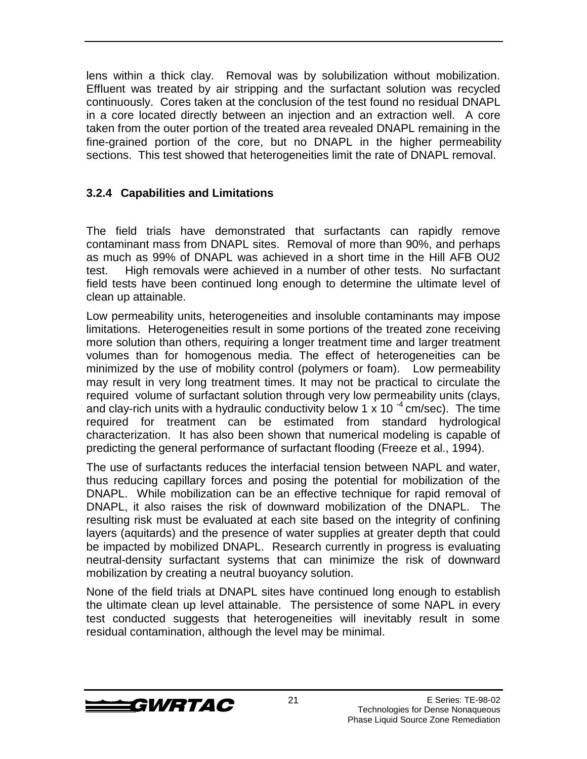lens within a thick clay. Removal was by solubilization without mobilization. Effluent was treated by air stripping and the surfactant solution was recycled continuously. Cores taken at the conclusion of the test found no residual DNAPL in a core located directly between an injection and an extraction well. A core taken from the outer portion of the treated area revealed DNAPL remaining in the fine-grained portion of the core, but no DNAPL in the higher permeability sections. This test showed that heterogeneities limit the rate of DNAPL removal.

### 3.2.4 Capabilities and Limitations

The field trials have demonstrated that surfactants can rapidly remove contaminant mass from DNAPL sites. Removal of more than 90%, and perhaps as much as 99% of DNAPL was achieved in a short time in the Hill AFB OU2 test. High removals were achieved in a number of other tests. No surfactant field tests have been continued long enough to determine the ultimate level of clean up attainable.

Low permeability units, heterogeneities and insoluble contaminants may impose limitations. Heterogeneities result in some portions of the treated zone receiving more solution than others, requiring a longer treatment time and larger treatment volumes than for homogenous media. The effect of heterogeneities can be minimized by the use of mobility control (polymers or foam). Low permeability may result in very long treatment times. It may not be practical to circulate the required volume of surfactant solution through very low permeability units (clays, and clay-rich units with a hydraulic conductivity below $1 \times 10^{-4}$ cm/sec). The time required for treatment can be estimated from standard hydrological characterization. It has also been shown that numerical modeling is capable of predicting the general performance of surfactant flooding (Freeze et al., 1994).

The use of surfactants reduces the interfacial tension between NAPL and water, thus reducing capillary forces and posing the potential for mobilization of the DNAPL. While mobilization can be an effective technique for rapid removal of DNAPL, it also raises the risk of downward mobilization of the DNAPL. The resulting risk must be evaluated at each site based on the integrity of confining layers (aquitards) and the presence of water supplies at greater depth that could be impacted by mobilized DNAPL. Research currently in progress is evaluating neutral-density surfactant systems that can minimize the risk of downward mobilization by creating a neutral buoyancy solution.

None of the field trials at DNAPL sites have continued long enough to establish the ultimate clean up level attainable. The persistence of some NAPL in every test conducted suggests that heterogeneities will inevitably result in some residual contamination, although the level may be minimal.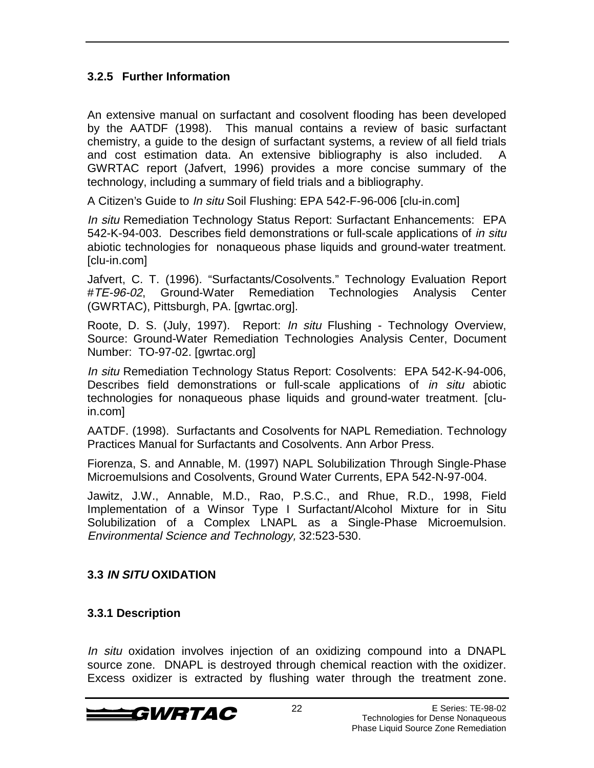### 3.2.5 Further Information

An extensive manual on surfactant and cosolvent flooding has been developed by the AATDF (1998). This manual contains a review of basic surfactant chemistry, a guide to the design of surfactant systems, a review of all field trials and cost estimation data. An extensive bibliography is also included. A GWRTAC report (Jafvert, 1996) provides a more concise summary of the technology, including a summary of field trials and a bibliography.

A Citizen's Guide to *In situ* Soil Flushing: EPA 542-F-96-006 [clu-in.com]

*In situ* Remediation Technology Status Report: Surfactant Enhancements: EPA 542-K-94-003. Describes field demonstrations or full-scale applications of *in situ* abiotic technologies for nonaqueous phase liquids and ground-water treatment. [clu-in.com]

Jafvert, C. T. (1996). "Surfactants/Cosolvents." Technology Evaluation Report #*TE-96-02*, Ground-Water Remediation Technologies Analysis Center (GWRTAC), Pittsburgh, PA. [gwrtac.org].

Roote, D. S. (July, 1997). Report: *In situ* Flushing - Technology Overview, Source: Ground-Water Remediation Technologies Analysis Center, Document Number: TO-97-02. [gwrtac.org]

*In situ* Remediation Technology Status Report: Cosolvents: EPA 542-K-94-006, Describes field demonstrations or full-scale applications of *in situ* abiotic technologies for nonaqueous phase liquids and ground-water treatment. [clu-in.com]

AATDF. (1998). Surfactants and Cosolvents for NAPL Remediation. Technology Practices Manual for Surfactants and Cosolvents. Ann Arbor Press.

Fiorenza, S. and Annable, M. (1997) NAPL Solubilization Through Single-Phase Microemulsions and Cosolvents, Ground Water Currents, EPA 542-N-97-004.

Jawitz, J.W., Annable, M.D., Rao, P.S.C., and Rhue, R.D., 1998, Field Implementation of a Winsor Type I Surfactant/Alcohol Mixture for in Situ Solubilization of a Complex LNAPL as a Single-Phase Microemulsion. *Environmental Science and Technology,* 32:523-530.

## 3.3 *IN SITU* OXIDATION

### 3.3.1 Description

*In situ* oxidation involves injection of an oxidizing compound into a DNAPL source zone. DNAPL is destroyed through chemical reaction with the oxidizer. Excess oxidizer is extracted by flushing water through the treatment zone.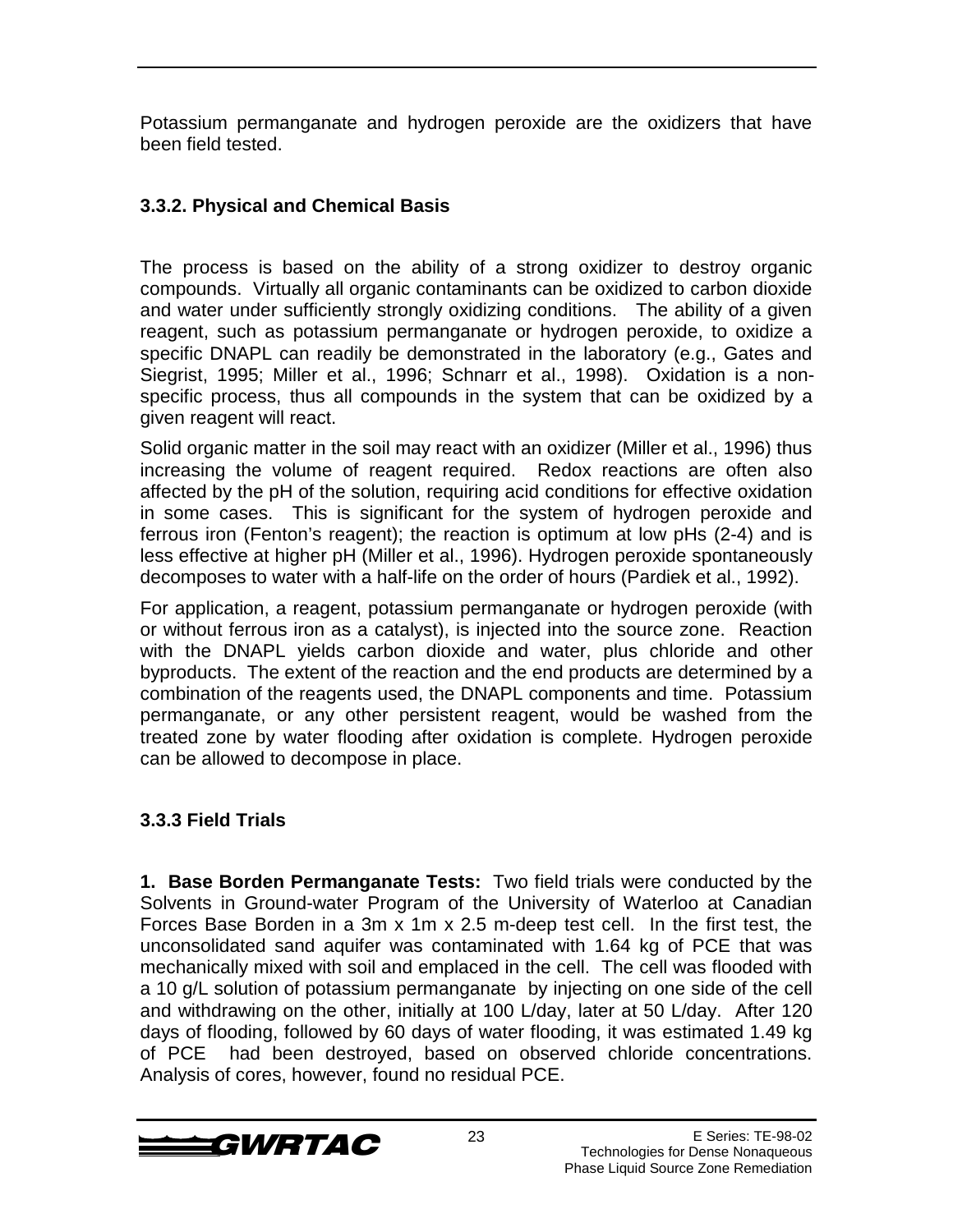Potassium permanganate and hydrogen peroxide are the oxidizers that have been field tested.

### 3.3.2. Physical and Chemical Basis

The process is based on the ability of a strong oxidizer to destroy organic compounds. Virtually all organic contaminants can be oxidized to carbon dioxide and water under sufficiently strongly oxidizing conditions. The ability of a given reagent, such as potassium permanganate or hydrogen peroxide, to oxidize a specific DNAPL can readily be demonstrated in the laboratory (e.g., Gates and Siegrist, 1995; Miller et al., 1996; Schnarr et al., 1998). Oxidation is a non-specific process, thus all compounds in the system that can be oxidized by a given reagent will react.

Solid organic matter in the soil may react with an oxidizer (Miller et al., 1996) thus increasing the volume of reagent required. Redox reactions are often also affected by the pH of the solution, requiring acid conditions for effective oxidation in some cases. This is significant for the system of hydrogen peroxide and ferrous iron (Fenton's reagent); the reaction is optimum at low pHs (2-4) and is less effective at higher pH (Miller et al., 1996). Hydrogen peroxide spontaneously decomposes to water with a half-life on the order of hours (Pardiek et al., 1992).

For application, a reagent, potassium permanganate or hydrogen peroxide (with or without ferrous iron as a catalyst), is injected into the source zone. Reaction with the DNAPL yields carbon dioxide and water, plus chloride and other byproducts. The extent of the reaction and the end products are determined by a combination of the reagents used, the DNAPL components and time. Potassium permanganate, or any other persistent reagent, would be washed from the treated zone by water flooding after oxidation is complete. Hydrogen peroxide can be allowed to decompose in place.

### 3.3.3 Field Trials

**1. Base Borden Permanganate Tests:** Two field trials were conducted by the Solvents in Ground-water Program of the University of Waterloo at Canadian Forces Base Borden in a 3m x 1m x 2.5 m-deep test cell. In the first test, the unconsolidated sand aquifer was contaminated with 1.64 kg of PCE that was mechanically mixed with soil and emplaced in the cell. The cell was flooded with a 10 g/L solution of potassium permanganate by injecting on one side of the cell and withdrawing on the other, initially at 100 L/day, later at 50 L/day. After 120 days of flooding, followed by 60 days of water flooding, it was estimated 1.49 kg of PCE had been destroyed, based on observed chloride concentrations. Analysis of cores, however, found no residual PCE.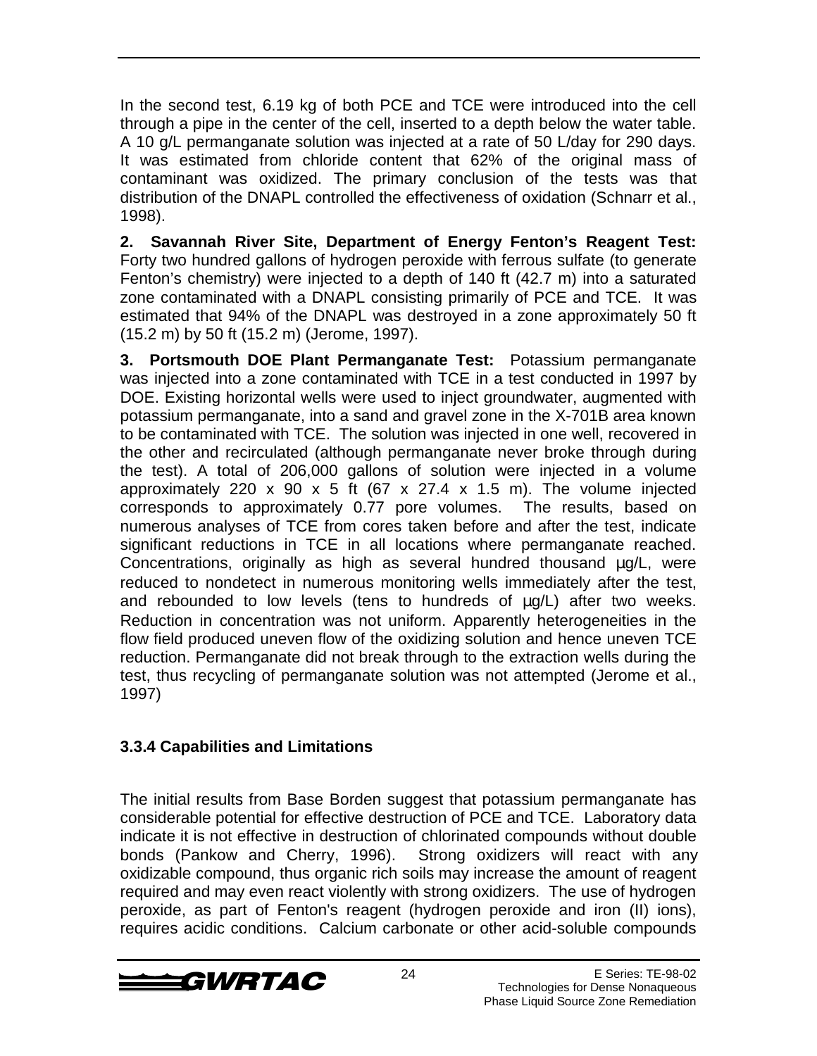In the second test, 6.19 kg of both PCE and TCE were introduced into the cell through a pipe in the center of the cell, inserted to a depth below the water table. A 10 g/L permanganate solution was injected at a rate of 50 L/day for 290 days. It was estimated from chloride content that 62% of the original mass of contaminant was oxidized. The primary conclusion of the tests was that distribution of the DNAPL controlled the effectiveness of oxidation (Schnarr et al., 1998).

**2. Savannah River Site, Department of Energy Fenton's Reagent Test:** Forty two hundred gallons of hydrogen peroxide with ferrous sulfate (to generate Fenton's chemistry) were injected to a depth of 140 ft (42.7 m) into a saturated zone contaminated with a DNAPL consisting primarily of PCE and TCE. It was estimated that 94% of the DNAPL was destroyed in a zone approximately 50 ft (15.2 m) by 50 ft (15.2 m) (Jerome, 1997).

**3. Portsmouth DOE Plant Permanganate Test:** Potassium permanganate was injected into a zone contaminated with TCE in a test conducted in 1997 by DOE. Existing horizontal wells were used to inject groundwater, augmented with potassium permanganate, into a sand and gravel zone in the X-701B area known to be contaminated with TCE. The solution was injected in one well, recovered in the other and recirculated (although permanganate never broke through during the test). A total of 206,000 gallons of solution were injected in a volume approximately 220 x 90 x 5 ft (67 x 27.4 x 1.5 m). The volume injected corresponds to approximately 0.77 pore volumes. The results, based on numerous analyses of TCE from cores taken before and after the test, indicate significant reductions in TCE in all locations where permanganate reached. Concentrations, originally as high as several hundred thousand µg/L, were reduced to nondetect in numerous monitoring wells immediately after the test, and rebounded to low levels (tens to hundreds of µg/L) after two weeks. Reduction in concentration was not uniform. Apparently heterogeneities in the flow field produced uneven flow of the oxidizing solution and hence uneven TCE reduction. Permanganate did not break through to the extraction wells during the test, thus recycling of permanganate solution was not attempted (Jerome et al., 1997)

### 3.3.4 Capabilities and Limitations

The initial results from Base Borden suggest that potassium permanganate has considerable potential for effective destruction of PCE and TCE. Laboratory data indicate it is not effective in destruction of chlorinated compounds without double bonds (Pankow and Cherry, 1996). Strong oxidizers will react with any oxidizable compound, thus organic rich soils may increase the amount of reagent required and may even react violently with strong oxidizers. The use of hydrogen peroxide, as part of Fenton's reagent (hydrogen peroxide and iron (II) ions), requires acidic conditions. Calcium carbonate or other acid-soluble compounds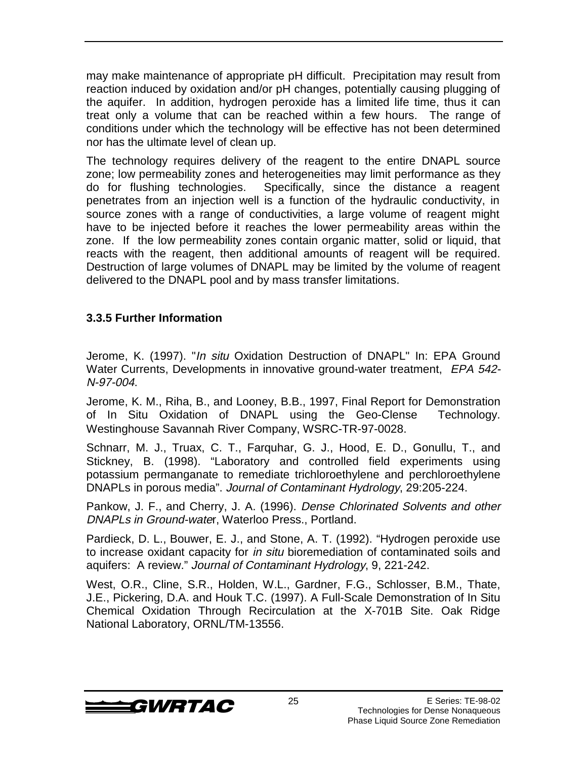may make maintenance of appropriate pH difficult. Precipitation may result from reaction induced by oxidation and/or pH changes, potentially causing plugging of the aquifer. In addition, hydrogen peroxide has a limited life time, thus it can treat only a volume that can be reached within a few hours. The range of conditions under which the technology will be effective has not been determined nor has the ultimate level of clean up.

The technology requires delivery of the reagent to the entire DNAPL source zone; low permeability zones and heterogeneities may limit performance as they do for flushing technologies. Specifically, since the distance a reagent penetrates from an injection well is a function of the hydraulic conductivity, in source zones with a range of conductivities, a large volume of reagent might have to be injected before it reaches the lower permeability areas within the zone. If the low permeability zones contain organic matter, solid or liquid, that reacts with the reagent, then additional amounts of reagent will be required. Destruction of large volumes of DNAPL may be limited by the volume of reagent delivered to the DNAPL pool and by mass transfer limitations.

### 3.3.5 Further Information

Jerome, K. (1997). "*In situ* Oxidation Destruction of DNAPL" In: EPA Ground Water Currents, Developments in innovative ground-water treatment, *EPA 542-N-97-004*.

Jerome, K. M., Riha, B., and Looney, B.B., 1997, Final Report for Demonstration of In Situ Oxidation of DNAPL using the Geo-Clense Technology. Westinghouse Savannah River Company, WSRC-TR-97-0028.

Schnarr, M. J., Truax, C. T., Farquhar, G. J., Hood, E. D., Gonullu, T., and Stickney, B. (1998). "Laboratory and controlled field experiments using potassium permanganate to remediate trichloroethylene and perchloroethylene DNAPLs in porous media". *Journal of Contaminant Hydrology*, 29:205-224.

Pankow, J. F., and Cherry, J. A. (1996). *Dense Chlorinated Solvents and other DNAPLs in Ground-water*, Waterloo Press., Portland.

Pardieck, D. L., Bouwer, E. J., and Stone, A. T. (1992). "Hydrogen peroxide use to increase oxidant capacity for *in situ* bioremediation of contaminated soils and aquifers: A review." *Journal of Contaminant Hydrology*, 9, 221-242.

West, O.R., Cline, S.R., Holden, W.L., Gardner, F.G., Schlosser, B.M., Thate, J.E., Pickering, D.A. and Houk T.C. (1997). A Full-Scale Demonstration of In Situ Chemical Oxidation Through Recirculation at the X-701B Site. Oak Ridge National Laboratory, ORNL/TM-13556.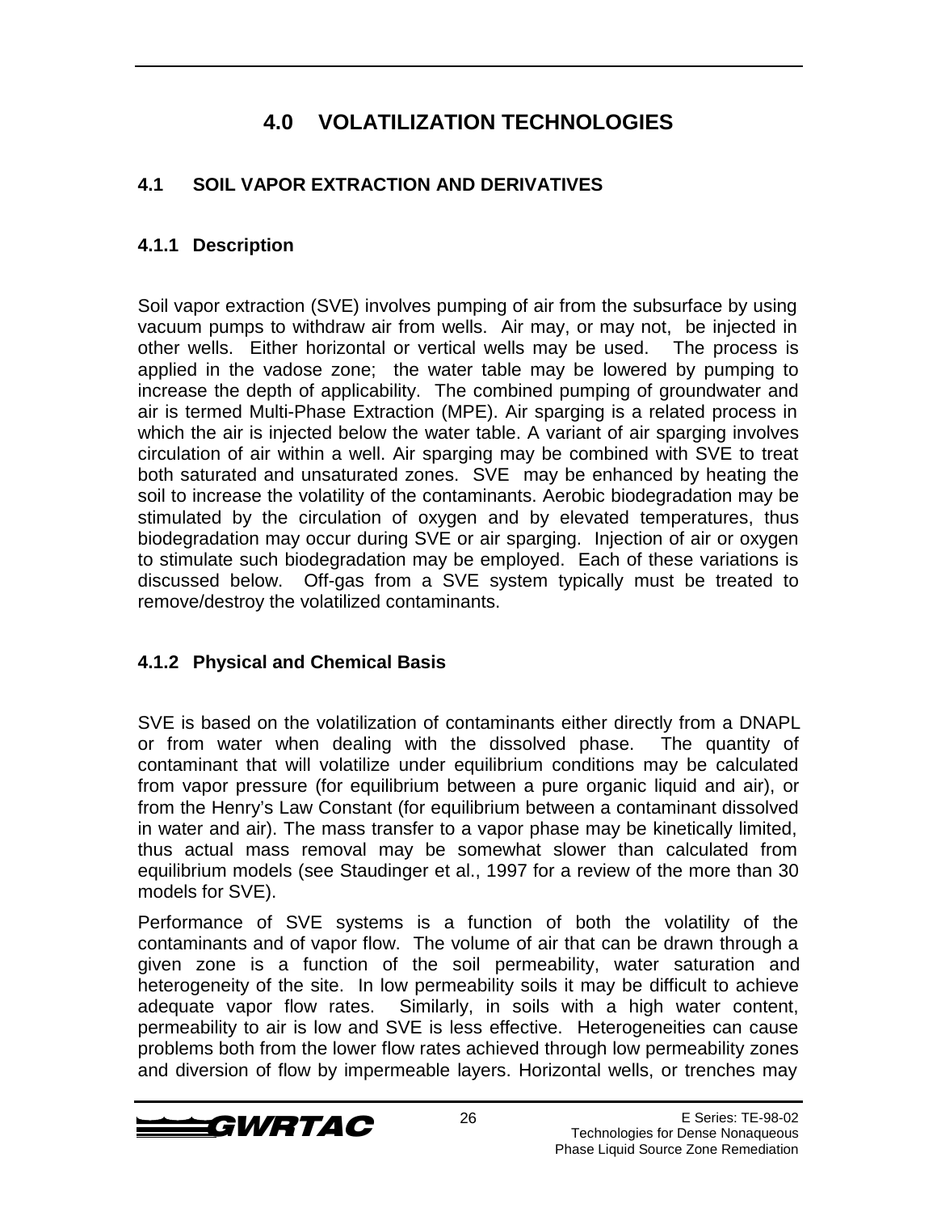# 4.0 VOLATILIZATION TECHNOLOGIES

## 4.1 SOIL VAPOR EXTRACTION AND DERIVATIVES

### 4.1.1 Description

Soil vapor extraction (SVE) involves pumping of air from the subsurface by using vacuum pumps to withdraw air from wells. Air may, or may not, be injected in other wells. Either horizontal or vertical wells may be used. The process is applied in the vadose zone; the water table may be lowered by pumping to increase the depth of applicability. The combined pumping of groundwater and air is termed Multi-Phase Extraction (MPE). Air sparging is a related process in which the air is injected below the water table. A variant of air sparging involves circulation of air within a well. Air sparging may be combined with SVE to treat both saturated and unsaturated zones. SVE may be enhanced by heating the soil to increase the volatility of the contaminants. Aerobic biodegradation may be stimulated by the circulation of oxygen and by elevated temperatures, thus biodegradation may occur during SVE or air sparging. Injection of air or oxygen to stimulate such biodegradation may be employed. Each of these variations is discussed below. Off-gas from a SVE system typically must be treated to remove/destroy the volatilized contaminants.

### 4.1.2 Physical and Chemical Basis

SVE is based on the volatilization of contaminants either directly from a DNAPL or from water when dealing with the dissolved phase. The quantity of contaminant that will volatilize under equilibrium conditions may be calculated from vapor pressure (for equilibrium between a pure organic liquid and air), or from the Henry's Law Constant (for equilibrium between a contaminant dissolved in water and air). The mass transfer to a vapor phase may be kinetically limited, thus actual mass removal may be somewhat slower than calculated from equilibrium models (see Staudinger et al., 1997 for a review of the more than 30 models for SVE).

Performance of SVE systems is a function of both the volatility of the contaminants and of vapor flow. The volume of air that can be drawn through a given zone is a function of the soil permeability, water saturation and heterogeneity of the site. In low permeability soils it may be difficult to achieve adequate vapor flow rates. Similarly, in soils with a high water content, permeability to air is low and SVE is less effective. Heterogeneities can cause problems both from the lower flow rates achieved through low permeability zones and diversion of flow by impermeable layers. Horizontal wells, or trenches may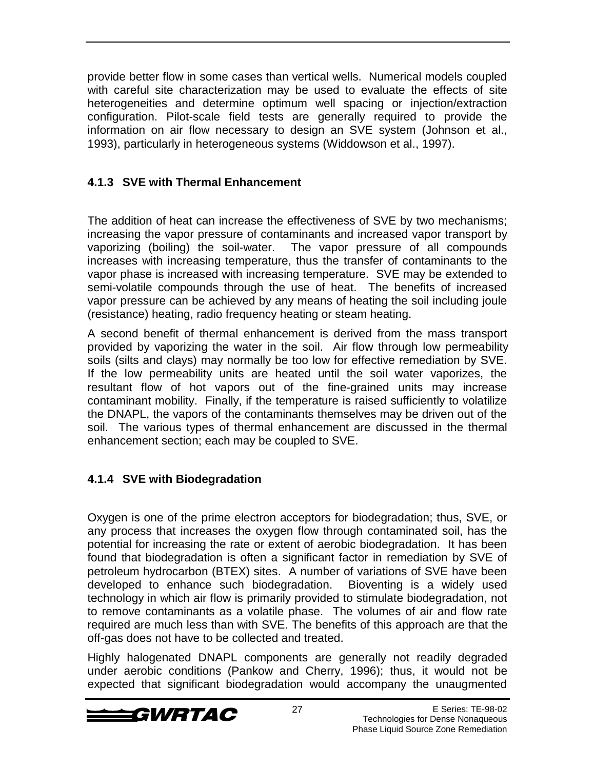provide better flow in some cases than vertical wells. Numerical models coupled with careful site characterization may be used to evaluate the effects of site heterogeneities and determine optimum well spacing or injection/extraction configuration. Pilot-scale field tests are generally required to provide the information on air flow necessary to design an SVE system (Johnson et al., 1993), particularly in heterogeneous systems (Widdowson et al., 1997).

### 4.1.3 SVE with Thermal Enhancement

The addition of heat can increase the effectiveness of SVE by two mechanisms; increasing the vapor pressure of contaminants and increased vapor transport by vaporizing (boiling) the soil-water. The vapor pressure of all compounds increases with increasing temperature, thus the transfer of contaminants to the vapor phase is increased with increasing temperature. SVE may be extended to semi-volatile compounds through the use of heat. The benefits of increased vapor pressure can be achieved by any means of heating the soil including joule (resistance) heating, radio frequency heating or steam heating.

A second benefit of thermal enhancement is derived from the mass transport provided by vaporizing the water in the soil. Air flow through low permeability soils (silts and clays) may normally be too low for effective remediation by SVE. If the low permeability units are heated until the soil water vaporizes, the resultant flow of hot vapors out of the fine-grained units may increase contaminant mobility. Finally, if the temperature is raised sufficiently to volatilize the DNAPL, the vapors of the contaminants themselves may be driven out of the soil. The various types of thermal enhancement are discussed in the thermal enhancement section; each may be coupled to SVE.

### 4.1.4 SVE with Biodegradation

Oxygen is one of the prime electron acceptors for biodegradation; thus, SVE, or any process that increases the oxygen flow through contaminated soil, has the potential for increasing the rate or extent of aerobic biodegradation. It has been found that biodegradation is often a significant factor in remediation by SVE of petroleum hydrocarbon (BTEX) sites. A number of variations of SVE have been developed to enhance such biodegradation. Bioventing is a widely used technology in which air flow is primarily provided to stimulate biodegradation, not to remove contaminants as a volatile phase. The volumes of air and flow rate required are much less than with SVE. The benefits of this approach are that the off-gas does not have to be collected and treated.

Highly halogenated DNAPL components are generally not readily degraded under aerobic conditions (Pankow and Cherry, 1996); thus, it would not be expected that significant biodegradation would accompany the unaugmented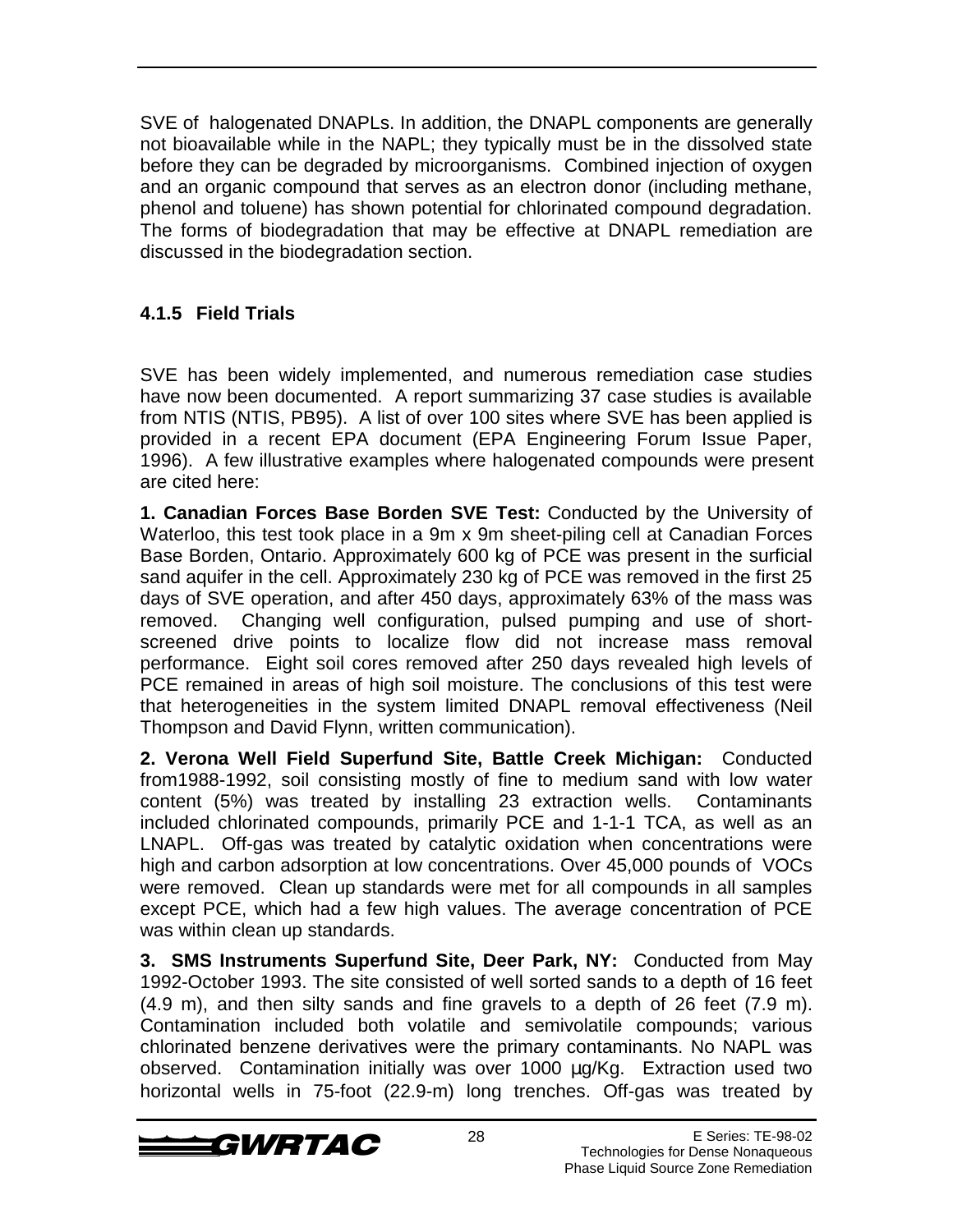SVE of halogenated DNAPLs. In addition, the DNAPL components are generally not bioavailable while in the NAPL; they typically must be in the dissolved state before they can be degraded by microorganisms. Combined injection of oxygen and an organic compound that serves as an electron donor (including methane, phenol and toluene) has shown potential for chlorinated compound degradation. The forms of biodegradation that may be effective at DNAPL remediation are discussed in the biodegradation section.

### 4.1.5 Field Trials

SVE has been widely implemented, and numerous remediation case studies have now been documented. A report summarizing 37 case studies is available from NTIS (NTIS, PB95). A list of over 100 sites where SVE has been applied is provided in a recent EPA document (EPA Engineering Forum Issue Paper, 1996). A few illustrative examples where halogenated compounds were present are cited here:

**1. Canadian Forces Base Borden SVE Test:** Conducted by the University of Waterloo, this test took place in a 9m x 9m sheet-piling cell at Canadian Forces Base Borden, Ontario. Approximately 600 kg of PCE was present in the surficial sand aquifer in the cell. Approximately 230 kg of PCE was removed in the first 25 days of SVE operation, and after 450 days, approximately 63% of the mass was removed. Changing well configuration, pulsed pumping and use of short-screened drive points to localize flow did not increase mass removal performance. Eight soil cores removed after 250 days revealed high levels of PCE remained in areas of high soil moisture. The conclusions of this test were that heterogeneities in the system limited DNAPL removal effectiveness (Neil Thompson and David Flynn, written communication).

**2. Verona Well Field Superfund Site, Battle Creek Michigan:** Conducted from1988-1992, soil consisting mostly of fine to medium sand with low water content (5%) was treated by installing 23 extraction wells. Contaminants included chlorinated compounds, primarily PCE and 1-1-1 TCA, as well as an LNAPL. Off-gas was treated by catalytic oxidation when concentrations were high and carbon adsorption at low concentrations. Over 45,000 pounds of VOCs were removed. Clean up standards were met for all compounds in all samples except PCE, which had a few high values. The average concentration of PCE was within clean up standards.

**3. SMS Instruments Superfund Site, Deer Park, NY:** Conducted from May 1992-October 1993. The site consisted of well sorted sands to a depth of 16 feet (4.9 m), and then silty sands and fine gravels to a depth of 26 feet (7.9 m). Contamination included both volatile and semivolatile compounds; various chlorinated benzene derivatives were the primary contaminants. No NAPL was observed. Contamination initially was over 1000 µg/Kg. Extraction used two horizontal wells in 75-foot (22.9-m) long trenches. Off-gas was treated by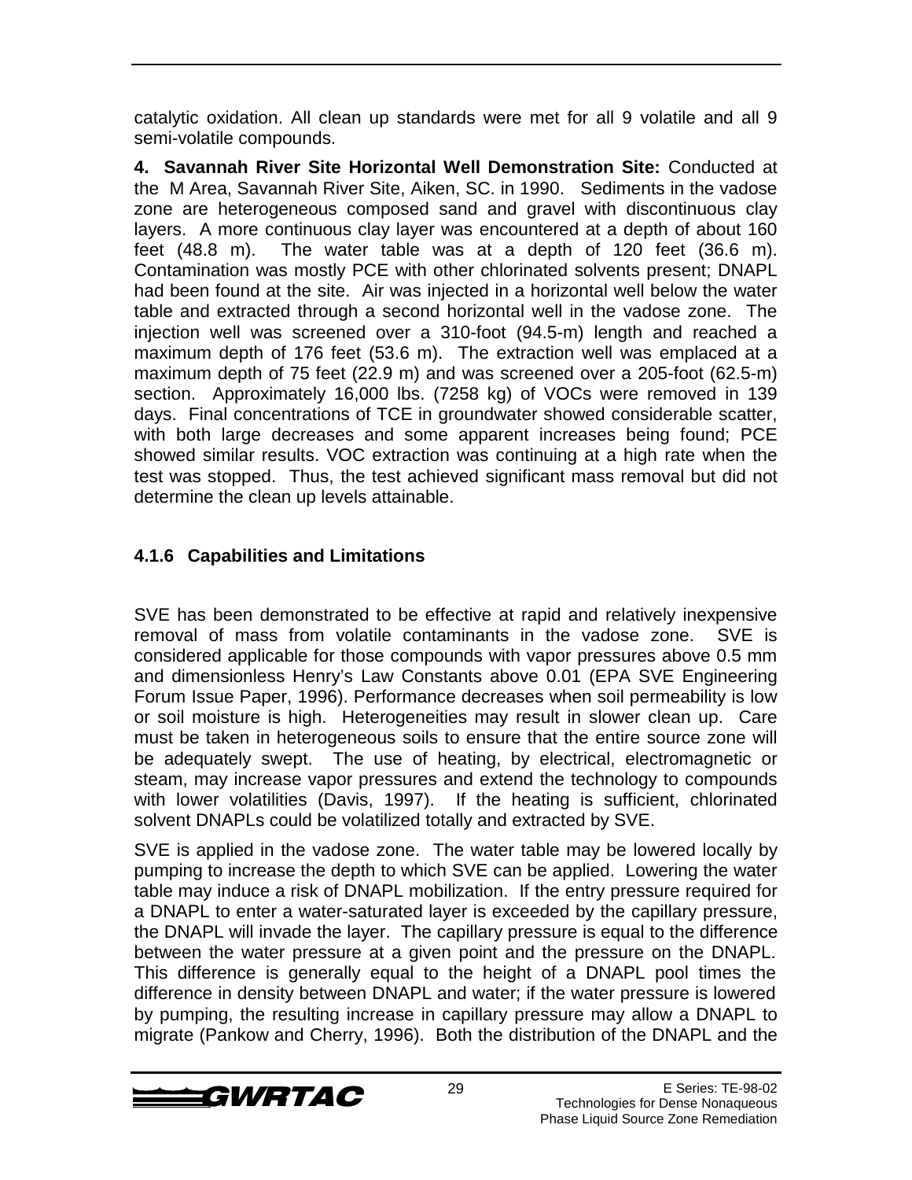catalytic oxidation. All clean up standards were met for all 9 volatile and all 9 semi-volatile compounds.

**4. Savannah River Site Horizontal Well Demonstration Site:** Conducted at the M Area, Savannah River Site, Aiken, SC. in 1990. Sediments in the vadose zone are heterogeneous composed sand and gravel with discontinuous clay layers. A more continuous clay layer was encountered at a depth of about 160 feet (48.8 m). The water table was at a depth of 120 feet (36.6 m). Contamination was mostly PCE with other chlorinated solvents present; DNAPL had been found at the site. Air was injected in a horizontal well below the water table and extracted through a second horizontal well in the vadose zone. The injection well was screened over a 310-foot (94.5-m) length and reached a maximum depth of 176 feet (53.6 m). The extraction well was emplaced at a maximum depth of 75 feet (22.9 m) and was screened over a 205-foot (62.5-m) section. Approximately 16,000 lbs. (7258 kg) of VOCs were removed in 139 days. Final concentrations of TCE in groundwater showed considerable scatter, with both large decreases and some apparent increases being found; PCE showed similar results. VOC extraction was continuing at a high rate when the test was stopped. Thus, the test achieved significant mass removal but did not determine the clean up levels attainable.

### 4.1.6 Capabilities and Limitations

SVE has been demonstrated to be effective at rapid and relatively inexpensive removal of mass from volatile contaminants in the vadose zone. SVE is considered applicable for those compounds with vapor pressures above 0.5 mm and dimensionless Henry's Law Constants above 0.01 (EPA SVE Engineering Forum Issue Paper, 1996). Performance decreases when soil permeability is low or soil moisture is high. Heterogeneities may result in slower clean up. Care must be taken in heterogeneous soils to ensure that the entire source zone will be adequately swept. The use of heating, by electrical, electromagnetic or steam, may increase vapor pressures and extend the technology to compounds with lower volatilities (Davis, 1997). If the heating is sufficient, chlorinated solvent DNAPLs could be volatilized totally and extracted by SVE.

SVE is applied in the vadose zone. The water table may be lowered locally by pumping to increase the depth to which SVE can be applied. Lowering the water table may induce a risk of DNAPL mobilization. If the entry pressure required for a DNAPL to enter a water-saturated layer is exceeded by the capillary pressure, the DNAPL will invade the layer. The capillary pressure is equal to the difference between the water pressure at a given point and the pressure on the DNAPL. This difference is generally equal to the height of a DNAPL pool times the difference in density between DNAPL and water; if the water pressure is lowered by pumping, the resulting increase in capillary pressure may allow a DNAPL to migrate (Pankow and Cherry, 1996). Both the distribution of the DNAPL and the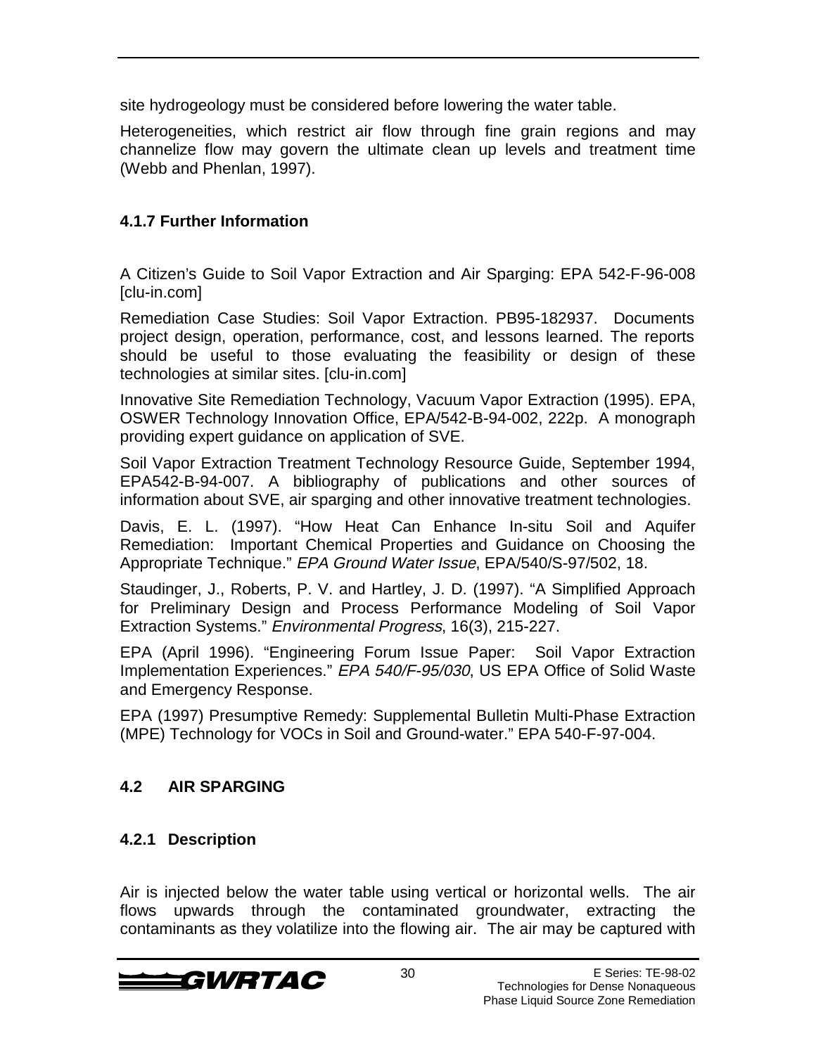site hydrogeology must be considered before lowering the water table.

Heterogeneities, which restrict air flow through fine grain regions and may channelize flow may govern the ultimate clean up levels and treatment time (Webb and Phenlan, 1997).

### 4.1.7 Further Information

A Citizen's Guide to Soil Vapor Extraction and Air Sparging: EPA 542-F-96-008 [clu-in.com]

Remediation Case Studies: Soil Vapor Extraction. PB95-182937. Documents project design, operation, performance, cost, and lessons learned. The reports should be useful to those evaluating the feasibility or design of these technologies at similar sites. [clu-in.com]

Innovative Site Remediation Technology, Vacuum Vapor Extraction (1995). EPA, OSWER Technology Innovation Office, EPA/542-B-94-002, 222p. A monograph providing expert guidance on application of SVE.

Soil Vapor Extraction Treatment Technology Resource Guide, September 1994, EPA542-B-94-007. A bibliography of publications and other sources of information about SVE, air sparging and other innovative treatment technologies.

Davis, E. L. (1997). "How Heat Can Enhance In-situ Soil and Aquifer Remediation: Important Chemical Properties and Guidance on Choosing the Appropriate Technique." *EPA Ground Water Issue*, EPA/540/S-97/502, 18.

Staudinger, J., Roberts, P. V. and Hartley, J. D. (1997). "A Simplified Approach for Preliminary Design and Process Performance Modeling of Soil Vapor Extraction Systems." *Environmental Progress*, 16(3), 215-227.

EPA (April 1996). "Engineering Forum Issue Paper: Soil Vapor Extraction Implementation Experiences." *EPA 540/F-95/030*, US EPA Office of Solid Waste and Emergency Response.

EPA (1997) Presumptive Remedy: Supplemental Bulletin Multi-Phase Extraction (MPE) Technology for VOCs in Soil and Ground-water." EPA 540-F-97-004.

## 4.2 AIR SPARGING

### 4.2.1 Description

Air is injected below the water table using vertical or horizontal wells. The air flows upwards through the contaminated groundwater, extracting the contaminants as they volatilize into the flowing air. The air may be captured with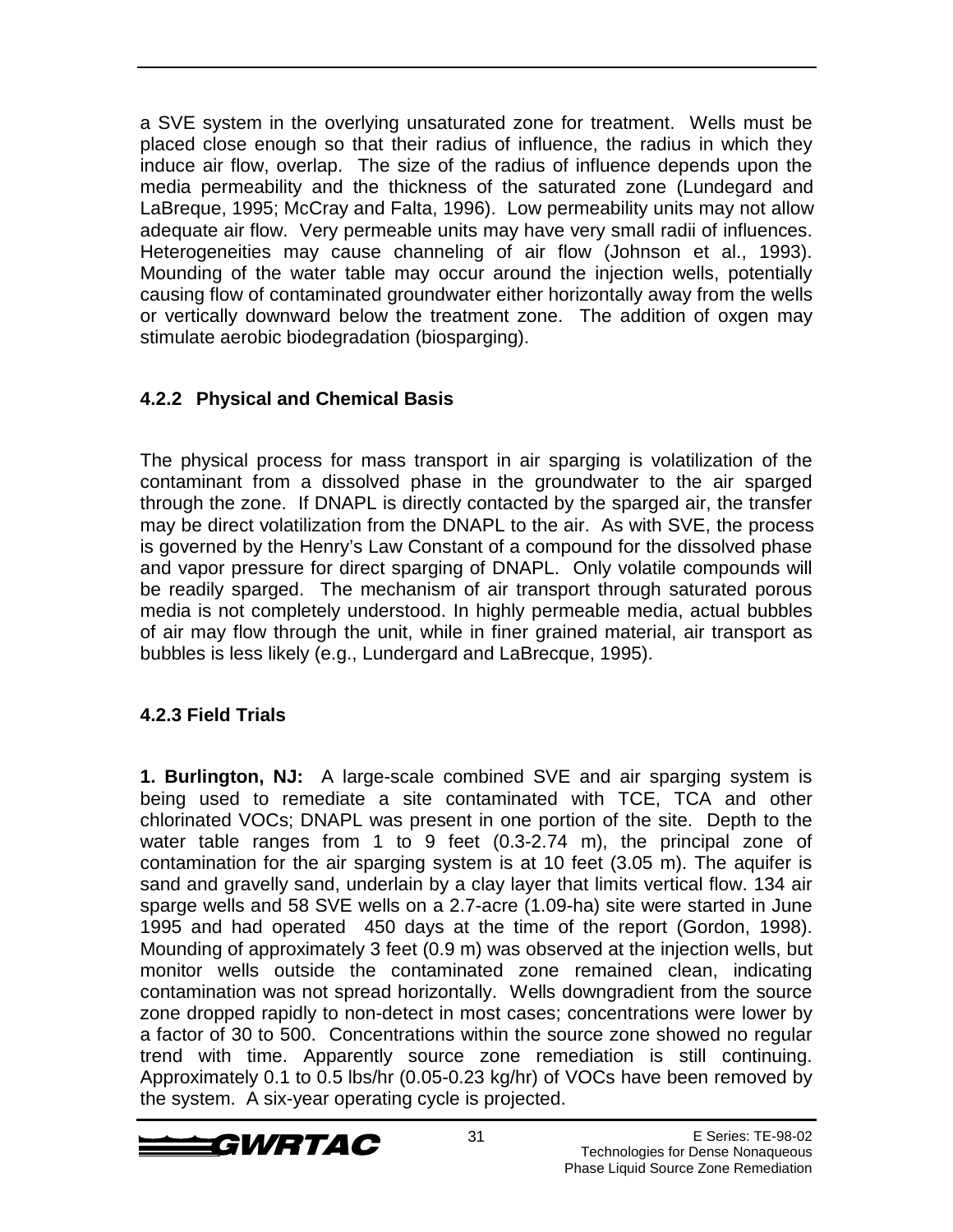a SVE system in the overlying unsaturated zone for treatment. Wells must be placed close enough so that their radius of influence, the radius in which they induce air flow, overlap. The size of the radius of influence depends upon the media permeability and the thickness of the saturated zone (Lundegard and LaBreque, 1995; McCray and Falta, 1996). Low permeability units may not allow adequate air flow. Very permeable units may have very small radii of influences. Heterogeneities may cause channeling of air flow (Johnson et al., 1993). Mounding of the water table may occur around the injection wells, potentially causing flow of contaminated groundwater either horizontally away from the wells or vertically downward below the treatment zone. The addition of oxgen may stimulate aerobic biodegradation (biosparging).

### 4.2.2 Physical and Chemical Basis

The physical process for mass transport in air sparging is volatilization of the contaminant from a dissolved phase in the groundwater to the air sparged through the zone. If DNAPL is directly contacted by the sparged air, the transfer may be direct volatilization from the DNAPL to the air. As with SVE, the process is governed by the Henry's Law Constant of a compound for the dissolved phase and vapor pressure for direct sparging of DNAPL. Only volatile compounds will be readily sparged. The mechanism of air transport through saturated porous media is not completely understood. In highly permeable media, actual bubbles of air may flow through the unit, while in finer grained material, air transport as bubbles is less likely (e.g., Lundergard and LaBrecque, 1995).

### 4.2.3 Field Trials

**1. Burlington, NJ:** A large-scale combined SVE and air sparging system is being used to remediate a site contaminated with TCE, TCA and other chlorinated VOCs; DNAPL was present in one portion of the site. Depth to the water table ranges from 1 to 9 feet (0.3-2.74 m), the principal zone of contamination for the air sparging system is at 10 feet (3.05 m). The aquifer is sand and gravelly sand, underlain by a clay layer that limits vertical flow. 134 air sparge wells and 58 SVE wells on a 2.7-acre (1.09-ha) site were started in June 1995 and had operated 450 days at the time of the report (Gordon, 1998). Mounding of approximately 3 feet (0.9 m) was observed at the injection wells, but monitor wells outside the contaminated zone remained clean, indicating contamination was not spread horizontally. Wells downgradient from the source zone dropped rapidly to non-detect in most cases; concentrations were lower by a factor of 30 to 500. Concentrations within the source zone showed no regular trend with time. Apparently source zone remediation is still continuing. Approximately 0.1 to 0.5 lbs/hr (0.05-0.23 kg/hr) of VOCs have been removed by the system. A six-year operating cycle is projected.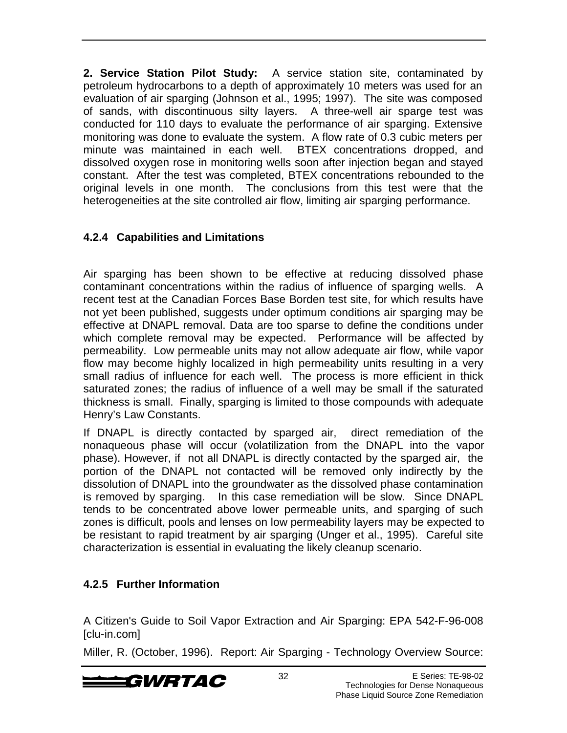**2. Service Station Pilot Study:** A service station site, contaminated by petroleum hydrocarbons to a depth of approximately 10 meters was used for an evaluation of air sparging (Johnson et al., 1995; 1997). The site was composed of sands, with discontinuous silty layers. A three-well air sparge test was conducted for 110 days to evaluate the performance of air sparging. Extensive monitoring was done to evaluate the system. A flow rate of 0.3 cubic meters per minute was maintained in each well. BTEX concentrations dropped, and dissolved oxygen rose in monitoring wells soon after injection began and stayed constant. After the test was completed, BTEX concentrations rebounded to the original levels in one month. The conclusions from this test were that the heterogeneities at the site controlled air flow, limiting air sparging performance.

### 4.2.4 Capabilities and Limitations

Air sparging has been shown to be effective at reducing dissolved phase contaminant concentrations within the radius of influence of sparging wells. A recent test at the Canadian Forces Base Borden test site, for which results have not yet been published, suggests under optimum conditions air sparging may be effective at DNAPL removal. Data are too sparse to define the conditions under which complete removal may be expected. Performance will be affected by permeability. Low permeable units may not allow adequate air flow, while vapor flow may become highly localized in high permeability units resulting in a very small radius of influence for each well. The process is more efficient in thick saturated zones; the radius of influence of a well may be small if the saturated thickness is small. Finally, sparging is limited to those compounds with adequate Henry's Law Constants.

If DNAPL is directly contacted by sparged air, direct remediation of the nonaqueous phase will occur (volatilization from the DNAPL into the vapor phase). However, if not all DNAPL is directly contacted by the sparged air, the portion of the DNAPL not contacted will be removed only indirectly by the dissolution of DNAPL into the groundwater as the dissolved phase contamination is removed by sparging. In this case remediation will be slow. Since DNAPL tends to be concentrated above lower permeable units, and sparging of such zones is difficult, pools and lenses on low permeability layers may be expected to be resistant to rapid treatment by air sparging (Unger et al., 1995). Careful site characterization is essential in evaluating the likely cleanup scenario.

### 4.2.5 Further Information

A Citizen's Guide to Soil Vapor Extraction and Air Sparging: EPA 542-F-96-008 [clu-in.com]

Miller, R. (October, 1996). Report: Air Sparging - Technology Overview Source: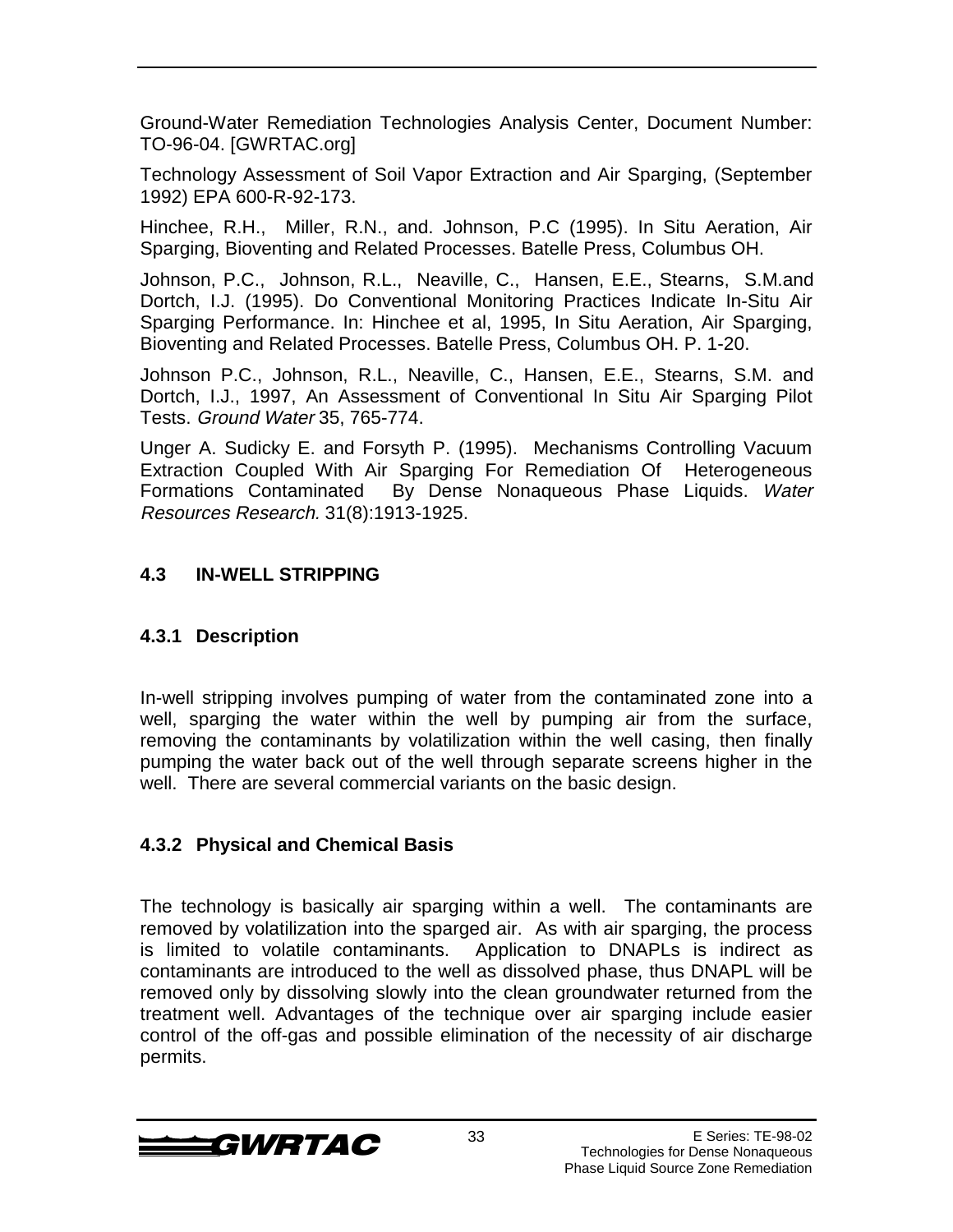Ground-Water Remediation Technologies Analysis Center, Document Number: TO-96-04. [GWRTAC.org]

Technology Assessment of Soil Vapor Extraction and Air Sparging, (September 1992) EPA 600-R-92-173.

Hinchee, R.H., Miller, R.N., and. Johnson, P.C (1995). In Situ Aeration, Air Sparging, Bioventing and Related Processes. Batelle Press, Columbus OH.

Johnson, P.C., Johnson, R.L., Neaville, C., Hansen, E.E., Stearns, S.M.and Dortch, I.J. (1995). Do Conventional Monitoring Practices Indicate In-Situ Air Sparging Performance. In: Hinchee et al, 1995, In Situ Aeration, Air Sparging, Bioventing and Related Processes. Batelle Press, Columbus OH. P. 1-20.

Johnson P.C., Johnson, R.L., Neaville, C., Hansen, E.E., Stearns, S.M. and Dortch, I.J., 1997, An Assessment of Conventional In Situ Air Sparging Pilot Tests. *Ground Water* 35, 765-774.

Unger A. Sudicky E. and Forsyth P. (1995). Mechanisms Controlling Vacuum Extraction Coupled With Air Sparging For Remediation Of Heterogeneous Formations Contaminated By Dense Nonaqueous Phase Liquids. *Water Resources Research.* 31(8):1913-1925.

## 4.3 IN-WELL STRIPPING

### 4.3.1 Description

In-well stripping involves pumping of water from the contaminated zone into a well, sparging the water within the well by pumping air from the surface, removing the contaminants by volatilization within the well casing, then finally pumping the water back out of the well through separate screens higher in the well. There are several commercial variants on the basic design.

### 4.3.2 Physical and Chemical Basis

The technology is basically air sparging within a well. The contaminants are removed by volatilization into the sparged air. As with air sparging, the process is limited to volatile contaminants. Application to DNAPLs is indirect as contaminants are introduced to the well as dissolved phase, thus DNAPL will be removed only by dissolving slowly into the clean groundwater returned from the treatment well. Advantages of the technique over air sparging include easier control of the off-gas and possible elimination of the necessity of air discharge permits.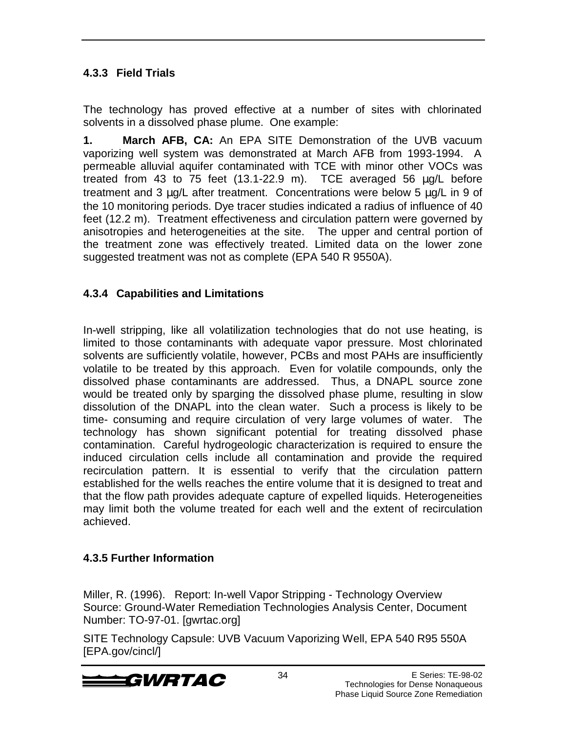### 4.3.3 Field Trials

The technology has proved effective at a number of sites with chlorinated solvents in a dissolved phase plume. One example:

**1. March AFB, CA:** An EPA SITE Demonstration of the UVB vacuum vaporizing well system was demonstrated at March AFB from 1993-1994. A permeable alluvial aquifer contaminated with TCE with minor other VOCs was treated from 43 to 75 feet (13.1-22.9 m). TCE averaged 56 µg/L before treatment and 3 µg/L after treatment. Concentrations were below 5 µg/L in 9 of the 10 monitoring periods. Dye tracer studies indicated a radius of influence of 40 feet (12.2 m). Treatment effectiveness and circulation pattern were governed by anisotropies and heterogeneities at the site. The upper and central portion of the treatment zone was effectively treated. Limited data on the lower zone suggested treatment was not as complete (EPA 540 R 9550A).

### 4.3.4 Capabilities and Limitations

In-well stripping, like all volatilization technologies that do not use heating, is limited to those contaminants with adequate vapor pressure. Most chlorinated solvents are sufficiently volatile, however, PCBs and most PAHs are insufficiently volatile to be treated by this approach. Even for volatile compounds, only the dissolved phase contaminants are addressed. Thus, a DNAPL source zone would be treated only by sparging the dissolved phase plume, resulting in slow dissolution of the DNAPL into the clean water. Such a process is likely to be time- consuming and require circulation of very large volumes of water. The technology has shown significant potential for treating dissolved phase contamination. Careful hydrogeologic characterization is required to ensure the induced circulation cells include all contamination and provide the required recirculation pattern. It is essential to verify that the circulation pattern established for the wells reaches the entire volume that it is designed to treat and that the flow path provides adequate capture of expelled liquids. Heterogeneities may limit both the volume treated for each well and the extent of recirculation achieved.

### 4.3.5 Further Information

Miller, R. (1996). Report: In-well Vapor Stripping - Technology Overview
Source: Ground-Water Remediation Technologies Analysis Center, Document Number: TO-97-01. [gwrtac.org]

SITE Technology Capsule: UVB Vacuum Vaporizing Well, EPA 540 R95 550A [EPA.gov/cincl/]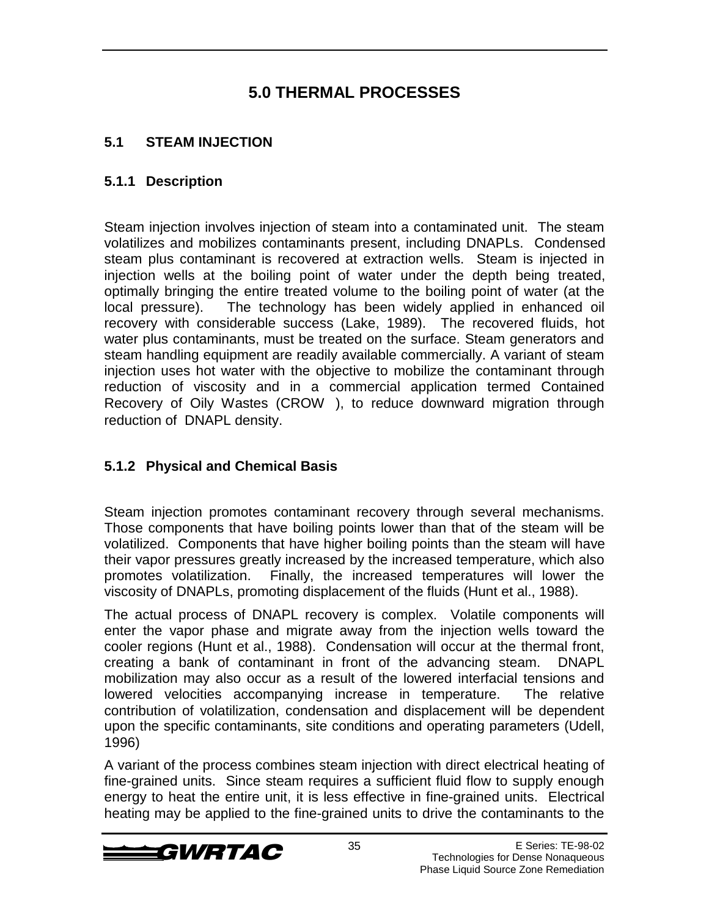# 5.0 THERMAL PROCESSES

## 5.1 STEAM INJECTION

### 5.1.1 Description

Steam injection involves injection of steam into a contaminated unit. The steam volatilizes and mobilizes contaminants present, including DNAPLs. Condensed steam plus contaminant is recovered at extraction wells. Steam is injected in injection wells at the boiling point of water under the depth being treated, optimally bringing the entire treated volume to the boiling point of water (at the local pressure). The technology has been widely applied in enhanced oil recovery with considerable success (Lake, 1989). The recovered fluids, hot water plus contaminants, must be treated on the surface. Steam generators and steam handling equipment are readily available commercially. A variant of steam injection uses hot water with the objective to mobilize the contaminant through reduction of viscosity and in a commercial application termed Contained Recovery of Oily Wastes (CROW ), to reduce downward migration through reduction of DNAPL density.

### 5.1.2 Physical and Chemical Basis

Steam injection promotes contaminant recovery through several mechanisms. Those components that have boiling points lower than that of the steam will be volatilized. Components that have higher boiling points than the steam will have their vapor pressures greatly increased by the increased temperature, which also promotes volatilization. Finally, the increased temperatures will lower the viscosity of DNAPLs, promoting displacement of the fluids (Hunt et al., 1988).

The actual process of DNAPL recovery is complex. Volatile components will enter the vapor phase and migrate away from the injection wells toward the cooler regions (Hunt et al., 1988). Condensation will occur at the thermal front, creating a bank of contaminant in front of the advancing steam. DNAPL mobilization may also occur as a result of the lowered interfacial tensions and lowered velocities accompanying increase in temperature. The relative contribution of volatilization, condensation and displacement will be dependent upon the specific contaminants, site conditions and operating parameters (Udell, 1996)

A variant of the process combines steam injection with direct electrical heating of fine-grained units. Since steam requires a sufficient fluid flow to supply enough energy to heat the entire unit, it is less effective in fine-grained units. Electrical heating may be applied to the fine-grained units to drive the contaminants to the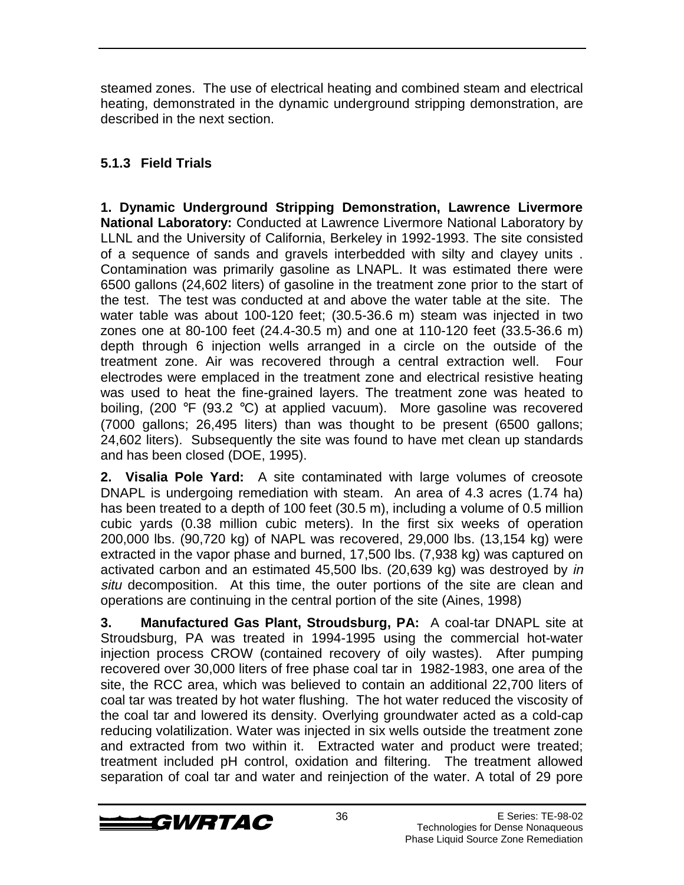steamed zones. The use of electrical heating and combined steam and electrical heating, demonstrated in the dynamic underground stripping demonstration, are described in the next section.

### 5.1.3 Field Trials

**1. Dynamic Underground Stripping Demonstration, Lawrence Livermore National Laboratory:** Conducted at Lawrence Livermore National Laboratory by LLNL and the University of California, Berkeley in 1992-1993. The site consisted of a sequence of sands and gravels interbedded with silty and clayey units . Contamination was primarily gasoline as LNAPL. It was estimated there were 6500 gallons (24,602 liters) of gasoline in the treatment zone prior to the start of the test. The test was conducted at and above the water table at the site. The water table was about 100-120 feet; (30.5-36.6 m) steam was injected in two zones one at 80-100 feet (24.4-30.5 m) and one at 110-120 feet (33.5-36.6 m) depth through 6 injection wells arranged in a circle on the outside of the treatment zone. Air was recovered through a central extraction well. Four electrodes were emplaced in the treatment zone and electrical resistive heating was used to heat the fine-grained layers. The treatment zone was heated to boiling, (200 °F (93.2 °C) at applied vacuum). More gasoline was recovered (7000 gallons; 26,495 liters) than was thought to be present (6500 gallons; 24,602 liters). Subsequently the site was found to have met clean up standards and has been closed (DOE, 1995).

**2. Visalia Pole Yard:** A site contaminated with large volumes of creosote DNAPL is undergoing remediation with steam. An area of 4.3 acres (1.74 ha) has been treated to a depth of 100 feet (30.5 m), including a volume of 0.5 million cubic yards (0.38 million cubic meters). In the first six weeks of operation 200,000 lbs. (90,720 kg) of NAPL was recovered, 29,000 lbs. (13,154 kg) were extracted in the vapor phase and burned, 17,500 lbs. (7,938 kg) was captured on activated carbon and an estimated 45,500 lbs. (20,639 kg) was destroyed by *in situ* decomposition. At this time, the outer portions of the site are clean and operations are continuing in the central portion of the site (Aines, 1998)

**3. Manufactured Gas Plant, Stroudsburg, PA:** A coal-tar DNAPL site at Stroudsburg, PA was treated in 1994-1995 using the commercial hot-water injection process CROW (contained recovery of oily wastes). After pumping recovered over 30,000 liters of free phase coal tar in 1982-1983, one area of the site, the RCC area, which was believed to contain an additional 22,700 liters of coal tar was treated by hot water flushing. The hot water reduced the viscosity of the coal tar and lowered its density. Overlying groundwater acted as a cold-cap reducing volatilization. Water was injected in six wells outside the treatment zone and extracted from two within it. Extracted water and product were treated; treatment included pH control, oxidation and filtering. The treatment allowed separation of coal tar and water and reinjection of the water. A total of 29 pore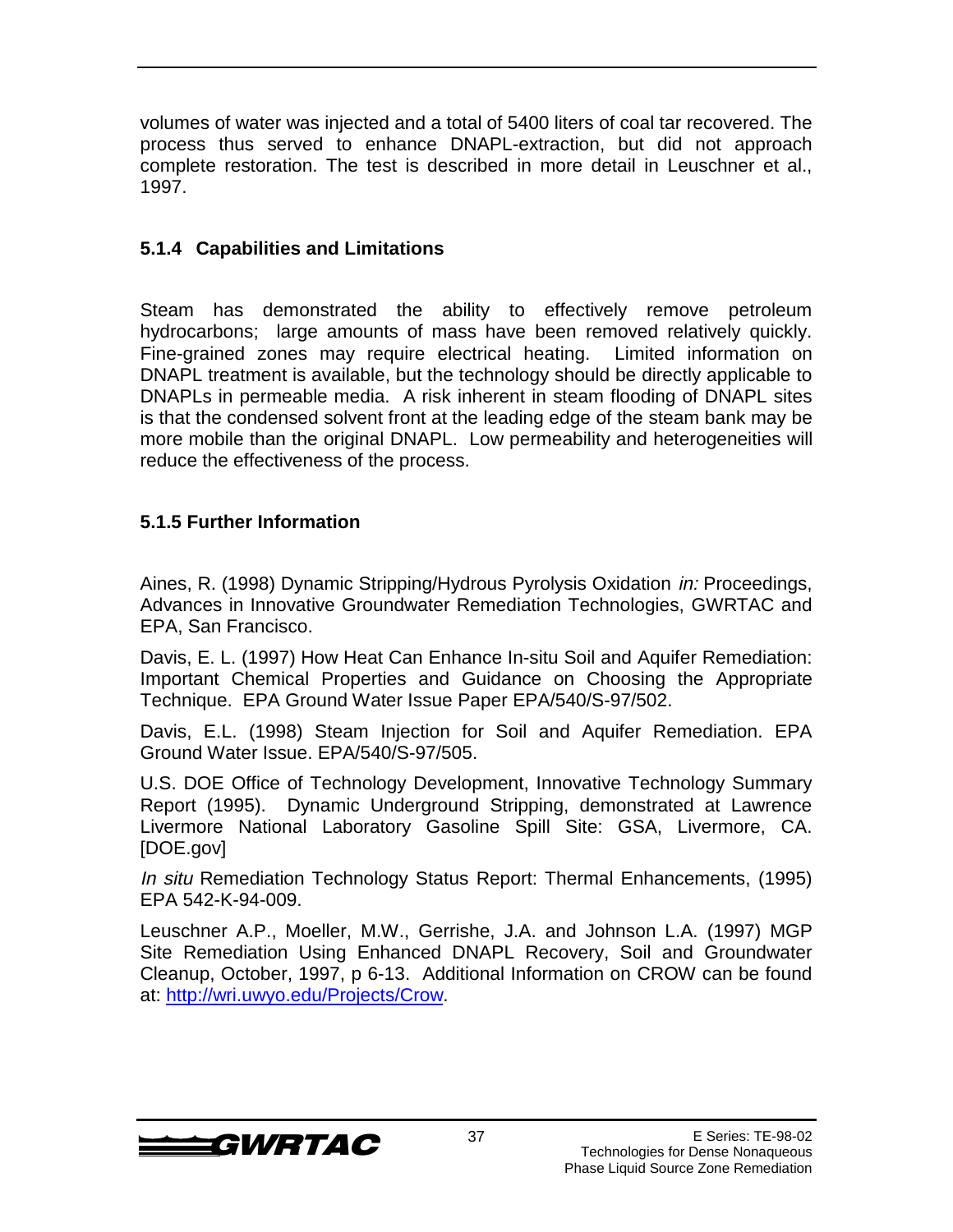volumes of water was injected and a total of 5400 liters of coal tar recovered. The process thus served to enhance DNAPL-extraction, but did not approach complete restoration. The test is described in more detail in Leuschner et al., 1997.

### 5.1.4 Capabilities and Limitations

Steam has demonstrated the ability to effectively remove petroleum hydrocarbons; large amounts of mass have been removed relatively quickly. Fine-grained zones may require electrical heating. Limited information on DNAPL treatment is available, but the technology should be directly applicable to DNAPLs in permeable media. A risk inherent in steam flooding of DNAPL sites is that the condensed solvent front at the leading edge of the steam bank may be more mobile than the original DNAPL. Low permeability and heterogeneities will reduce the effectiveness of the process.

### 5.1.5 Further Information

Aines, R. (1998) Dynamic Stripping/Hydrous Pyrolysis Oxidation *in:* Proceedings, Advances in Innovative Groundwater Remediation Technologies, GWRTAC and EPA, San Francisco.

Davis, E. L. (1997) How Heat Can Enhance In-situ Soil and Aquifer Remediation: Important Chemical Properties and Guidance on Choosing the Appropriate Technique. EPA Ground Water Issue Paper EPA/540/S-97/502.

Davis, E.L. (1998) Steam Injection for Soil and Aquifer Remediation. EPA Ground Water Issue. EPA/540/S-97/505.

U.S. DOE Office of Technology Development, Innovative Technology Summary Report (1995). Dynamic Underground Stripping, demonstrated at Lawrence Livermore National Laboratory Gasoline Spill Site: GSA, Livermore, CA. [DOE.gov]

*In situ* Remediation Technology Status Report: Thermal Enhancements, (1995) EPA 542-K-94-009.

Leuschner A.P., Moeller, M.W., Gerrishe, J.A. and Johnson L.A. (1997) MGP Site Remediation Using Enhanced DNAPL Recovery, Soil and Groundwater Cleanup, October, 1997, p 6-13. Additional Information on CROW can be found at: http://wri.uwyo.edu/Projects/Crow.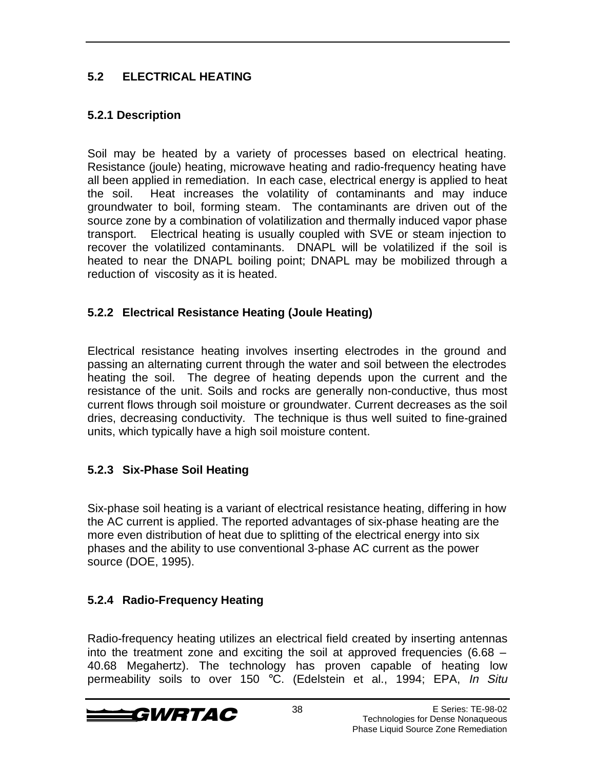## 5.2 ELECTRICAL HEATING

### 5.2.1 Description

Soil may be heated by a variety of processes based on electrical heating. Resistance (joule) heating, microwave heating and radio-frequency heating have all been applied in remediation. In each case, electrical energy is applied to heat the soil. Heat increases the volatility of contaminants and may induce groundwater to boil, forming steam. The contaminants are driven out of the source zone by a combination of volatilization and thermally induced vapor phase transport. Electrical heating is usually coupled with SVE or steam injection to recover the volatilized contaminants. DNAPL will be volatilized if the soil is heated to near the DNAPL boiling point; DNAPL may be mobilized through a reduction of viscosity as it is heated.

### 5.2.2 Electrical Resistance Heating (Joule Heating)

Electrical resistance heating involves inserting electrodes in the ground and passing an alternating current through the water and soil between the electrodes heating the soil. The degree of heating depends upon the current and the resistance of the unit. Soils and rocks are generally non-conductive, thus most current flows through soil moisture or groundwater. Current decreases as the soil dries, decreasing conductivity. The technique is thus well suited to fine-grained units, which typically have a high soil moisture content.

### 5.2.3 Six-Phase Soil Heating

Six-phase soil heating is a variant of electrical resistance heating, differing in how the AC current is applied. The reported advantages of six-phase heating are the more even distribution of heat due to splitting of the electrical energy into six phases and the ability to use conventional 3-phase AC current as the power source (DOE, 1995).

### 5.2.4 Radio-Frequency Heating

Radio-frequency heating utilizes an electrical field created by inserting antennas into the treatment zone and exciting the soil at approved frequencies (6.68 – 40.68 Megahertz). The technology has proven capable of heating low permeability soils to over 150 °C. (Edelstein et al., 1994; EPA, *In Situ*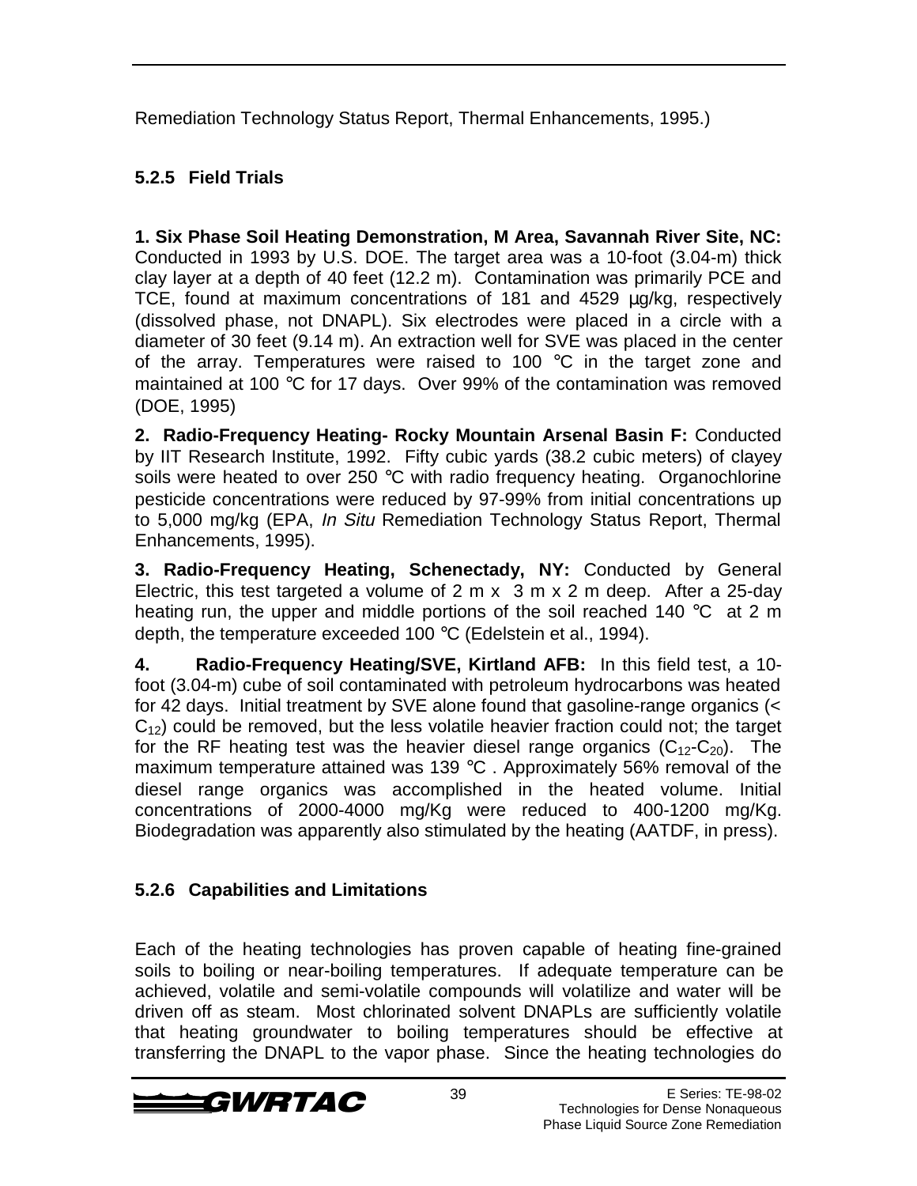Remediation Technology Status Report, Thermal Enhancements, 1995.)

### 5.2.5 Field Trials

**1. Six Phase Soil Heating Demonstration, M Area, Savannah River Site, NC:** Conducted in 1993 by U.S. DOE. The target area was a 10-foot (3.04-m) thick clay layer at a depth of 40 feet (12.2 m). Contamination was primarily PCE and TCE, found at maximum concentrations of 181 and 4529 µg/kg, respectively (dissolved phase, not DNAPL). Six electrodes were placed in a circle with a diameter of 30 feet (9.14 m). An extraction well for SVE was placed in the center of the array. Temperatures were raised to 100 °C in the target zone and maintained at 100 °C for 17 days. Over 99% of the contamination was removed (DOE, 1995)

**2. Radio-Frequency Heating- Rocky Mountain Arsenal Basin F:** Conducted by IIT Research Institute, 1992. Fifty cubic yards (38.2 cubic meters) of clayey soils were heated to over 250 °C with radio frequency heating. Organochlorine pesticide concentrations were reduced by 97-99% from initial concentrations up to 5,000 mg/kg (EPA, *In Situ* Remediation Technology Status Report, Thermal Enhancements, 1995).

**3. Radio-Frequency Heating, Schenectady, NY:** Conducted by General Electric, this test targeted a volume of 2 m x 3 m x 2 m deep. After a 25-day heating run, the upper and middle portions of the soil reached 140 °C at 2 m depth, the temperature exceeded 100 °C (Edelstein et al., 1994).

**4. Radio-Frequency Heating/SVE, Kirtland AFB:** In this field test, a 10-foot (3.04-m) cube of soil contaminated with petroleum hydrocarbons was heated for 42 days. Initial treatment by SVE alone found that gasoline-range organics (< $C_{12}$) could be removed, but the less volatile heavier fraction could not; the target for the RF heating test was the heavier diesel range organics ($C_{12}$-$C_{20}$). The maximum temperature attained was 139 °C . Approximately 56% removal of the diesel range organics was accomplished in the heated volume. Initial concentrations of 2000-4000 mg/Kg were reduced to 400-1200 mg/Kg. Biodegradation was apparently also stimulated by the heating (AATDF, in press).

### 5.2.6 Capabilities and Limitations

Each of the heating technologies has proven capable of heating fine-grained soils to boiling or near-boiling temperatures. If adequate temperature can be achieved, volatile and semi-volatile compounds will volatilize and water will be driven off as steam. Most chlorinated solvent DNAPLs are sufficiently volatile that heating groundwater to boiling temperatures should be effective at transferring the DNAPL to the vapor phase. Since the heating technologies do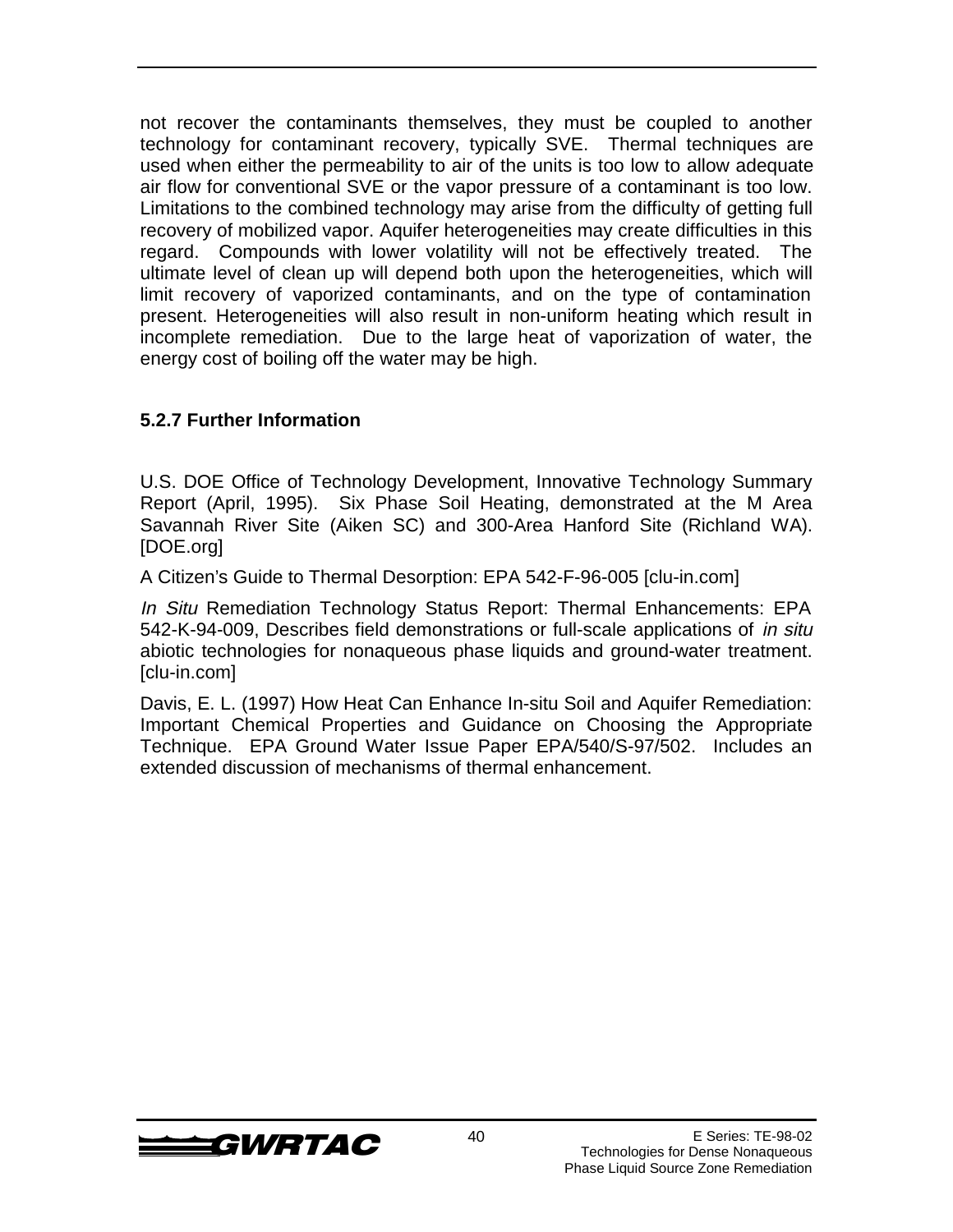not recover the contaminants themselves, they must be coupled to another technology for contaminant recovery, typically SVE. Thermal techniques are used when either the permeability to air of the units is too low to allow adequate air flow for conventional SVE or the vapor pressure of a contaminant is too low. Limitations to the combined technology may arise from the difficulty of getting full recovery of mobilized vapor. Aquifer heterogeneities may create difficulties in this regard. Compounds with lower volatility will not be effectively treated. The ultimate level of clean up will depend both upon the heterogeneities, which will limit recovery of vaporized contaminants, and on the type of contamination present. Heterogeneities will also result in non-uniform heating which result in incomplete remediation. Due to the large heat of vaporization of water, the energy cost of boiling off the water may be high.

### 5.2.7 Further Information

U.S. DOE Office of Technology Development, Innovative Technology Summary Report (April, 1995). Six Phase Soil Heating, demonstrated at the M Area Savannah River Site (Aiken SC) and 300-Area Hanford Site (Richland WA). [DOE.org]

A Citizen's Guide to Thermal Desorption: EPA 542-F-96-005 [clu-in.com]

*In Situ* Remediation Technology Status Report: Thermal Enhancements: EPA 542-K-94-009, Describes field demonstrations or full-scale applications of *in situ* abiotic technologies for nonaqueous phase liquids and ground-water treatment. [clu-in.com]

Davis, E. L. (1997) How Heat Can Enhance In-situ Soil and Aquifer Remediation: Important Chemical Properties and Guidance on Choosing the Appropriate Technique. EPA Ground Water Issue Paper EPA/540/S-97/502. Includes an extended discussion of mechanisms of thermal enhancement.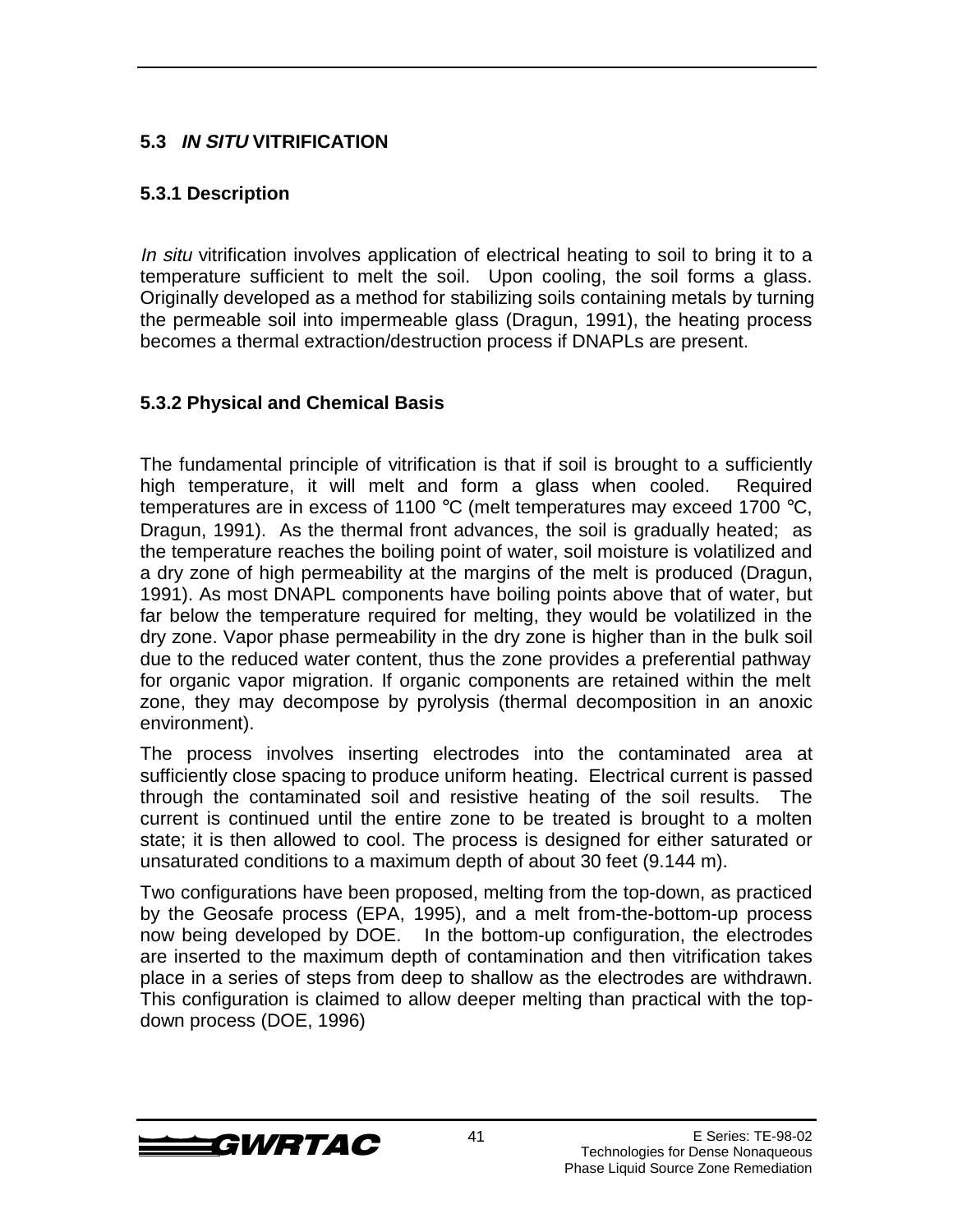## 5.3 *IN SITU* VITRIFICATION

### 5.3.1 Description

*In situ* vitrification involves application of electrical heating to soil to bring it to a temperature sufficient to melt the soil. Upon cooling, the soil forms a glass. Originally developed as a method for stabilizing soils containing metals by turning the permeable soil into impermeable glass (Dragun, 1991), the heating process becomes a thermal extraction/destruction process if DNAPLs are present.

### 5.3.2 Physical and Chemical Basis

The fundamental principle of vitrification is that if soil is brought to a sufficiently high temperature, it will melt and form a glass when cooled. Required temperatures are in excess of 1100 °C (melt temperatures may exceed 1700 °C, Dragun, 1991). As the thermal front advances, the soil is gradually heated; as the temperature reaches the boiling point of water, soil moisture is volatilized and a dry zone of high permeability at the margins of the melt is produced (Dragun, 1991). As most DNAPL components have boiling points above that of water, but far below the temperature required for melting, they would be volatilized in the dry zone. Vapor phase permeability in the dry zone is higher than in the bulk soil due to the reduced water content, thus the zone provides a preferential pathway for organic vapor migration. If organic components are retained within the melt zone, they may decompose by pyrolysis (thermal decomposition in an anoxic environment).

The process involves inserting electrodes into the contaminated area at sufficiently close spacing to produce uniform heating. Electrical current is passed through the contaminated soil and resistive heating of the soil results. The current is continued until the entire zone to be treated is brought to a molten state; it is then allowed to cool. The process is designed for either saturated or unsaturated conditions to a maximum depth of about 30 feet (9.144 m).

Two configurations have been proposed, melting from the top-down, as practiced by the Geosafe process (EPA, 1995), and a melt from-the-bottom-up process now being developed by DOE. In the bottom-up configuration, the electrodes are inserted to the maximum depth of contamination and then vitrification takes place in a series of steps from deep to shallow as the electrodes are withdrawn. This configuration is claimed to allow deeper melting than practical with the top-down process (DOE, 1996)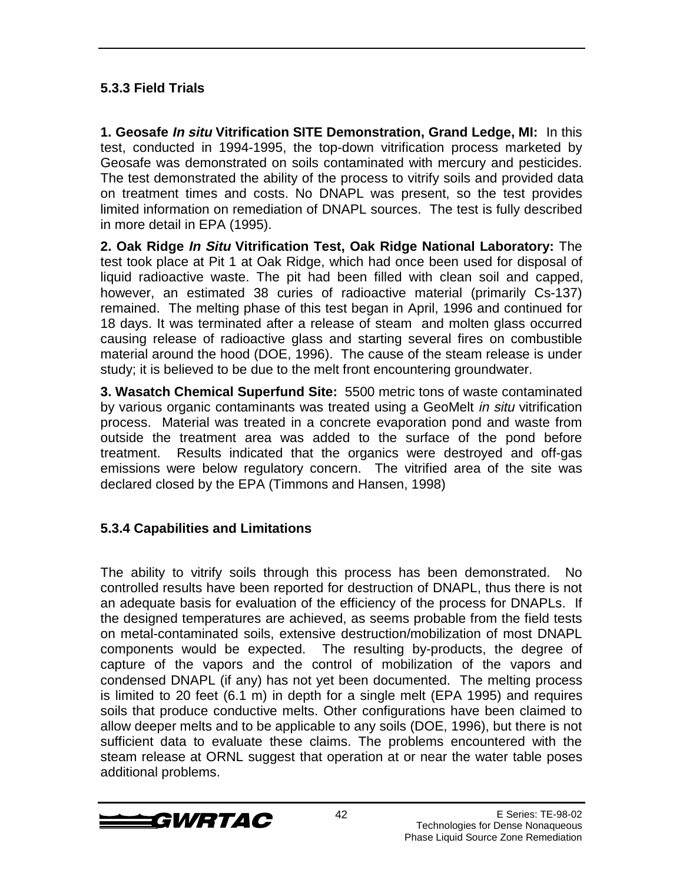### 5.3.3 Field Trials

**1. Geosafe *In situ* Vitrification SITE Demonstration, Grand Ledge, MI:** In this test, conducted in 1994-1995, the top-down vitrification process marketed by Geosafe was demonstrated on soils contaminated with mercury and pesticides. The test demonstrated the ability of the process to vitrify soils and provided data on treatment times and costs. No DNAPL was present, so the test provides limited information on remediation of DNAPL sources. The test is fully described in more detail in EPA (1995).

**2. Oak Ridge *In Situ* Vitrification Test, Oak Ridge National Laboratory:** The test took place at Pit 1 at Oak Ridge, which had once been used for disposal of liquid radioactive waste. The pit had been filled with clean soil and capped, however, an estimated 38 curies of radioactive material (primarily Cs-137) remained. The melting phase of this test began in April, 1996 and continued for 18 days. It was terminated after a release of steam and molten glass occurred causing release of radioactive glass and starting several fires on combustible material around the hood (DOE, 1996). The cause of the steam release is under study; it is believed to be due to the melt front encountering groundwater.

**3. Wasatch Chemical Superfund Site:** 5500 metric tons of waste contaminated by various organic contaminants was treated using a GeoMelt *in situ* vitrification process. Material was treated in a concrete evaporation pond and waste from outside the treatment area was added to the surface of the pond before treatment. Results indicated that the organics were destroyed and off-gas emissions were below regulatory concern. The vitrified area of the site was declared closed by the EPA (Timmons and Hansen, 1998)

### 5.3.4 Capabilities and Limitations

The ability to vitrify soils through this process has been demonstrated. No controlled results have been reported for destruction of DNAPL, thus there is not an adequate basis for evaluation of the efficiency of the process for DNAPLs. If the designed temperatures are achieved, as seems probable from the field tests on metal-contaminated soils, extensive destruction/mobilization of most DNAPL components would be expected. The resulting by-products, the degree of capture of the vapors and the control of mobilization of the vapors and condensed DNAPL (if any) has not yet been documented. The melting process is limited to 20 feet (6.1 m) in depth for a single melt (EPA 1995) and requires soils that produce conductive melts. Other configurations have been claimed to allow deeper melts and to be applicable to any soils (DOE, 1996), but there is not sufficient data to evaluate these claims. The problems encountered with the steam release at ORNL suggest that operation at or near the water table poses additional problems.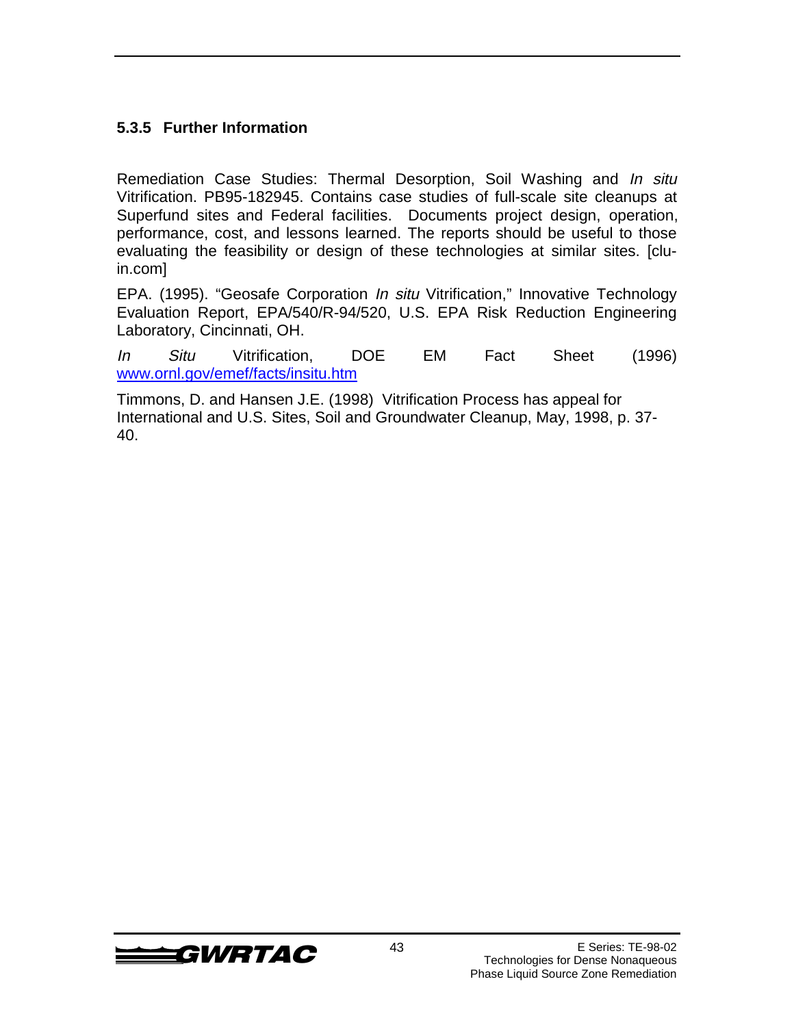### 5.3.5 Further Information

Remediation Case Studies: Thermal Desorption, Soil Washing and *In situ* Vitrification. PB95-182945. Contains case studies of full-scale site cleanups at Superfund sites and Federal facilities. Documents project design, operation, performance, cost, and lessons learned. The reports should be useful to those evaluating the feasibility or design of these technologies at similar sites. [clu-in.com]

EPA. (1995). "Geosafe Corporation *In situ* Vitrification," Innovative Technology Evaluation Report, EPA/540/R-94/520, U.S. EPA Risk Reduction Engineering Laboratory, Cincinnati, OH.

*In Situ* Vitrification, DOE EM Fact Sheet (1996) [www.ornl.gov/emef/facts/insitu.htm](www.ornl.gov/emef/facts/insitu.htm)

Timmons, D. and Hansen J.E. (1998) Vitrification Process has appeal for International and U.S. Sites, Soil and Groundwater Cleanup, May, 1998, p. 37-40.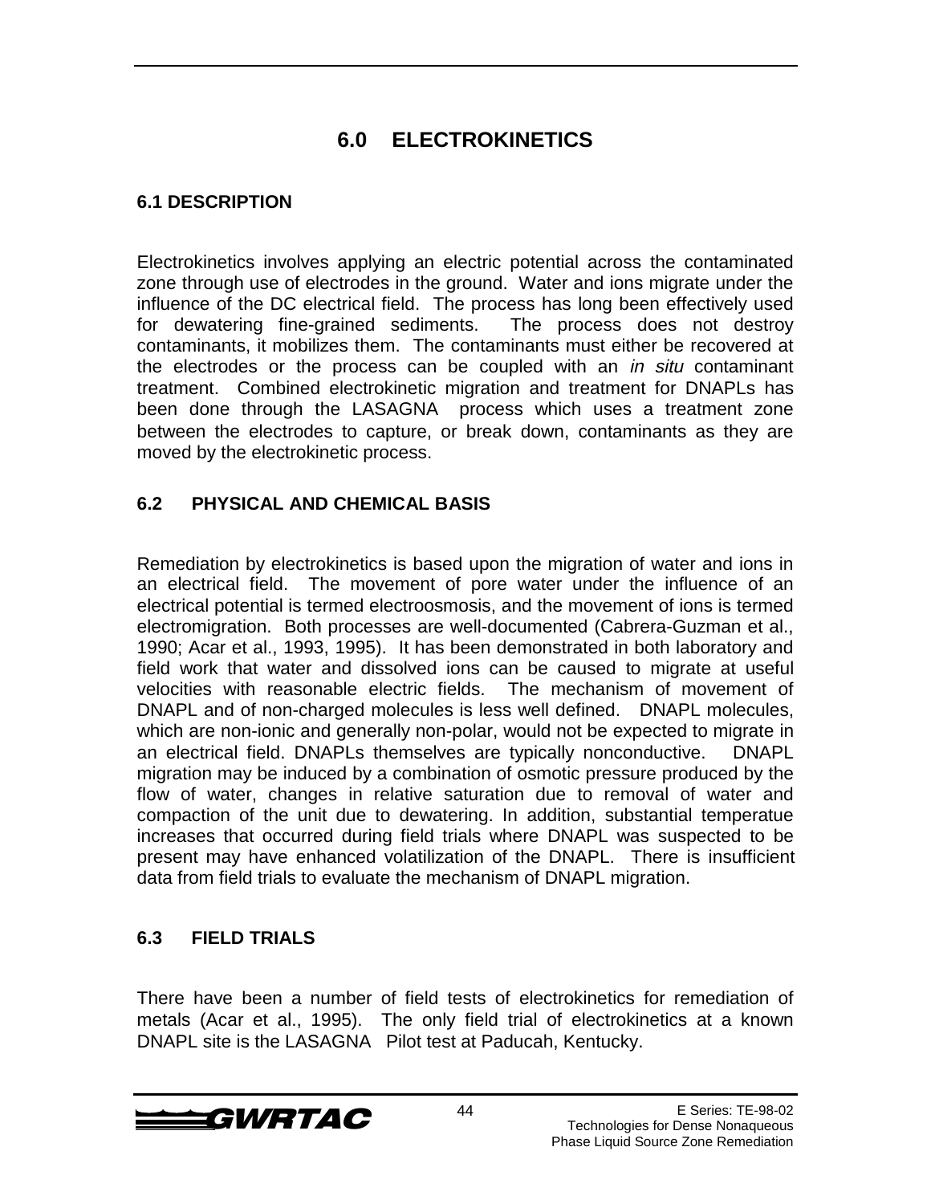# 6.0 ELECTROKINETICS

## 6.1 DESCRIPTION

Electrokinetics involves applying an electric potential across the contaminated zone through use of electrodes in the ground. Water and ions migrate under the influence of the DC electrical field. The process has long been effectively used for dewatering fine-grained sediments. The process does not destroy contaminants, it mobilizes them. The contaminants must either be recovered at the electrodes or the process can be coupled with an *in situ* contaminant treatment. Combined electrokinetic migration and treatment for DNAPLs has been done through the LASAGNA process which uses a treatment zone between the electrodes to capture, or break down, contaminants as they are moved by the electrokinetic process.

## 6.2 PHYSICAL AND CHEMICAL BASIS

Remediation by electrokinetics is based upon the migration of water and ions in an electrical field. The movement of pore water under the influence of an electrical potential is termed electroosmosis, and the movement of ions is termed electromigration. Both processes are well-documented (Cabrera-Guzman et al., 1990; Acar et al., 1993, 1995). It has been demonstrated in both laboratory and field work that water and dissolved ions can be caused to migrate at useful velocities with reasonable electric fields. The mechanism of movement of DNAPL and of non-charged molecules is less well defined. DNAPL molecules, which are non-ionic and generally non-polar, would not be expected to migrate in an electrical field. DNAPLs themselves are typically nonconductive. DNAPL migration may be induced by a combination of osmotic pressure produced by the flow of water, changes in relative saturation due to removal of water and compaction of the unit due to dewatering. In addition, substantial temperatue increases that occurred during field trials where DNAPL was suspected to be present may have enhanced volatilization of the DNAPL. There is insufficient data from field trials to evaluate the mechanism of DNAPL migration.

## 6.3 FIELD TRIALS

There have been a number of field tests of electrokinetics for remediation of metals (Acar et al., 1995). The only field trial of electrokinetics at a known DNAPL site is the LASAGNA Pilot test at Paducah, Kentucky.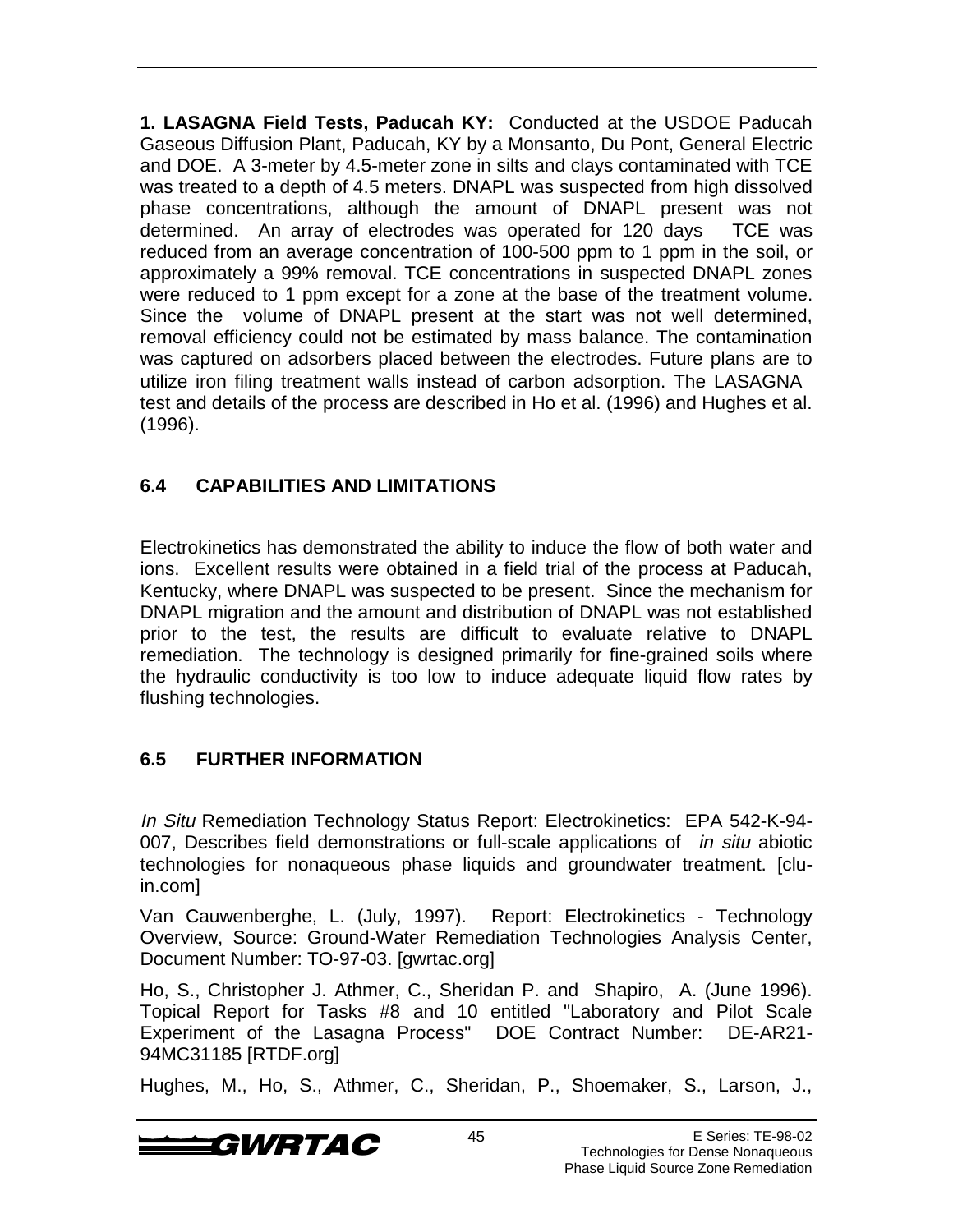**1. LASAGNA Field Tests, Paducah KY:** Conducted at the USDOE Paducah Gaseous Diffusion Plant, Paducah, KY by a Monsanto, Du Pont, General Electric and DOE. A 3-meter by 4.5-meter zone in silts and clays contaminated with TCE was treated to a depth of 4.5 meters. DNAPL was suspected from high dissolved phase concentrations, although the amount of DNAPL present was not determined. An array of electrodes was operated for 120 days TCE was reduced from an average concentration of 100-500 ppm to 1 ppm in the soil, or approximately a 99% removal. TCE concentrations in suspected DNAPL zones were reduced to 1 ppm except for a zone at the base of the treatment volume. Since the volume of DNAPL present at the start was not well determined, removal efficiency could not be estimated by mass balance. The contamination was captured on adsorbers placed between the electrodes. Future plans are to utilize iron filing treatment walls instead of carbon adsorption. The LASAGNA test and details of the process are described in Ho et al. (1996) and Hughes et al. (1996).

## 6.4 CAPABILITIES AND LIMITATIONS

Electrokinetics has demonstrated the ability to induce the flow of both water and ions. Excellent results were obtained in a field trial of the process at Paducah, Kentucky, where DNAPL was suspected to be present. Since the mechanism for DNAPL migration and the amount and distribution of DNAPL was not established prior to the test, the results are difficult to evaluate relative to DNAPL remediation. The technology is designed primarily for fine-grained soils where the hydraulic conductivity is too low to induce adequate liquid flow rates by flushing technologies.

## 6.5 FURTHER INFORMATION

*In Situ* Remediation Technology Status Report: Electrokinetics: EPA 542-K-94-007, Describes field demonstrations or full-scale applications of *in situ* abiotic technologies for nonaqueous phase liquids and groundwater treatment. [clu-in.com]

Van Cauwenberghe, L. (July, 1997). Report: Electrokinetics - Technology Overview, Source: Ground-Water Remediation Technologies Analysis Center, Document Number: TO-97-03. [gwrtac.org]

Ho, S., Christopher J. Athmer, C., Sheridan P. and Shapiro, A. (June 1996). Topical Report for Tasks #8 and 10 entitled "Laboratory and Pilot Scale Experiment of the Lasagna Process" DOE Contract Number: DE-AR21-94MC31185 [RTDF.org]

Hughes, M., Ho, S., Athmer, C., Sheridan, P., Shoemaker, S., Larson, J.,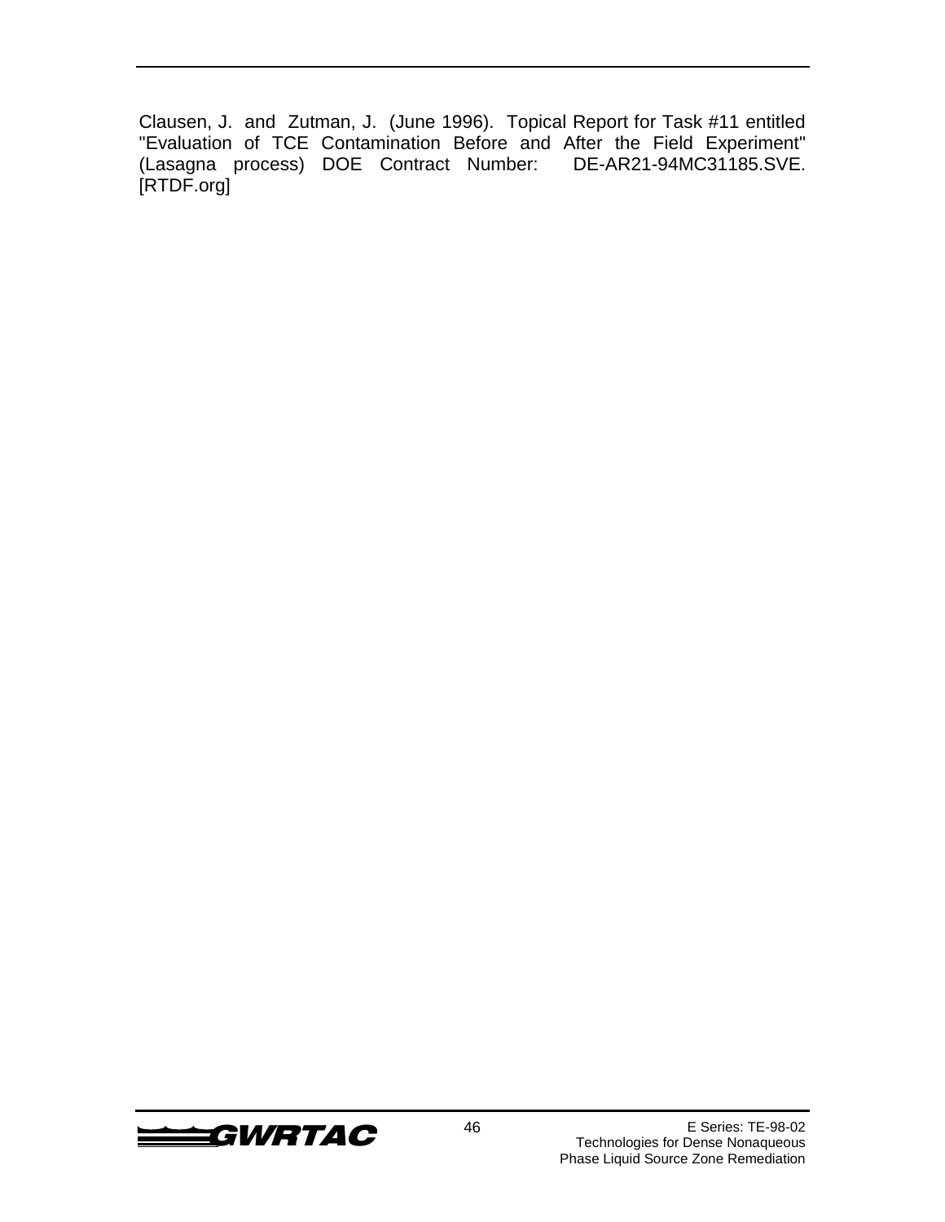Clausen, J. and Zutman, J. (June 1996). Topical Report for Task #11 entitled "Evaluation of TCE Contamination Before and After the Field Experiment" (Lasagna process) DOE Contract Number: DE-AR21-94MC31185.SVE. [RTDF.org]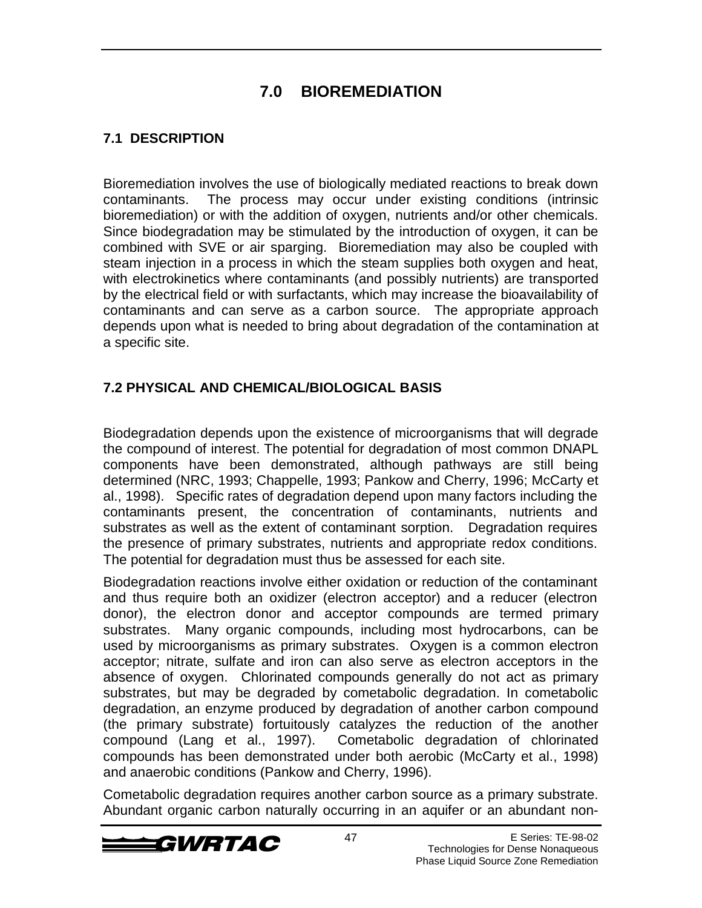# 7.0 BIOREMEDIATION

## 7.1 DESCRIPTION

Bioremediation involves the use of biologically mediated reactions to break down contaminants. The process may occur under existing conditions (intrinsic bioremediation) or with the addition of oxygen, nutrients and/or other chemicals. Since biodegradation may be stimulated by the introduction of oxygen, it can be combined with SVE or air sparging. Bioremediation may also be coupled with steam injection in a process in which the steam supplies both oxygen and heat, with electrokinetics where contaminants (and possibly nutrients) are transported by the electrical field or with surfactants, which may increase the bioavailability of contaminants and can serve as a carbon source. The appropriate approach depends upon what is needed to bring about degradation of the contamination at a specific site.

## 7.2 PHYSICAL AND CHEMICAL/BIOLOGICAL BASIS

Biodegradation depends upon the existence of microorganisms that will degrade the compound of interest. The potential for degradation of most common DNAPL components have been demonstrated, although pathways are still being determined (NRC, 1993; Chappelle, 1993; Pankow and Cherry, 1996; McCarty et al., 1998). Specific rates of degradation depend upon many factors including the contaminants present, the concentration of contaminants, nutrients and substrates as well as the extent of contaminant sorption. Degradation requires the presence of primary substrates, nutrients and appropriate redox conditions. The potential for degradation must thus be assessed for each site.

Biodegradation reactions involve either oxidation or reduction of the contaminant and thus require both an oxidizer (electron acceptor) and a reducer (electron donor), the electron donor and acceptor compounds are termed primary substrates. Many organic compounds, including most hydrocarbons, can be used by microorganisms as primary substrates. Oxygen is a common electron acceptor; nitrate, sulfate and iron can also serve as electron acceptors in the absence of oxygen. Chlorinated compounds generally do not act as primary substrates, but may be degraded by cometabolic degradation. In cometabolic degradation, an enzyme produced by degradation of another carbon compound (the primary substrate) fortuitously catalyzes the reduction of the another compound (Lang et al., 1997). Cometabolic degradation of chlorinated compounds has been demonstrated under both aerobic (McCarty et al., 1998) and anaerobic conditions (Pankow and Cherry, 1996).

Cometabolic degradation requires another carbon source as a primary substrate. Abundant organic carbon naturally occurring in an aquifer or an abundant non-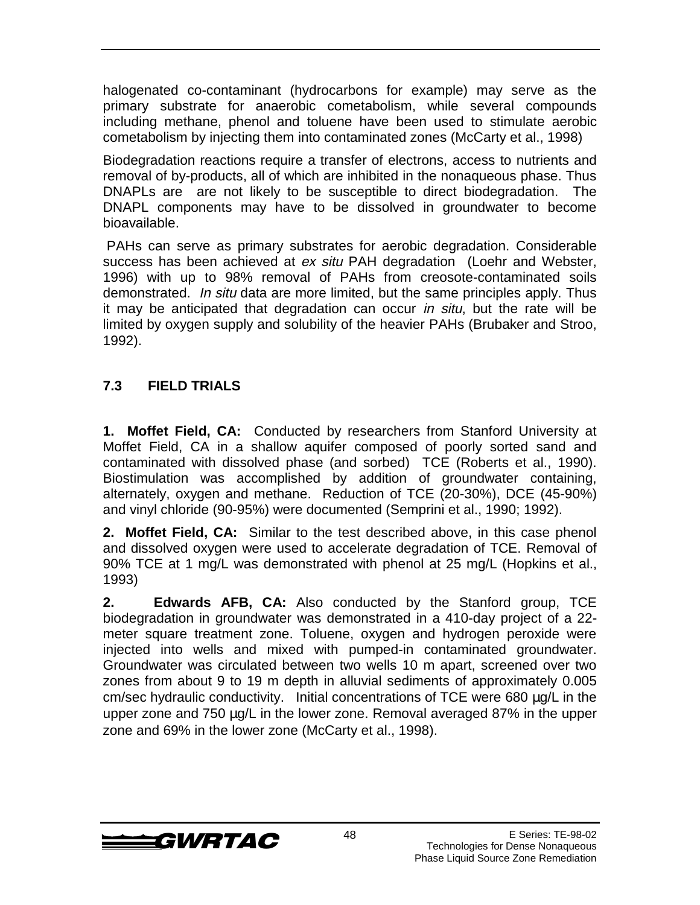halogenated co-contaminant (hydrocarbons for example) may serve as the primary substrate for anaerobic cometabolism, while several compounds including methane, phenol and toluene have been used to stimulate aerobic cometabolism by injecting them into contaminated zones (McCarty et al., 1998)

Biodegradation reactions require a transfer of electrons, access to nutrients and removal of by-products, all of which are inhibited in the nonaqueous phase. Thus DNAPLs are are not likely to be susceptible to direct biodegradation. The DNAPL components may have to be dissolved in groundwater to become bioavailable.

PAHs can serve as primary substrates for aerobic degradation. Considerable success has been achieved at *ex situ* PAH degradation (Loehr and Webster, 1996) with up to 98% removal of PAHs from creosote-contaminated soils demonstrated. *In situ* data are more limited, but the same principles apply. Thus it may be anticipated that degradation can occur *in situ*, but the rate will be limited by oxygen supply and solubility of the heavier PAHs (Brubaker and Stroo, 1992).

## 7.3 FIELD TRIALS

**1. Moffet Field, CA:** Conducted by researchers from Stanford University at Moffet Field, CA in a shallow aquifer composed of poorly sorted sand and contaminated with dissolved phase (and sorbed) TCE (Roberts et al., 1990). Biostimulation was accomplished by addition of groundwater containing, alternately, oxygen and methane. Reduction of TCE (20-30%), DCE (45-90%) and vinyl chloride (90-95%) were documented (Semprini et al., 1990; 1992).

**2. Moffet Field, CA:** Similar to the test described above, in this case phenol and dissolved oxygen were used to accelerate degradation of TCE. Removal of 90% TCE at 1 mg/L was demonstrated with phenol at 25 mg/L (Hopkins et al., 1993)

**2. Edwards AFB, CA:** Also conducted by the Stanford group, TCE biodegradation in groundwater was demonstrated in a 410-day project of a 22-meter square treatment zone. Toluene, oxygen and hydrogen peroxide were injected into wells and mixed with pumped-in contaminated groundwater. Groundwater was circulated between two wells 10 m apart, screened over two zones from about 9 to 19 m depth in alluvial sediments of approximately 0.005 cm/sec hydraulic conductivity. Initial concentrations of TCE were 680 µg/L in the upper zone and 750 µg/L in the lower zone. Removal averaged 87% in the upper zone and 69% in the lower zone (McCarty et al., 1998).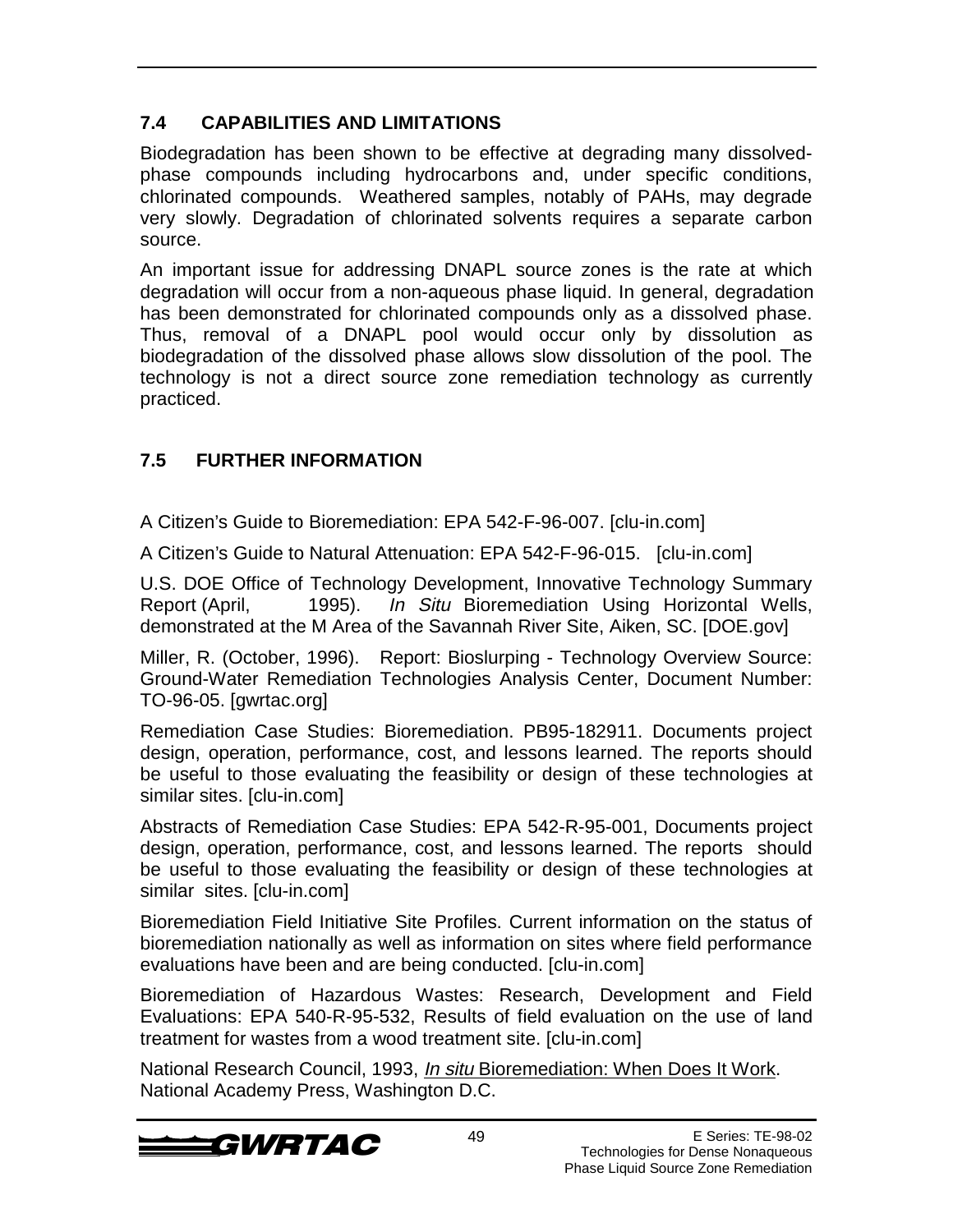## 7.4 CAPABILITIES AND LIMITATIONS

Biodegradation has been shown to be effective at degrading many dissolved-phase compounds including hydrocarbons and, under specific conditions, chlorinated compounds. Weathered samples, notably of PAHs, may degrade very slowly. Degradation of chlorinated solvents requires a separate carbon source.

An important issue for addressing DNAPL source zones is the rate at which degradation will occur from a non-aqueous phase liquid. In general, degradation has been demonstrated for chlorinated compounds only as a dissolved phase. Thus, removal of a DNAPL pool would occur only by dissolution as biodegradation of the dissolved phase allows slow dissolution of the pool. The technology is not a direct source zone remediation technology as currently practiced.

## 7.5 FURTHER INFORMATION

A Citizen's Guide to Bioremediation: EPA 542-F-96-007. [clu-in.com]

A Citizen's Guide to Natural Attenuation: EPA 542-F-96-015. [clu-in.com]

U.S. DOE Office of Technology Development, Innovative Technology Summary Report (April, 1995). *In Situ* Bioremediation Using Horizontal Wells, demonstrated at the M Area of the Savannah River Site, Aiken, SC. [DOE.gov]

Miller, R. (October, 1996). Report: Bioslurping - Technology Overview Source: Ground-Water Remediation Technologies Analysis Center, Document Number: TO-96-05. [gwrtac.org]

Remediation Case Studies: Bioremediation. PB95-182911. Documents project design, operation, performance, cost, and lessons learned. The reports should be useful to those evaluating the feasibility or design of these technologies at similar sites. [clu-in.com]

Abstracts of Remediation Case Studies: EPA 542-R-95-001, Documents project design, operation, performance, cost, and lessons learned. The reports should be useful to those evaluating the feasibility or design of these technologies at similar sites. [clu-in.com]

Bioremediation Field Initiative Site Profiles. Current information on the status of bioremediation nationally as well as information on sites where field performance evaluations have been and are being conducted. [clu-in.com]

Bioremediation of Hazardous Wastes: Research, Development and Field Evaluations: EPA 540-R-95-532, Results of field evaluation on the use of land treatment for wastes from a wood treatment site. [clu-in.com]

National Research Council, 1993, *In situ* Bioremediation: When Does It Work. National Academy Press, Washington D.C.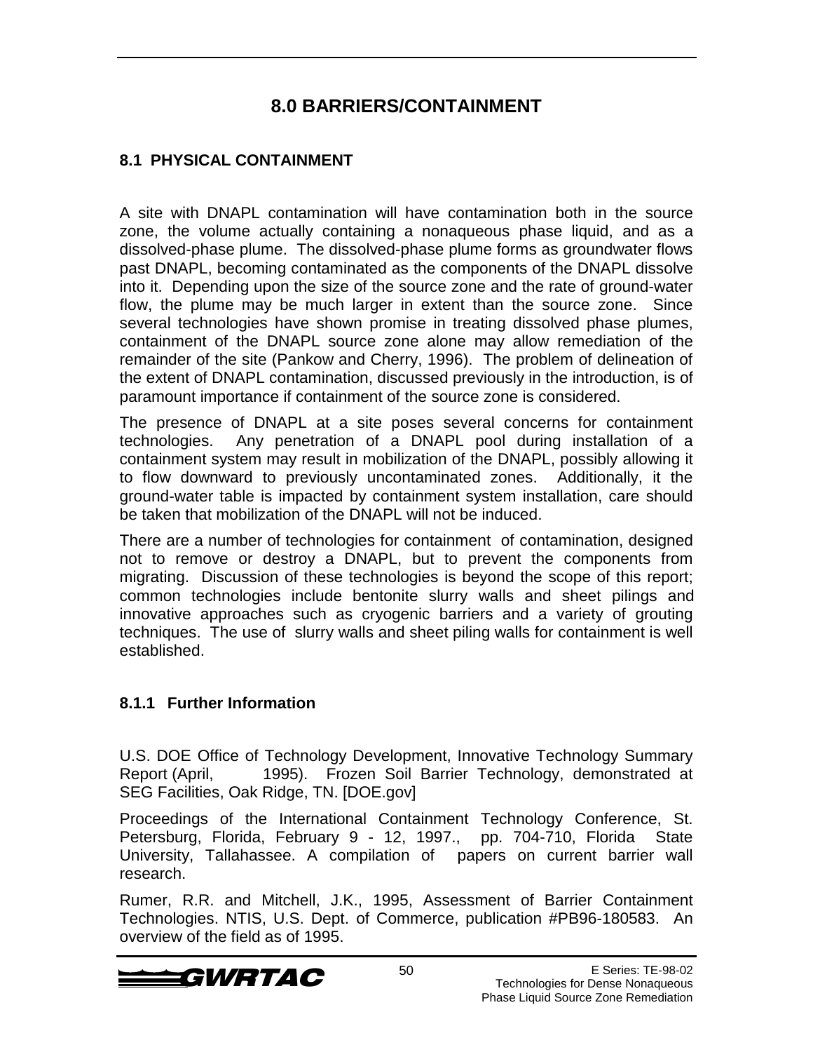# 8.0 BARRIERS/CONTAINMENT

## 8.1 PHYSICAL CONTAINMENT

A site with DNAPL contamination will have contamination both in the source zone, the volume actually containing a nonaqueous phase liquid, and as a dissolved-phase plume. The dissolved-phase plume forms as groundwater flows past DNAPL, becoming contaminated as the components of the DNAPL dissolve into it. Depending upon the size of the source zone and the rate of ground-water flow, the plume may be much larger in extent than the source zone. Since several technologies have shown promise in treating dissolved phase plumes, containment of the DNAPL source zone alone may allow remediation of the remainder of the site (Pankow and Cherry, 1996). The problem of delineation of the extent of DNAPL contamination, discussed previously in the introduction, is of paramount importance if containment of the source zone is considered.

The presence of DNAPL at a site poses several concerns for containment technologies. Any penetration of a DNAPL pool during installation of a containment system may result in mobilization of the DNAPL, possibly allowing it to flow downward to previously uncontaminated zones. Additionally, it the ground-water table is impacted by containment system installation, care should be taken that mobilization of the DNAPL will not be induced.

There are a number of technologies for containment of contamination, designed not to remove or destroy a DNAPL, but to prevent the components from migrating. Discussion of these technologies is beyond the scope of this report; common technologies include bentonite slurry walls and sheet pilings and innovative approaches such as cryogenic barriers and a variety of grouting techniques. The use of slurry walls and sheet piling walls for containment is well established.

### 8.1.1 Further Information

U.S. DOE Office of Technology Development, Innovative Technology Summary Report (April, 1995). Frozen Soil Barrier Technology, demonstrated at SEG Facilities, Oak Ridge, TN. [DOE.gov]

Proceedings of the International Containment Technology Conference, St. Petersburg, Florida, February 9 - 12, 1997., pp. 704-710, Florida State University, Tallahassee. A compilation of papers on current barrier wall research.

Rumer, R.R. and Mitchell, J.K., 1995, Assessment of Barrier Containment Technologies. NTIS, U.S. Dept. of Commerce, publication #PB96-180583. An overview of the field as of 1995.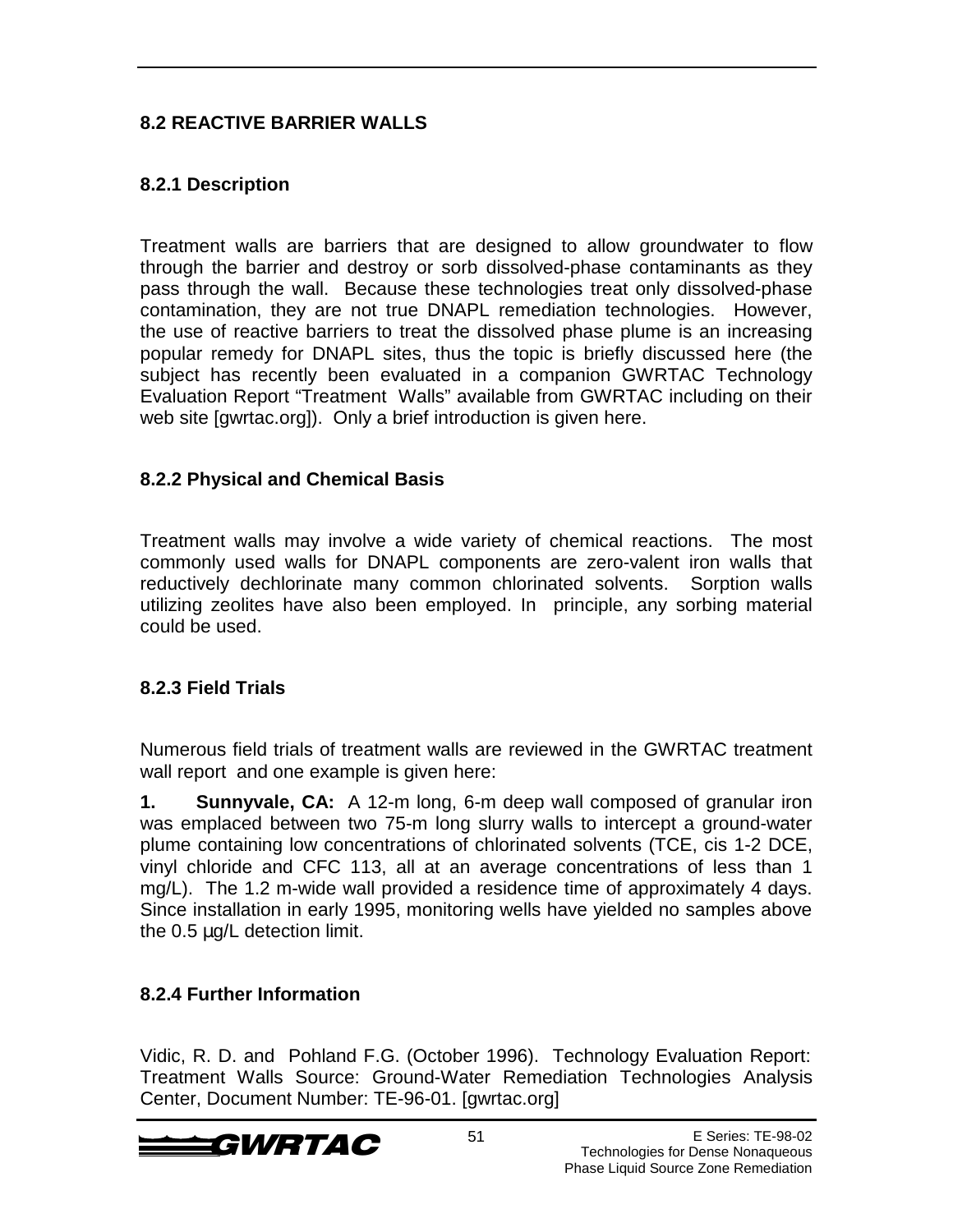## 8.2 REACTIVE BARRIER WALLS

### 8.2.1 Description

Treatment walls are barriers that are designed to allow groundwater to flow through the barrier and destroy or sorb dissolved-phase contaminants as they pass through the wall. Because these technologies treat only dissolved-phase contamination, they are not true DNAPL remediation technologies. However, the use of reactive barriers to treat the dissolved phase plume is an increasing popular remedy for DNAPL sites, thus the topic is briefly discussed here (the subject has recently been evaluated in a companion GWRTAC Technology Evaluation Report "Treatment Walls" available from GWRTAC including on their web site [gwrtac.org]). Only a brief introduction is given here.

### 8.2.2 Physical and Chemical Basis

Treatment walls may involve a wide variety of chemical reactions. The most commonly used walls for DNAPL components are zero-valent iron walls that reductively dechlorinate many common chlorinated solvents. Sorption walls utilizing zeolites have also been employed. In principle, any sorbing material could be used.

### 8.2.3 Field Trials

Numerous field trials of treatment walls are reviewed in the GWRTAC treatment wall report and one example is given here:

**1. Sunnyvale, CA:** A 12-m long, 6-m deep wall composed of granular iron was emplaced between two 75-m long slurry walls to intercept a ground-water plume containing low concentrations of chlorinated solvents (TCE, cis 1-2 DCE, vinyl chloride and CFC 113, all at an average concentrations of less than 1 mg/L). The 1.2 m-wide wall provided a residence time of approximately 4 days. Since installation in early 1995, monitoring wells have yielded no samples above the 0.5 µg/L detection limit.

### 8.2.4 Further Information

Vidic, R. D. and Pohland F.G. (October 1996). Technology Evaluation Report: Treatment Walls Source: Ground-Water Remediation Technologies Analysis Center, Document Number: TE-96-01. [gwrtac.org]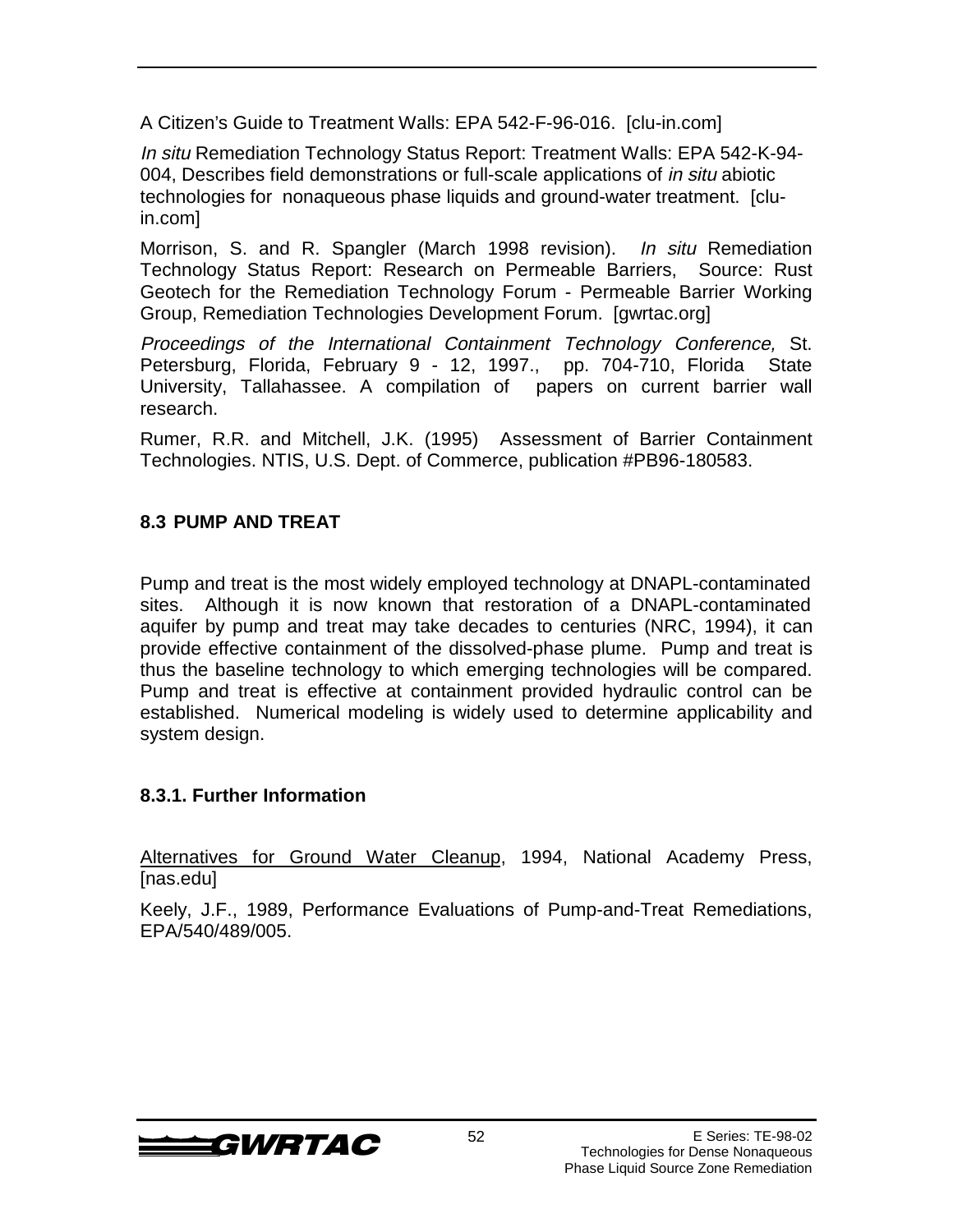A Citizen's Guide to Treatment Walls: EPA 542-F-96-016. [clu-in.com]

*In situ* Remediation Technology Status Report: Treatment Walls: EPA 542-K-94-004, Describes field demonstrations or full-scale applications of *in situ* abiotic technologies for nonaqueous phase liquids and ground-water treatment. [clu-in.com]

Morrison, S. and R. Spangler (March 1998 revision). *In situ* Remediation Technology Status Report: Research on Permeable Barriers, Source: Rust Geotech for the Remediation Technology Forum - Permeable Barrier Working Group, Remediation Technologies Development Forum. [gwrtac.org]

*Proceedings of the International Containment Technology Conference,* St. Petersburg, Florida, February 9 - 12, 1997., pp. 704-710, Florida State University, Tallahassee. A compilation of papers on current barrier wall research.

Rumer, R.R. and Mitchell, J.K. (1995) Assessment of Barrier Containment Technologies. NTIS, U.S. Dept. of Commerce, publication #PB96-180583.

## 8.3 PUMP AND TREAT

Pump and treat is the most widely employed technology at DNAPL-contaminated sites. Although it is now known that restoration of a DNAPL-contaminated aquifer by pump and treat may take decades to centuries (NRC, 1994), it can provide effective containment of the dissolved-phase plume. Pump and treat is thus the baseline technology to which emerging technologies will be compared. Pump and treat is effective at containment provided hydraulic control can be established. Numerical modeling is widely used to determine applicability and system design.

### 8.3.1. Further Information

<u>Alternatives for Ground Water Cleanup</u>, 1994, National Academy Press, [nas.edu]

Keely, J.F., 1989, Performance Evaluations of Pump-and-Treat Remediations, EPA/540/489/005.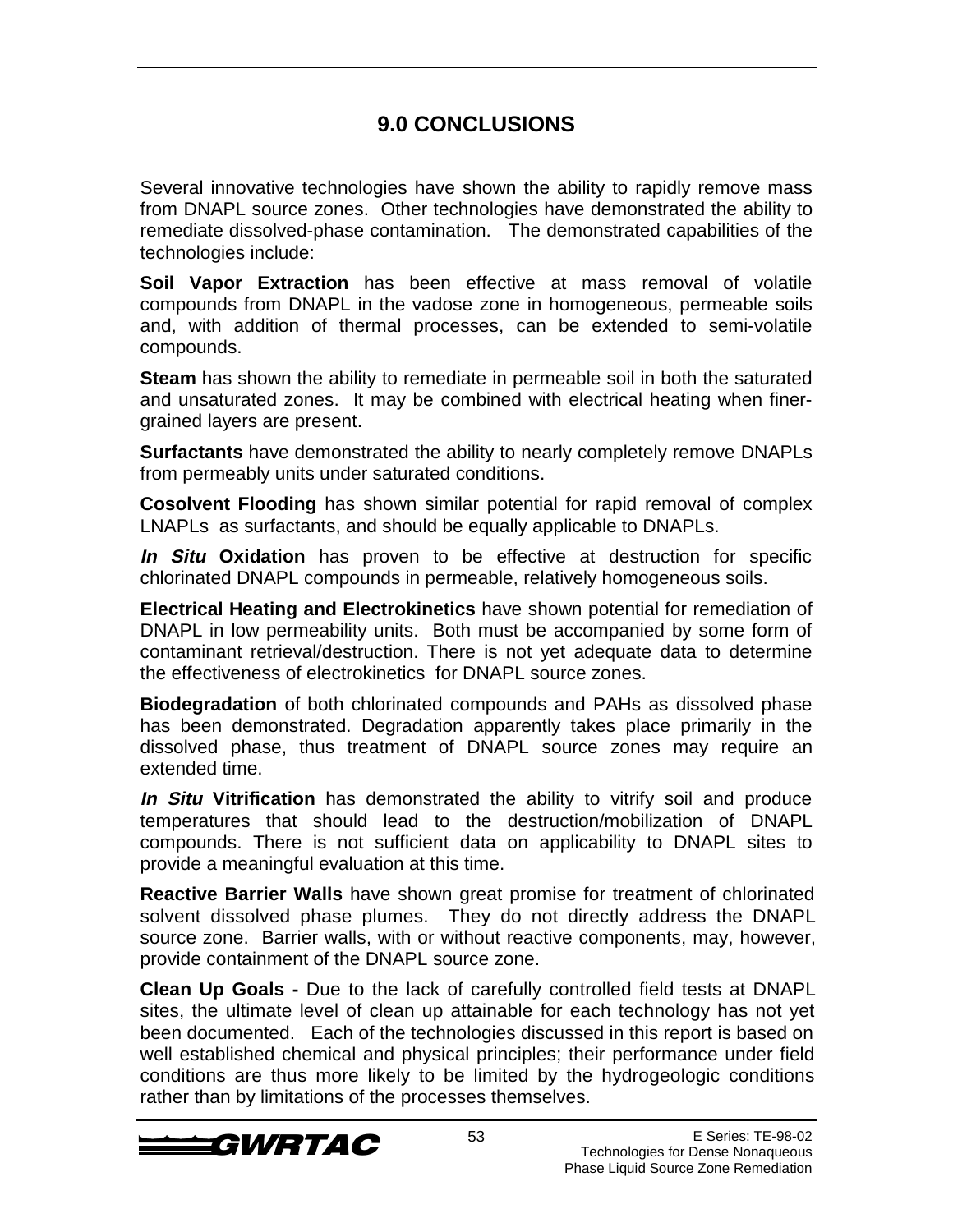# 9.0 CONCLUSIONS

Several innovative technologies have shown the ability to rapidly remove mass from DNAPL source zones. Other technologies have demonstrated the ability to remediate dissolved-phase contamination. The demonstrated capabilities of the technologies include:

**Soil Vapor Extraction** has been effective at mass removal of volatile compounds from DNAPL in the vadose zone in homogeneous, permeable soils and, with addition of thermal processes, can be extended to semi-volatile compounds.

**Steam** has shown the ability to remediate in permeable soil in both the saturated and unsaturated zones. It may be combined with electrical heating when finer-grained layers are present.

**Surfactants** have demonstrated the ability to nearly completely remove DNAPLs from permeably units under saturated conditions.

**Cosolvent Flooding** has shown similar potential for rapid removal of complex LNAPLs as surfactants, and should be equally applicable to DNAPLs.

***In Situ* Oxidation** has proven to be effective at destruction for specific chlorinated DNAPL compounds in permeable, relatively homogeneous soils.

**Electrical Heating and Electrokinetics** have shown potential for remediation of DNAPL in low permeability units. Both must be accompanied by some form of contaminant retrieval/destruction. There is not yet adequate data to determine the effectiveness of electrokinetics for DNAPL source zones.

**Biodegradation** of both chlorinated compounds and PAHs as dissolved phase has been demonstrated. Degradation apparently takes place primarily in the dissolved phase, thus treatment of DNAPL source zones may require an extended time.

***In Situ* Vitrification** has demonstrated the ability to vitrify soil and produce temperatures that should lead to the destruction/mobilization of DNAPL compounds. There is not sufficient data on applicability to DNAPL sites to provide a meaningful evaluation at this time.

**Reactive Barrier Walls** have shown great promise for treatment of chlorinated solvent dissolved phase plumes. They do not directly address the DNAPL source zone. Barrier walls, with or without reactive components, may, however, provide containment of the DNAPL source zone.

**Clean Up Goals -** Due to the lack of carefully controlled field tests at DNAPL sites, the ultimate level of clean up attainable for each technology has not yet been documented. Each of the technologies discussed in this report is based on well established chemical and physical principles; their performance under field conditions are thus more likely to be limited by the hydrogeologic conditions rather than by limitations of the processes themselves.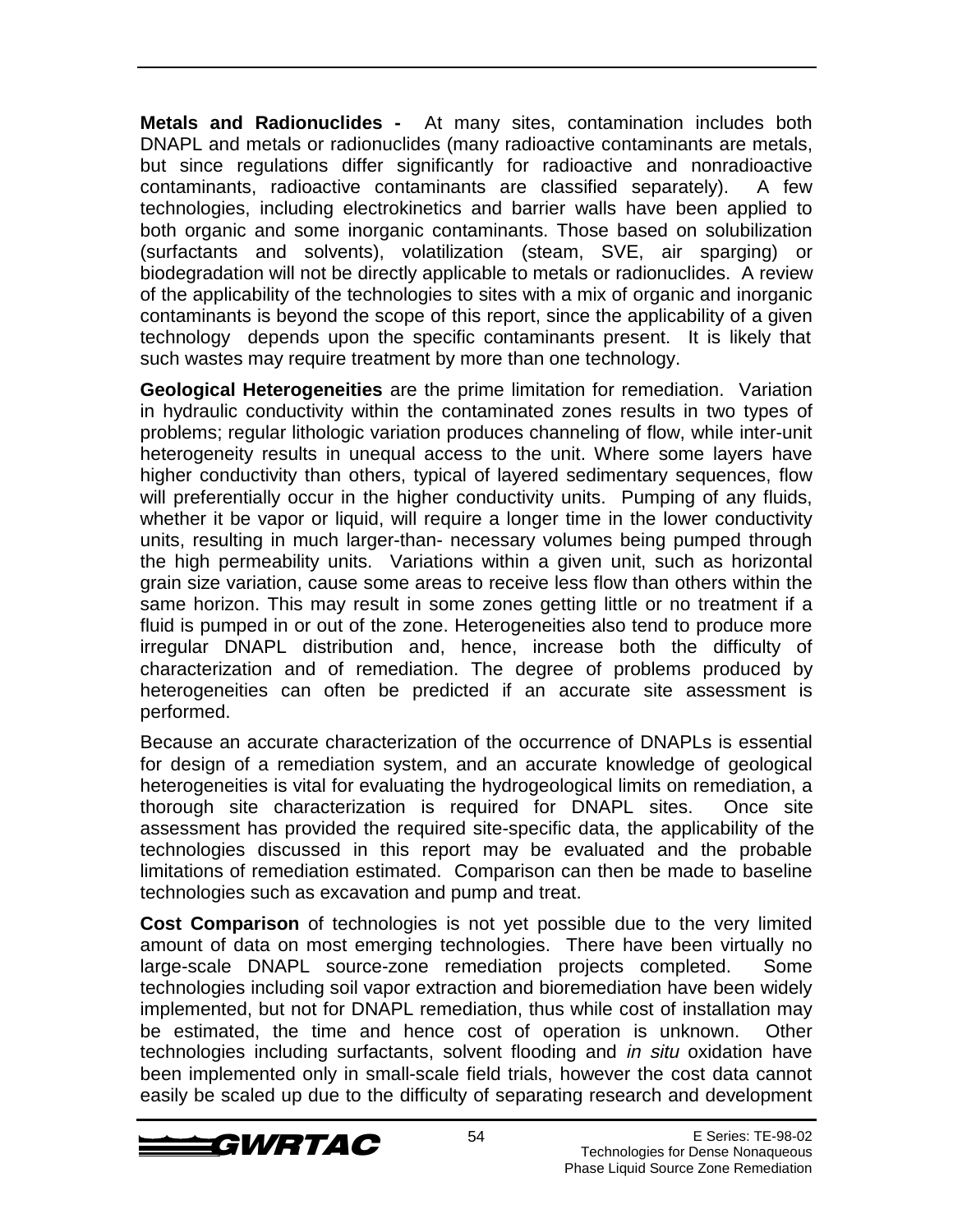**Metals and Radionuclides -** At many sites, contamination includes both DNAPL and metals or radionuclides (many radioactive contaminants are metals, but since regulations differ significantly for radioactive and nonradioactive contaminants, radioactive contaminants are classified separately). A few technologies, including electrokinetics and barrier walls have been applied to both organic and some inorganic contaminants. Those based on solubilization (surfactants and solvents), volatilization (steam, SVE, air sparging) or biodegradation will not be directly applicable to metals or radionuclides. A review of the applicability of the technologies to sites with a mix of organic and inorganic contaminants is beyond the scope of this report, since the applicability of a given technology depends upon the specific contaminants present. It is likely that such wastes may require treatment by more than one technology.

**Geological Heterogeneities** are the prime limitation for remediation. Variation in hydraulic conductivity within the contaminated zones results in two types of problems; regular lithologic variation produces channeling of flow, while inter-unit heterogeneity results in unequal access to the unit. Where some layers have higher conductivity than others, typical of layered sedimentary sequences, flow will preferentially occur in the higher conductivity units. Pumping of any fluids, whether it be vapor or liquid, will require a longer time in the lower conductivity units, resulting in much larger-than- necessary volumes being pumped through the high permeability units. Variations within a given unit, such as horizontal grain size variation, cause some areas to receive less flow than others within the same horizon. This may result in some zones getting little or no treatment if a fluid is pumped in or out of the zone. Heterogeneities also tend to produce more irregular DNAPL distribution and, hence, increase both the difficulty of characterization and of remediation. The degree of problems produced by heterogeneities can often be predicted if an accurate site assessment is performed.

Because an accurate characterization of the occurrence of DNAPLs is essential for design of a remediation system, and an accurate knowledge of geological heterogeneities is vital for evaluating the hydrogeological limits on remediation, a thorough site characterization is required for DNAPL sites. Once site assessment has provided the required site-specific data, the applicability of the technologies discussed in this report may be evaluated and the probable limitations of remediation estimated. Comparison can then be made to baseline technologies such as excavation and pump and treat.

**Cost Comparison** of technologies is not yet possible due to the very limited amount of data on most emerging technologies. There have been virtually no large-scale DNAPL source-zone remediation projects completed. Some technologies including soil vapor extraction and bioremediation have been widely implemented, but not for DNAPL remediation, thus while cost of installation may be estimated, the time and hence cost of operation is unknown. Other technologies including surfactants, solvent flooding and *in situ* oxidation have been implemented only in small-scale field trials, however the cost data cannot easily be scaled up due to the difficulty of separating research and development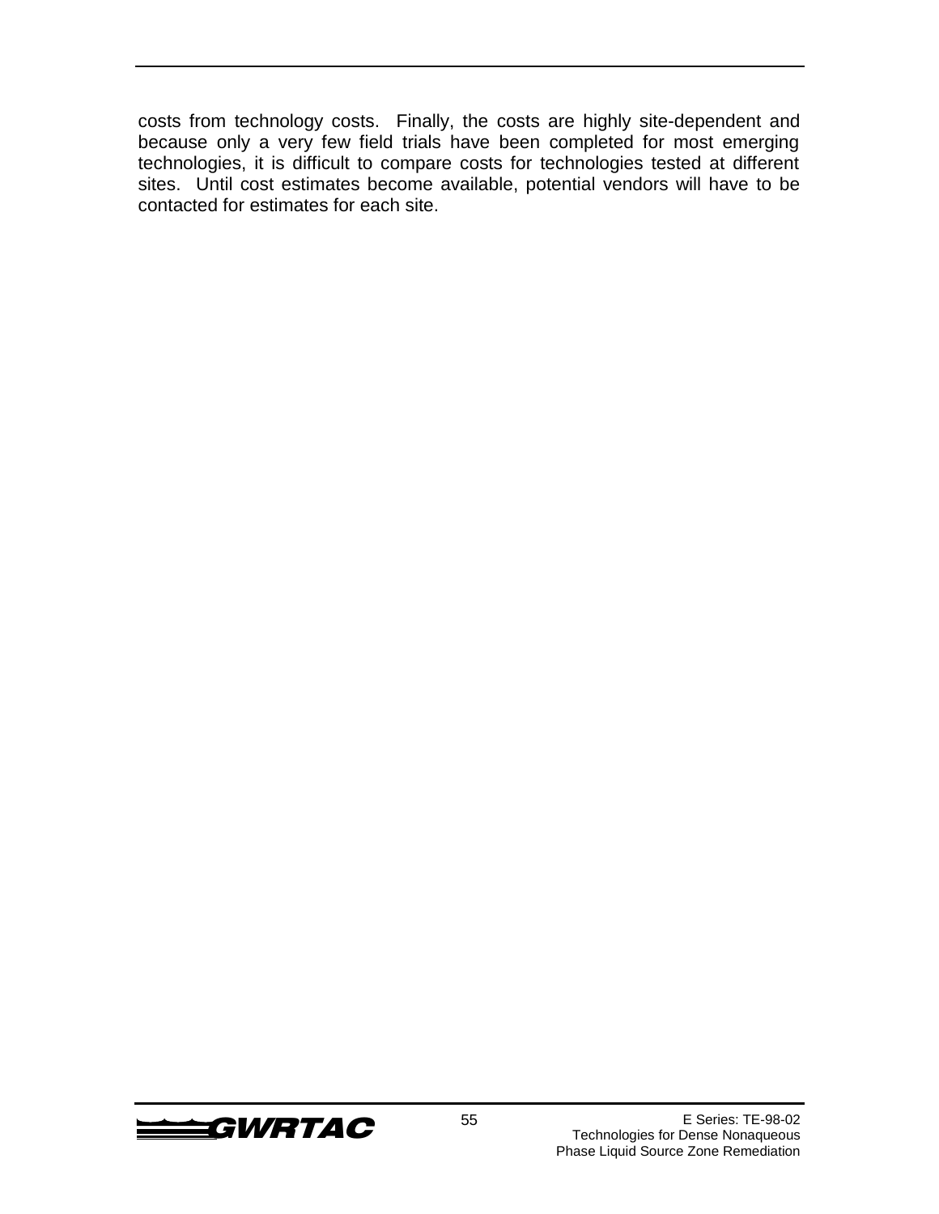costs from technology costs. Finally, the costs are highly site-dependent and because only a very few field trials have been completed for most emerging technologies, it is difficult to compare costs for technologies tested at different sites. Until cost estimates become available, potential vendors will have to be contacted for estimates for each site.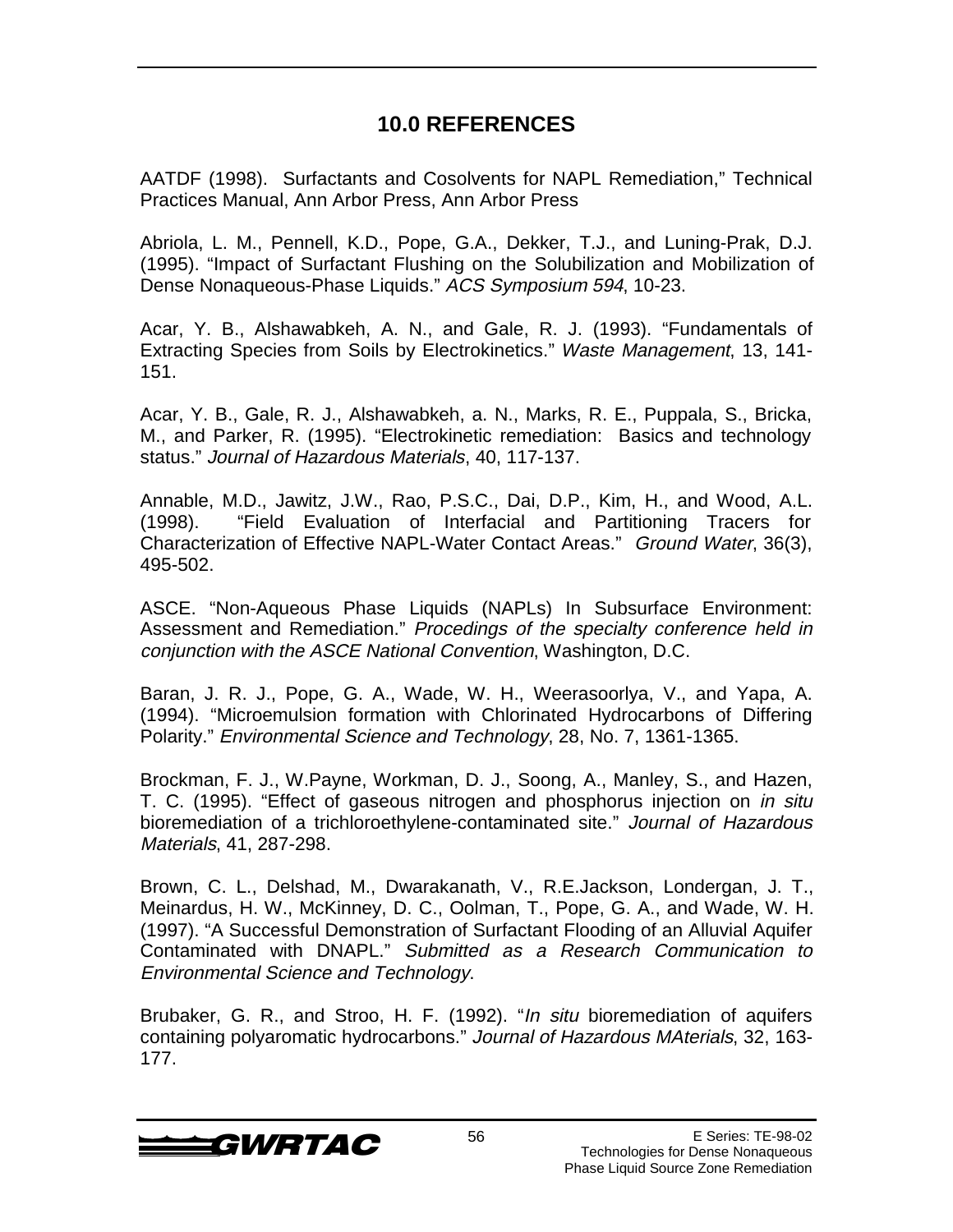# 10.0 REFERENCES

AATDF (1998). Surfactants and Cosolvents for NAPL Remediation," Technical Practices Manual, Ann Arbor Press, Ann Arbor Press

Abriola, L. M., Pennell, K.D., Pope, G.A., Dekker, T.J., and Luning-Prak, D.J. (1995). "Impact of Surfactant Flushing on the Solubilization and Mobilization of Dense Nonaqueous-Phase Liquids." *ACS Symposium 594*, 10-23.

Acar, Y. B., Alshawabkeh, A. N., and Gale, R. J. (1993). "Fundamentals of Extracting Species from Soils by Electrokinetics." *Waste Management*, 13, 141-151.

Acar, Y. B., Gale, R. J., Alshawabkeh, a. N., Marks, R. E., Puppala, S., Bricka, M., and Parker, R. (1995). "Electrokinetic remediation: Basics and technology status." *Journal of Hazardous Materials*, 40, 117-137.

Annable, M.D., Jawitz, J.W., Rao, P.S.C., Dai, D.P., Kim, H., and Wood, A.L. (1998). "Field Evaluation of Interfacial and Partitioning Tracers for Characterization of Effective NAPL-Water Contact Areas." *Ground Water*, 36(3), 495-502.

ASCE. "Non-Aqueous Phase Liquids (NAPLs) In Subsurface Environment: Assessment and Remediation." *Procedings of the specialty conference held in conjunction with the ASCE National Convention*, Washington, D.C.

Baran, J. R. J., Pope, G. A., Wade, W. H., Weerasoorlya, V., and Yapa, A. (1994). "Microemulsion formation with Chlorinated Hydrocarbons of Differing Polarity." *Environmental Science and Technology*, 28, No. 7, 1361-1365.

Brockman, F. J., W.Payne, Workman, D. J., Soong, A., Manley, S., and Hazen, T. C. (1995). "Effect of gaseous nitrogen and phosphorus injection on *in situ* bioremediation of a trichloroethylene-contaminated site." *Journal of Hazardous Materials*, 41, 287-298.

Brown, C. L., Delshad, M., Dwarakanath, V., R.E.Jackson, Londergan, J. T., Meinardus, H. W., McKinney, D. C., Oolman, T., Pope, G. A., and Wade, W. H. (1997). "A Successful Demonstration of Surfactant Flooding of an Alluvial Aquifer Contaminated with DNAPL." *Submitted as a Research Communication to Environmental Science and Technology*.

Brubaker, G. R., and Stroo, H. F. (1992). "*In situ* bioremediation of aquifers containing polyaromatic hydrocarbons." *Journal of Hazardous MAterials*, 32, 163-177.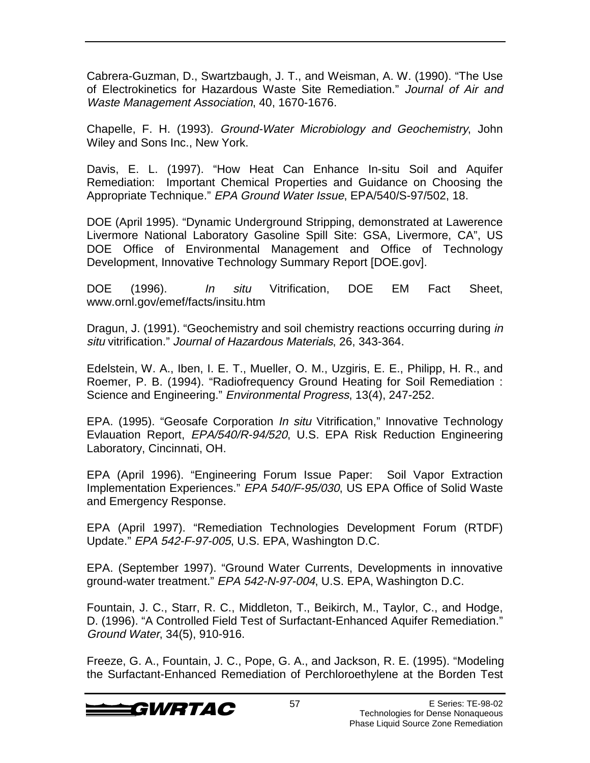Cabrera-Guzman, D., Swartzbaugh, J. T., and Weisman, A. W. (1990). "The Use of Electrokinetics for Hazardous Waste Site Remediation." *Journal of Air and Waste Management Association*, 40, 1670-1676.

Chapelle, F. H. (1993). *Ground-Water Microbiology and Geochemistry*, John Wiley and Sons Inc., New York.

Davis, E. L. (1997). "How Heat Can Enhance In-situ Soil and Aquifer Remediation: Important Chemical Properties and Guidance on Choosing the Appropriate Technique." *EPA Ground Water Issue*, EPA/540/S-97/502, 18.

DOE (April 1995). "Dynamic Underground Stripping, demonstrated at Lawerence Livermore National Laboratory Gasoline Spill Site: GSA, Livermore, CA", US DOE Office of Environmental Management and Office of Technology Development, Innovative Technology Summary Report [DOE.gov].

DOE (1996). *In situ* Vitrification, DOE EM Fact Sheet, www.ornl.gov/emef/facts/insitu.htm

Dragun, J. (1991). "Geochemistry and soil chemistry reactions occurring during *in situ* vitrification." *Journal of Hazardous Materials*, 26, 343-364.

Edelstein, W. A., Iben, I. E. T., Mueller, O. M., Uzgiris, E. E., Philipp, H. R., and Roemer, P. B. (1994). "Radiofrequency Ground Heating for Soil Remediation : Science and Engineering." *Environmental Progress*, 13(4), 247-252.

EPA. (1995). "Geosafe Corporation *In situ* Vitrification," Innovative Technology Evlauation Report, *EPA/540/R-94/520*, U.S. EPA Risk Reduction Engineering Laboratory, Cincinnati, OH.

EPA (April 1996). "Engineering Forum Issue Paper: Soil Vapor Extraction Implementation Experiences." *EPA 540/F-95/030*, US EPA Office of Solid Waste and Emergency Response.

EPA (April 1997). "Remediation Technologies Development Forum (RTDF) Update." *EPA 542-F-97-005*, U.S. EPA, Washington D.C.

EPA. (September 1997). "Ground Water Currents, Developments in innovative ground-water treatment." *EPA 542-N-97-004*, U.S. EPA, Washington D.C.

Fountain, J. C., Starr, R. C., Middleton, T., Beikirch, M., Taylor, C., and Hodge, D. (1996). "A Controlled Field Test of Surfactant-Enhanced Aquifer Remediation." *Ground Water*, 34(5), 910-916.

Freeze, G. A., Fountain, J. C., Pope, G. A., and Jackson, R. E. (1995). "Modeling the Surfactant-Enhanced Remediation of Perchloroethylene at the Borden Test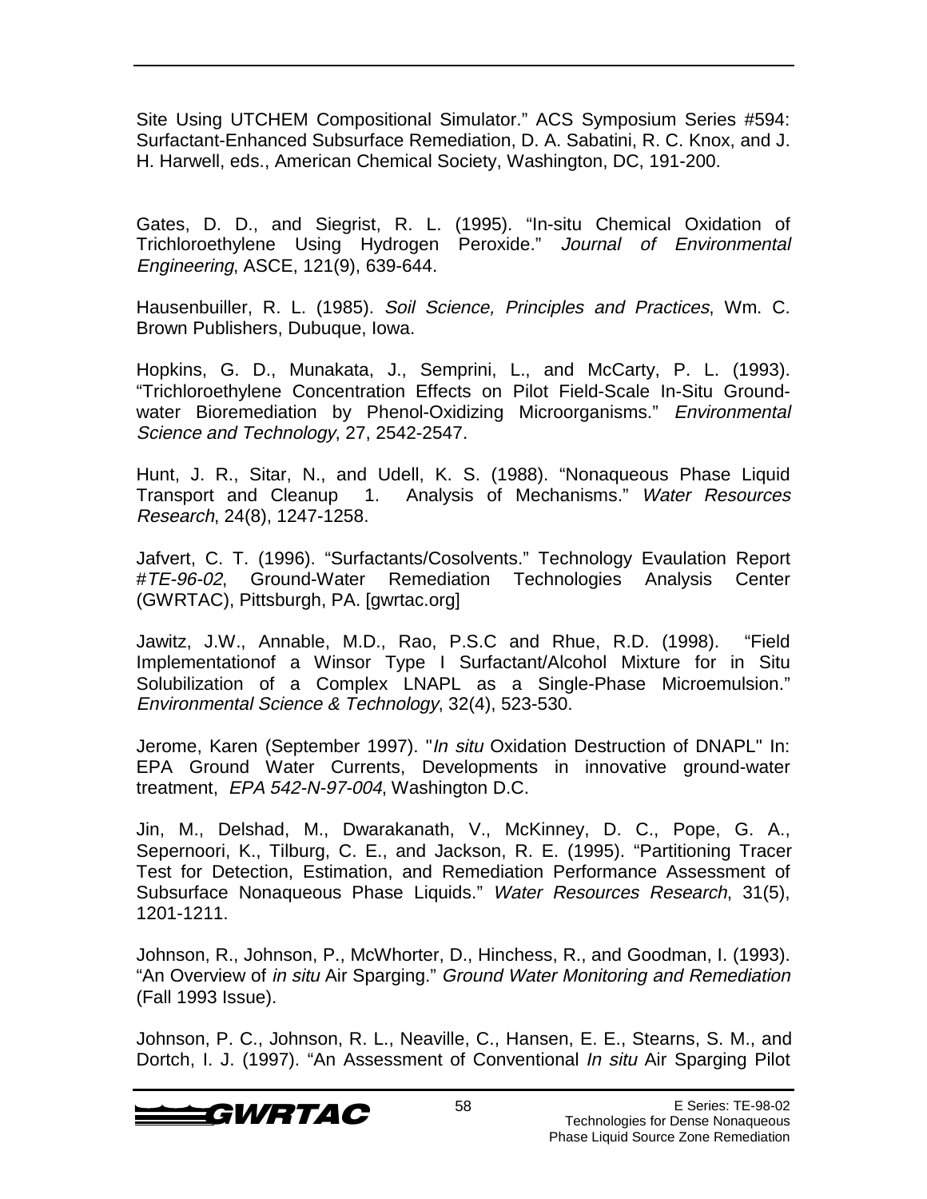Site Using UTCHEM Compositional Simulator." ACS Symposium Series #594: Surfactant-Enhanced Subsurface Remediation, D. A. Sabatini, R. C. Knox, and J. H. Harwell, eds., American Chemical Society, Washington, DC, 191-200.

Gates, D. D., and Siegrist, R. L. (1995). "In-situ Chemical Oxidation of Trichloroethylene Using Hydrogen Peroxide." *Journal of Environmental Engineering*, ASCE, 121(9), 639-644.

Hausenbuiller, R. L. (1985). *Soil Science, Principles and Practices*, Wm. C. Brown Publishers, Dubuque, Iowa.

Hopkins, G. D., Munakata, J., Semprini, L., and McCarty, P. L. (1993). "Trichloroethylene Concentration Effects on Pilot Field-Scale In-Situ Ground-water Bioremediation by Phenol-Oxidizing Microorganisms." *Environmental Science and Technology*, 27, 2542-2547.

Hunt, J. R., Sitar, N., and Udell, K. S. (1988). "Nonaqueous Phase Liquid Transport and Cleanup 1. Analysis of Mechanisms." *Water Resources Research*, 24(8), 1247-1258.

Jafvert, C. T. (1996). "Surfactants/Cosolvents." Technology Evaulation Report #*TE-96-02*, Ground-Water Remediation Technologies Analysis Center (GWRTAC), Pittsburgh, PA. [gwrtac.org]

Jawitz, J.W., Annable, M.D., Rao, P.S.C and Rhue, R.D. (1998). "Field Implementationof a Winsor Type I Surfactant/Alcohol Mixture for in Situ Solubilization of a Complex LNAPL as a Single-Phase Microemulsion." *Environmental Science & Technology*, 32(4), 523-530.

Jerome, Karen (September 1997). "*In situ* Oxidation Destruction of DNAPL" In: EPA Ground Water Currents, Developments in innovative ground-water treatment, *EPA 542-N-97-004*, Washington D.C.

Jin, M., Delshad, M., Dwarakanath, V., McKinney, D. C., Pope, G. A., Sepernoori, K., Tilburg, C. E., and Jackson, R. E. (1995). "Partitioning Tracer Test for Detection, Estimation, and Remediation Performance Assessment of Subsurface Nonaqueous Phase Liquids." *Water Resources Research*, 31(5), 1201-1211.

Johnson, R., Johnson, P., McWhorter, D., Hinchess, R., and Goodman, I. (1993). "An Overview of *in situ* Air Sparging." *Ground Water Monitoring and Remediation* (Fall 1993 Issue).

Johnson, P. C., Johnson, R. L., Neaville, C., Hansen, E. E., Stearns, S. M., and Dortch, I. J. (1997). "An Assessment of Conventional *In situ* Air Sparging Pilot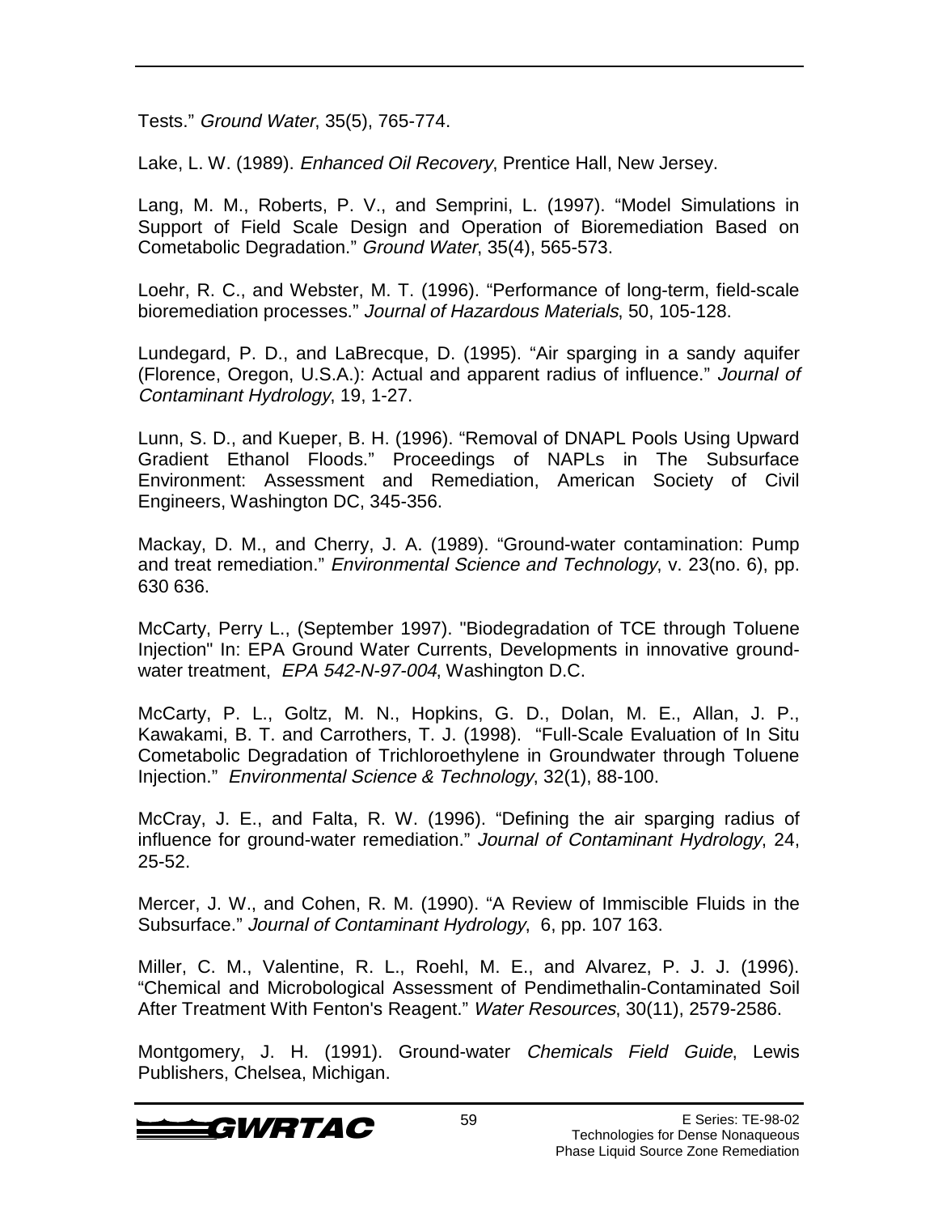Tests." *Ground Water*, 35(5), 765-774.

Lake, L. W. (1989). *Enhanced Oil Recovery*, Prentice Hall, New Jersey.

Lang, M. M., Roberts, P. V., and Semprini, L. (1997). "Model Simulations in Support of Field Scale Design and Operation of Bioremediation Based on Cometabolic Degradation." *Ground Water*, 35(4), 565-573.

Loehr, R. C., and Webster, M. T. (1996). "Performance of long-term, field-scale bioremediation processes." *Journal of Hazardous Materials*, 50, 105-128.

Lundegard, P. D., and LaBrecque, D. (1995). "Air sparging in a sandy aquifer (Florence, Oregon, U.S.A.): Actual and apparent radius of influence." *Journal of Contaminant Hydrology*, 19, 1-27.

Lunn, S. D., and Kueper, B. H. (1996). "Removal of DNAPL Pools Using Upward Gradient Ethanol Floods." Proceedings of NAPLs in The Subsurface Environment: Assessment and Remediation, American Society of Civil Engineers, Washington DC, 345-356.

Mackay, D. M., and Cherry, J. A. (1989). "Ground-water contamination: Pump and treat remediation." *Environmental Science and Technology*, v. 23(no. 6), pp. 630 636.

McCarty, Perry L., (September 1997). "Biodegradation of TCE through Toluene Injection" In: EPA Ground Water Currents, Developments in innovative ground-water treatment, *EPA 542-N-97-004*, Washington D.C.

McCarty, P. L., Goltz, M. N., Hopkins, G. D., Dolan, M. E., Allan, J. P., Kawakami, B. T. and Carrothers, T. J. (1998). "Full-Scale Evaluation of In Situ Cometabolic Degradation of Trichloroethylene in Groundwater through Toluene Injection." *Environmental Science & Technology*, 32(1), 88-100.

McCray, J. E., and Falta, R. W. (1996). "Defining the air sparging radius of influence for ground-water remediation." *Journal of Contaminant Hydrology*, 24, 25-52.

Mercer, J. W., and Cohen, R. M. (1990). "A Review of Immiscible Fluids in the Subsurface." *Journal of Contaminant Hydrology*, 6, pp. 107 163.

Miller, C. M., Valentine, R. L., Roehl, M. E., and Alvarez, P. J. J. (1996). "Chemical and Microbological Assessment of Pendimethalin-Contaminated Soil After Treatment With Fenton's Reagent." *Water Resources*, 30(11), 2579-2586.

Montgomery, J. H. (1991). Ground-water *Chemicals Field Guide*, Lewis Publishers, Chelsea, Michigan.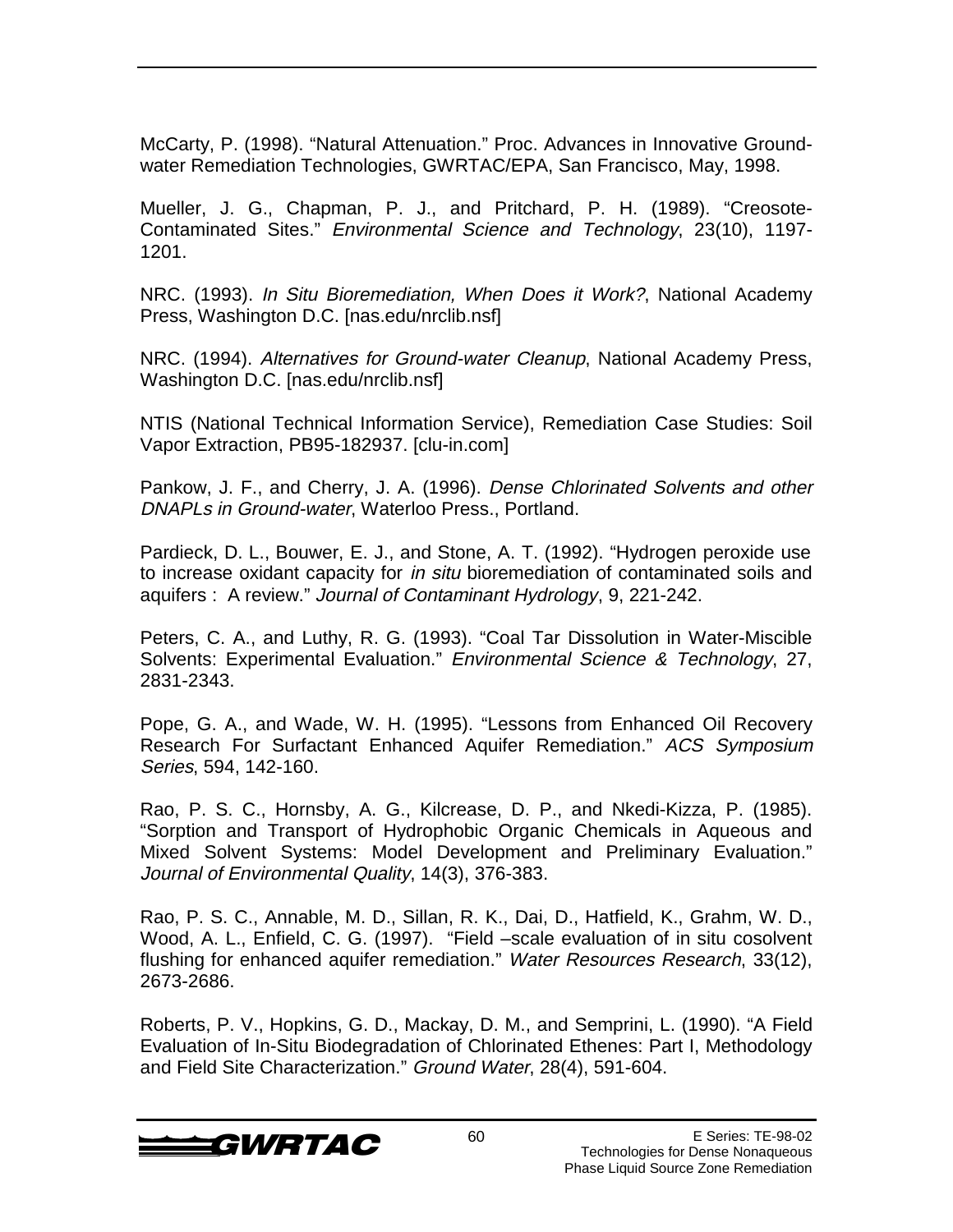McCarty, P. (1998). “Natural Attenuation.” Proc. Advances in Innovative Ground-water Remediation Technologies, GWRTAC/EPA, San Francisco, May, 1998.

Mueller, J. G., Chapman, P. J., and Pritchard, P. H. (1989). “Creosote-Contaminated Sites.” *Environmental Science and Technology*, 23(10), 1197-1201.

NRC. (1993). *In Situ Bioremediation, When Does it Work?*, National Academy Press, Washington D.C. [nas.edu/nrclib.nsf]

NRC. (1994). *Alternatives for Ground-water Cleanup*, National Academy Press, Washington D.C. [nas.edu/nrclib.nsf]

NTIS (National Technical Information Service), Remediation Case Studies: Soil Vapor Extraction, PB95-182937. [clu-in.com]

Pankow, J. F., and Cherry, J. A. (1996). *Dense Chlorinated Solvents and other DNAPLs in Ground-water*, Waterloo Press., Portland.

Pardieck, D. L., Bouwer, E. J., and Stone, A. T. (1992). “Hydrogen peroxide use to increase oxidant capacity for *in situ* bioremediation of contaminated soils and aquifers : A review.” *Journal of Contaminant Hydrology*, 9, 221-242.

Peters, C. A., and Luthy, R. G. (1993). “Coal Tar Dissolution in Water-Miscible Solvents: Experimental Evaluation.” *Environmental Science & Technology*, 27, 2831-2343.

Pope, G. A., and Wade, W. H. (1995). “Lessons from Enhanced Oil Recovery Research For Surfactant Enhanced Aquifer Remediation.” *ACS Symposium Series*, 594, 142-160.

Rao, P. S. C., Hornsby, A. G., Kilcrease, D. P., and Nkedi-Kizza, P. (1985). “Sorption and Transport of Hydrophobic Organic Chemicals in Aqueous and Mixed Solvent Systems: Model Development and Preliminary Evaluation.” *Journal of Environmental Quality*, 14(3), 376-383.

Rao, P. S. C., Annable, M. D., Sillan, R. K., Dai, D., Hatfield, K., Grahm, W. D., Wood, A. L., Enfield, C. G. (1997). “Field –scale evaluation of in situ cosolvent flushing for enhanced aquifer remediation.” *Water Resources Research*, 33(12), 2673-2686.

Roberts, P. V., Hopkins, G. D., Mackay, D. M., and Semprini, L. (1990). “A Field Evaluation of In-Situ Biodegradation of Chlorinated Ethenes: Part I, Methodology and Field Site Characterization.” *Ground Water*, 28(4), 591-604.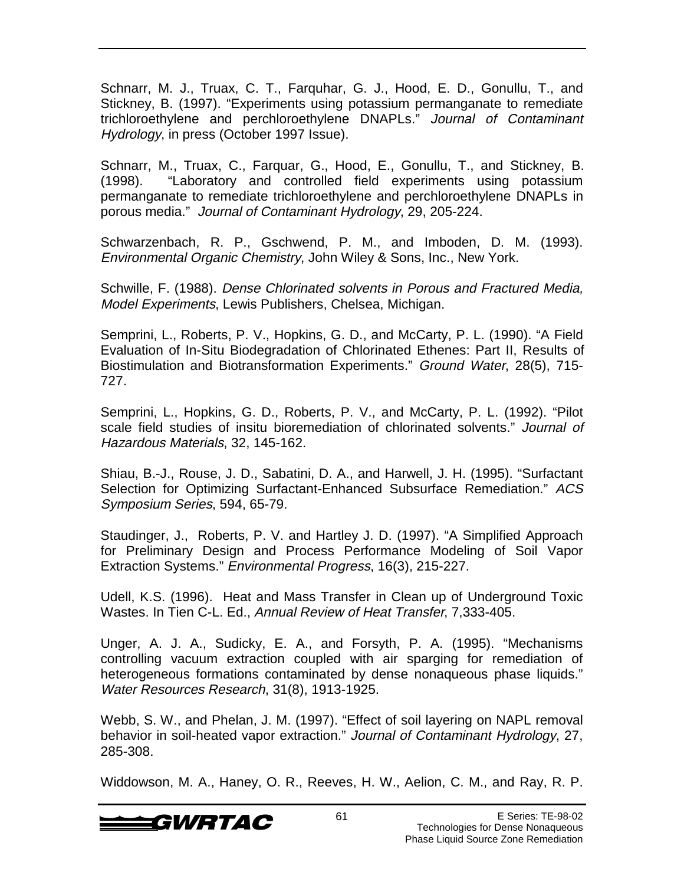Schnarr, M. J., Truax, C. T., Farquhar, G. J., Hood, E. D., Gonullu, T., and Stickney, B. (1997). “Experiments using potassium permanganate to remediate trichloroethylene and perchloroethylene DNAPLs.” *Journal of Contaminant Hydrology*, in press (October 1997 Issue).

Schnarr, M., Truax, C., Farquar, G., Hood, E., Gonullu, T., and Stickney, B. (1998). “Laboratory and controlled field experiments using potassium permanganate to remediate trichloroethylene and perchloroethylene DNAPLs in porous media.” *Journal of Contaminant Hydrology*, 29, 205-224.

Schwarzenbach, R. P., Gschwend, P. M., and Imboden, D. M. (1993). *Environmental Organic Chemistry*, John Wiley & Sons, Inc., New York.

Schwille, F. (1988). *Dense Chlorinated solvents in Porous and Fractured Media, Model Experiments*, Lewis Publishers, Chelsea, Michigan.

Semprini, L., Roberts, P. V., Hopkins, G. D., and McCarty, P. L. (1990). “A Field Evaluation of In-Situ Biodegradation of Chlorinated Ethenes: Part II, Results of Biostimulation and Biotransformation Experiments.” *Ground Water*, 28(5), 715-727.

Semprini, L., Hopkins, G. D., Roberts, P. V., and McCarty, P. L. (1992). “Pilot scale field studies of insitu bioremediation of chlorinated solvents.” *Journal of Hazardous Materials*, 32, 145-162.

Shiau, B.-J., Rouse, J. D., Sabatini, D. A., and Harwell, J. H. (1995). “Surfactant Selection for Optimizing Surfactant-Enhanced Subsurface Remediation.” *ACS Symposium Series*, 594, 65-79.

Staudinger, J., Roberts, P. V. and Hartley J. D. (1997). “A Simplified Approach for Preliminary Design and Process Performance Modeling of Soil Vapor Extraction Systems.” *Environmental Progress*, 16(3), 215-227.

Udell, K.S. (1996). Heat and Mass Transfer in Clean up of Underground Toxic Wastes. In Tien C-L. Ed., *Annual Review of Heat Transfer*, 7,333-405.

Unger, A. J. A., Sudicky, E. A., and Forsyth, P. A. (1995). “Mechanisms controlling vacuum extraction coupled with air sparging for remediation of heterogeneous formations contaminated by dense nonaqueous phase liquids.” *Water Resources Research*, 31(8), 1913-1925.

Webb, S. W., and Phelan, J. M. (1997). “Effect of soil layering on NAPL removal behavior in soil-heated vapor extraction.” *Journal of Contaminant Hydrology*, 27, 285-308.

Widdowson, M. A., Haney, O. R., Reeves, H. W., Aelion, C. M., and Ray, R. P.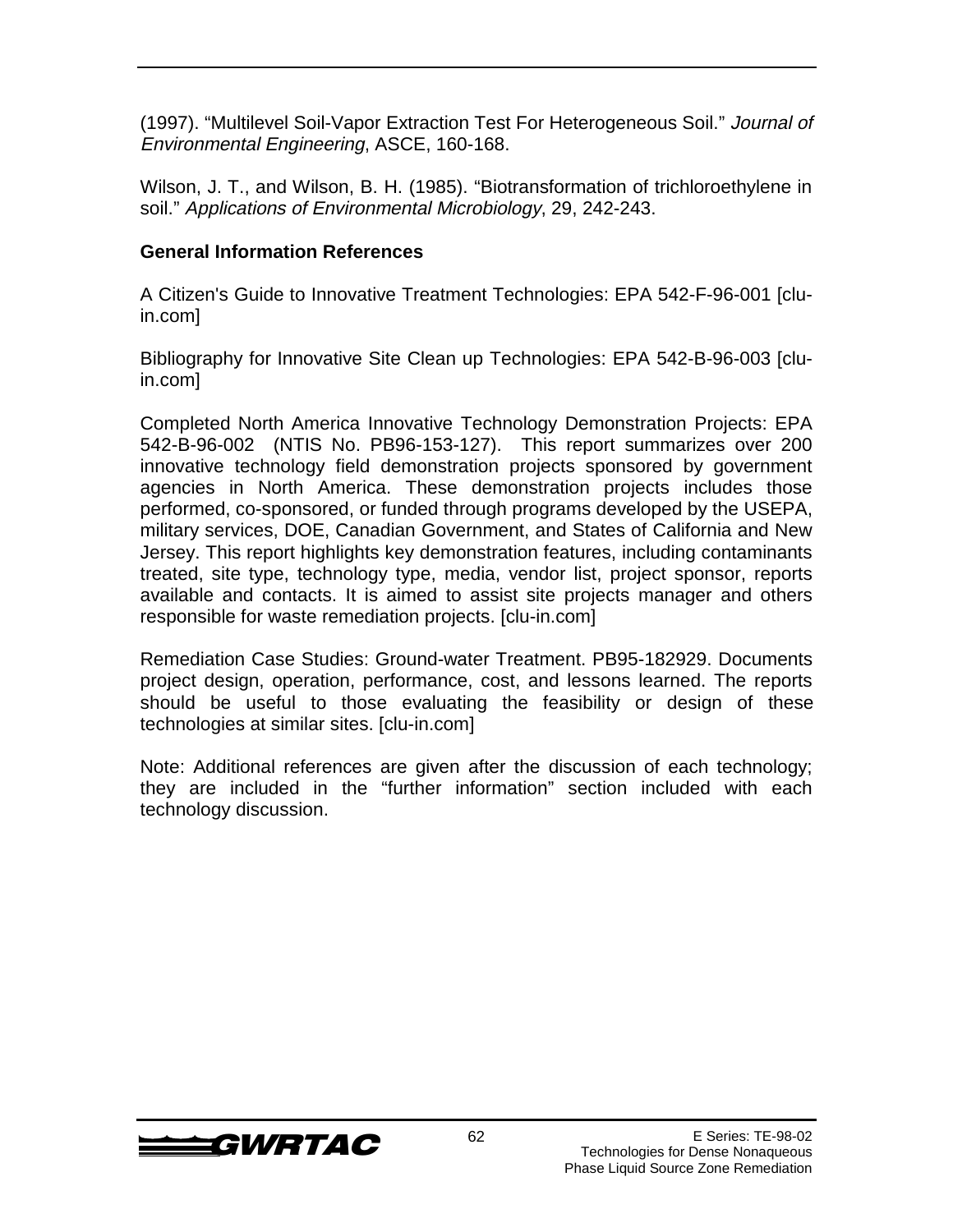(1997). "Multilevel Soil-Vapor Extraction Test For Heterogeneous Soil." *Journal of Environmental Engineering*, ASCE, 160-168.

Wilson, J. T., and Wilson, B. H. (1985). "Biotransformation of trichloroethylene in soil." *Applications of Environmental Microbiology*, 29, 242-243.

**General Information References**

A Citizen's Guide to Innovative Treatment Technologies: EPA 542-F-96-001 [clu-in.com]

Bibliography for Innovative Site Clean up Technologies: EPA 542-B-96-003 [clu-in.com]

Completed North America Innovative Technology Demonstration Projects: EPA 542-B-96-002 (NTIS No. PB96-153-127). This report summarizes over 200 innovative technology field demonstration projects sponsored by government agencies in North America. These demonstration projects includes those performed, co-sponsored, or funded through programs developed by the USEPA, military services, DOE, Canadian Government, and States of California and New Jersey. This report highlights key demonstration features, including contaminants treated, site type, technology type, media, vendor list, project sponsor, reports available and contacts. It is aimed to assist site projects manager and others responsible for waste remediation projects. [clu-in.com]

Remediation Case Studies: Ground-water Treatment. PB95-182929. Documents project design, operation, performance, cost, and lessons learned. The reports should be useful to those evaluating the feasibility or design of these technologies at similar sites. [clu-in.com]

Note: Additional references are given after the discussion of each technology; they are included in the "further information" section included with each technology discussion.